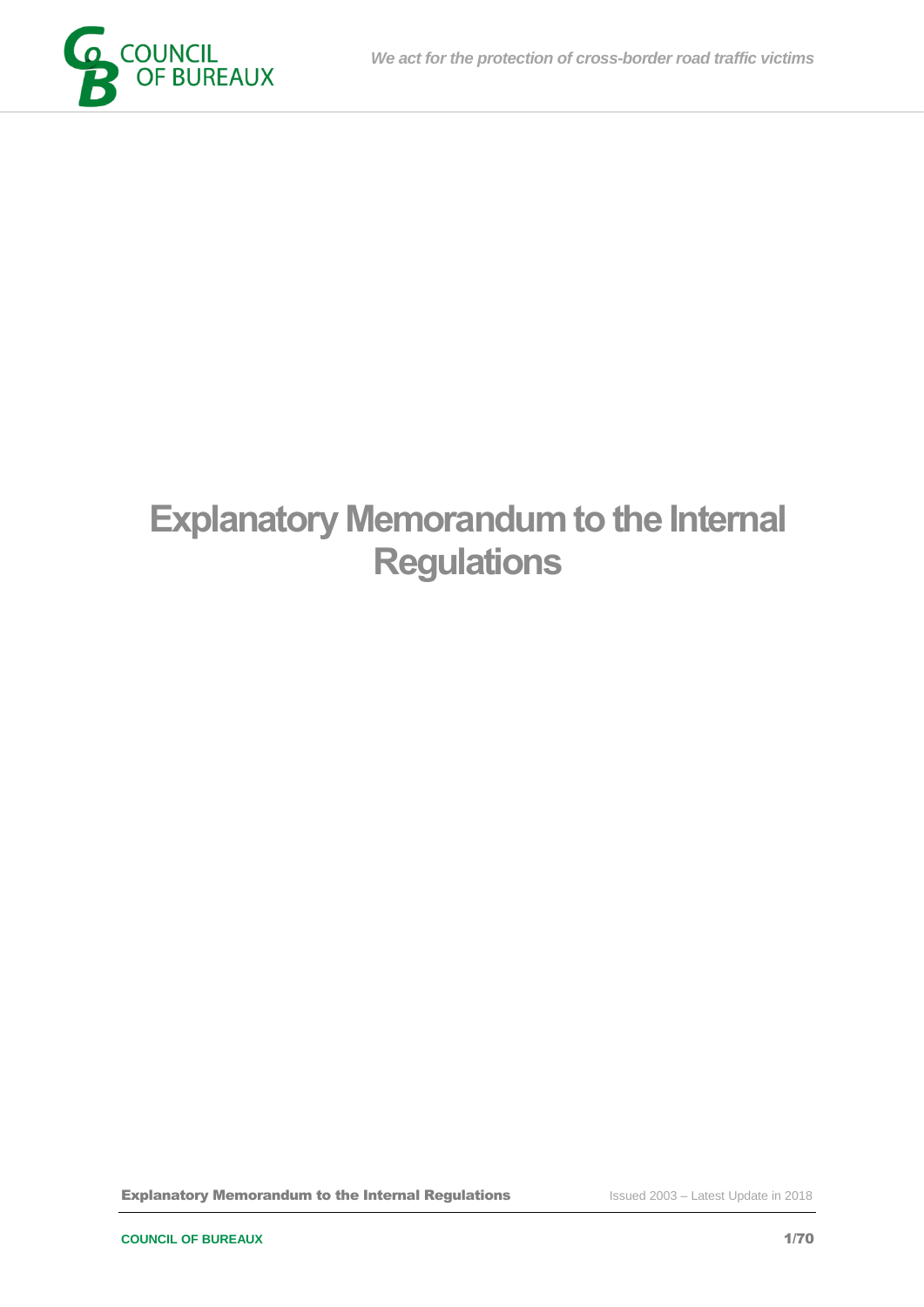# Explanatory Memorandum to the Internal Regulations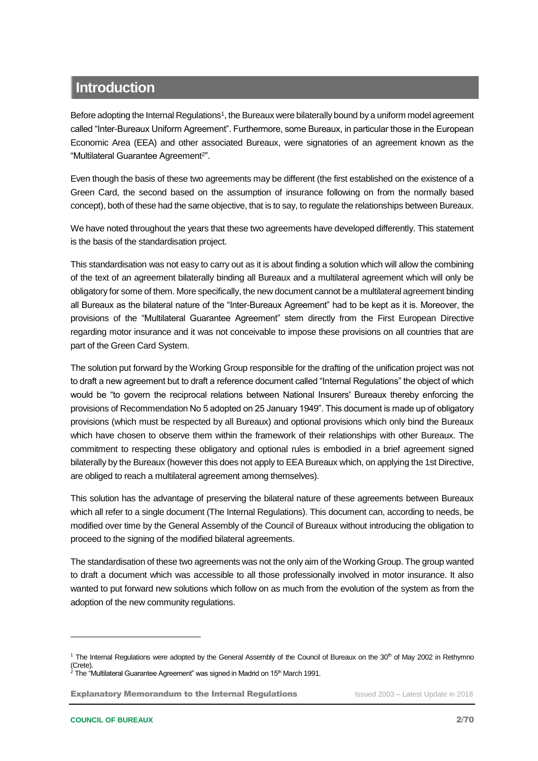# Introduction

Before adopting the Internal Regulations[1], the Bureaux were bilaterally bound by a uniform model agreement called "Inter-Bureaux Uniform Agreement". Furthermore, some Bureaux, in particular those in the European Economic Area (EEA) and other associated Bureaux, were signatories of an agreement known as the "Multilateral Guarantee Agreement[2]".

Even though the basis of these two agreements may be different (the first established on the existence of a Green Card, the second based on the assumption of insurance following on from the normally based concept), both of these had the same objective, that is to say, to regulate the relationships between Bureaux.

We have noted throughout the years that these two agreements have developed differently. This statement is the basis of the standardisation project.

This standardisation was not easy to carry out as it is about finding a solution which will allow the combining of the text of an agreement bilaterally binding all Bureaux and a multilateral agreement which will only be obligatory for some of them. More specifically, the new document cannot be a multilateral agreement binding all Bureaux as the bilateral nature of the "Inter-Bureaux Agreement" had to be kept as it is. Moreover, the provisions of the "Multilateral Guarantee Agreement" stem directly from the First European Directive regarding motor insurance and it was not conceivable to impose these provisions on all countries that are part of the Green Card System.

The solution put forward by the Working Group responsible for the drafting of the unification project was not to draft a new agreement but to draft a reference document called "Internal Regulations" the object of which would be "to govern the reciprocal relations between National Insurers' Bureaux thereby enforcing the provisions of Recommendation No 5 adopted on 25 January 1949". This document is made up of obligatory provisions (which must be respected by all Bureaux) and optional provisions which only bind the Bureaux which have chosen to observe them within the framework of their relationships with other Bureaux. The commitment to respecting these obligatory and optional rules is embodied in a brief agreement signed bilaterally by the Bureaux (however this does not apply to EEA Bureaux which, on applying the 1st Directive, are obliged to reach a multilateral agreement among themselves).

This solution has the advantage of preserving the bilateral nature of these agreements between Bureaux which all refer to a single document (The Internal Regulations). This document can, according to needs, be modified over time by the General Assembly of the Council of Bureaux without introducing the obligation to proceed to the signing of the modified bilateral agreements.

The standardisation of these two agreements was not the only aim of the Working Group. The group wanted to draft a document which was accessible to all those professionally involved in motor insurance. It also wanted to put forward new solutions which follow on as much from the evolution of the system as from the adoption of the new community regulations.

---

[1] The Internal Regulations were adopted by the General Assembly of the Council of Bureaux on the 30th of May 2002 in Rethymno (Crete).

[2] The "Multilateral Guarantee Agreement" was signed in Madrid on 15th March 1991.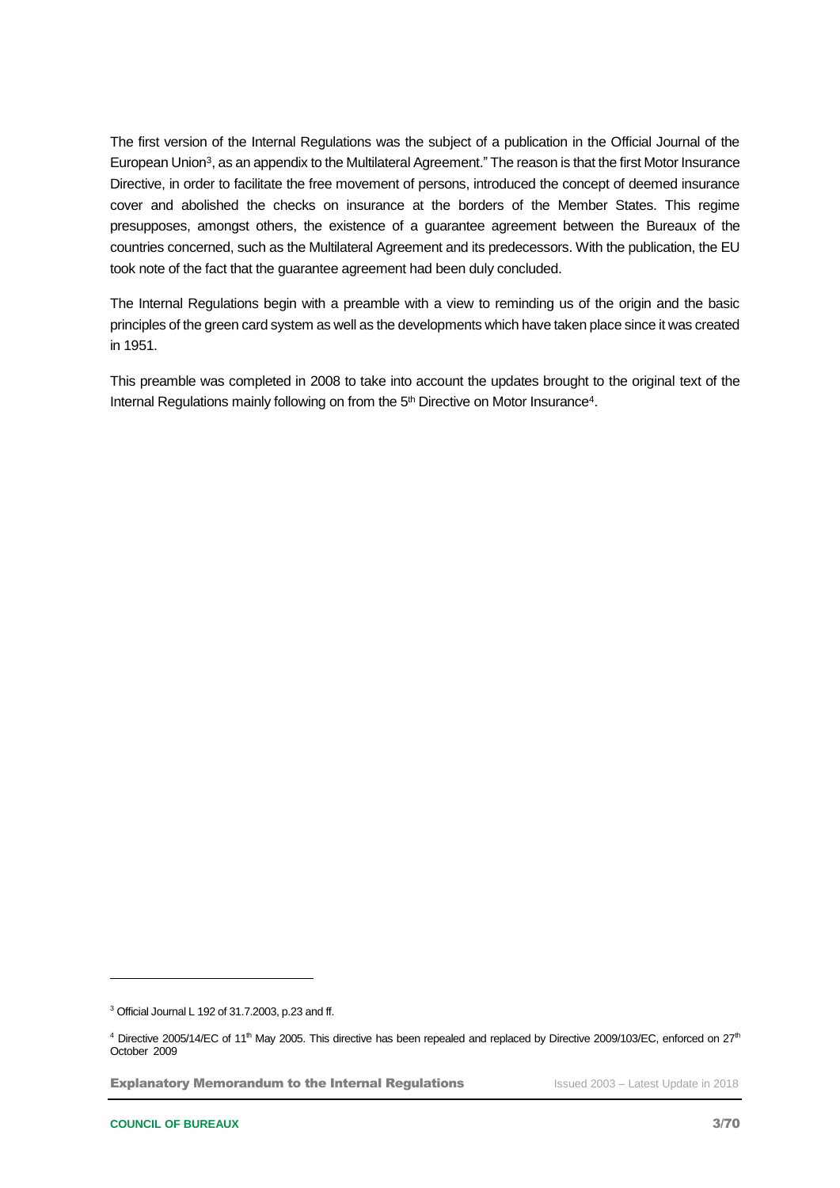The first version of the Internal Regulations was the subject of a publication in the Official Journal of the European Union[3], as an appendix to the Multilateral Agreement." The reason is that the first Motor Insurance Directive, in order to facilitate the free movement of persons, introduced the concept of deemed insurance cover and abolished the checks on insurance at the borders of the Member States. This regime presupposes, amongst others, the existence of a guarantee agreement between the Bureaux of the countries concerned, such as the Multilateral Agreement and its predecessors. With the publication, the EU took note of the fact that the guarantee agreement had been duly concluded.

The Internal Regulations begin with a preamble with a view to reminding us of the origin and the basic principles of the green card system as well as the developments which have taken place since it was created in 1951.

This preamble was completed in 2008 to take into account the updates brought to the original text of the Internal Regulations mainly following on from the 5th Directive on Motor Insurance[4].

---

[3] Official Journal L 192 of 31.7.2003, p.23 and ff.

[4] Directive 2005/14/EC of 11th May 2005. This directive has been repealed and replaced by Directive 2009/103/EC, enforced on 27th October 2009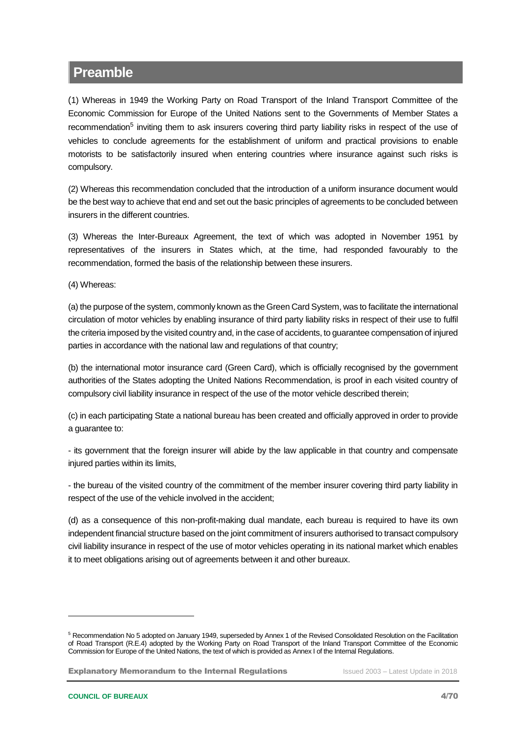# Preamble

(1) Whereas in 1949 the Working Party on Road Transport of the Inland Transport Committee of the Economic Commission for Europe of the United Nations sent to the Governments of Member States a recommendation[5] inviting them to ask insurers covering third party liability risks in respect of the use of vehicles to conclude agreements for the establishment of uniform and practical provisions to enable motorists to be satisfactorily insured when entering countries where insurance against such risks is compulsory.

(2) Whereas this recommendation concluded that the introduction of a uniform insurance document would be the best way to achieve that end and set out the basic principles of agreements to be concluded between insurers in the different countries.

(3) Whereas the Inter-Bureaux Agreement, the text of which was adopted in November 1951 by representatives of the insurers in States which, at the time, had responded favourably to the recommendation, formed the basis of the relationship between these insurers.

(4) Whereas:

(a) the purpose of the system, commonly known as the Green Card System, was to facilitate the international circulation of motor vehicles by enabling insurance of third party liability risks in respect of their use to fulfil the criteria imposed by the visited country and, in the case of accidents, to guarantee compensation of injured parties in accordance with the national law and regulations of that country;

(b) the international motor insurance card (Green Card), which is officially recognised by the government authorities of the States adopting the United Nations Recommendation, is proof in each visited country of compulsory civil liability insurance in respect of the use of the motor vehicle described therein;

(c) in each participating State a national bureau has been created and officially approved in order to provide a guarantee to:

- its government that the foreign insurer will abide by the law applicable in that country and compensate injured parties within its limits,

- the bureau of the visited country of the commitment of the member insurer covering third party liability in respect of the use of the vehicle involved in the accident;

(d) as a consequence of this non-profit-making dual mandate, each bureau is required to have its own independent financial structure based on the joint commitment of insurers authorised to transact compulsory civil liability insurance in respect of the use of motor vehicles operating in its national market which enables it to meet obligations arising out of agreements between it and other bureaux.

---

[5] Recommendation No 5 adopted on January 1949, superseded by Annex 1 of the Revised Consolidated Resolution on the Facilitation of Road Transport (R.E.4) adopted by the Working Party on Road Transport of the Inland Transport Committee of the Economic Commission for Europe of the United Nations, the text of which is provided as Annex I of the Internal Regulations.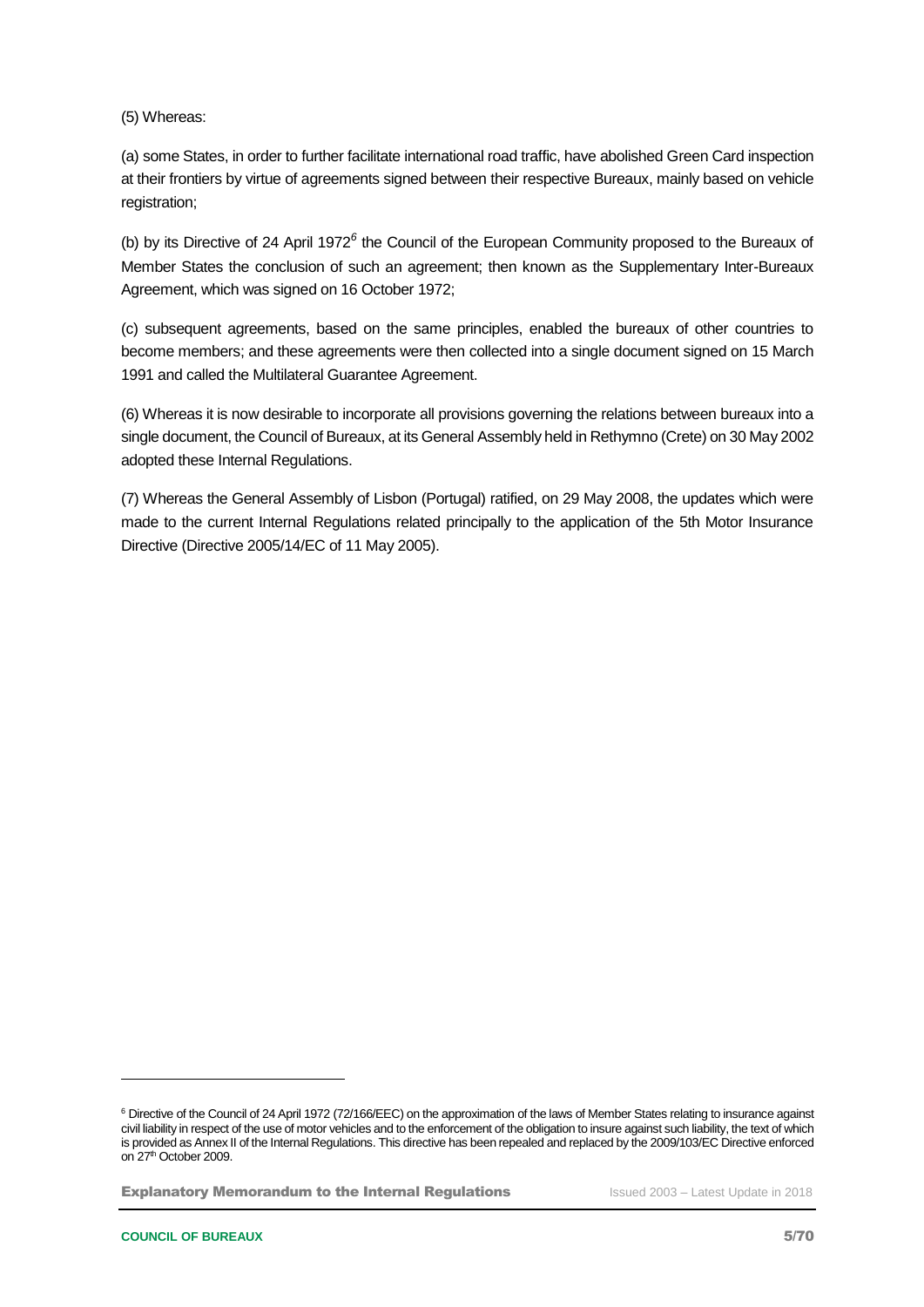(5) Whereas:

(a) some States, in order to further facilitate international road traffic, have abolished Green Card inspection at their frontiers by virtue of agreements signed between their respective Bureaux, mainly based on vehicle registration;

(b) by its Directive of 24 April 1972[6] the Council of the European Community proposed to the Bureaux of Member States the conclusion of such an agreement; then known as the Supplementary Inter-Bureaux Agreement, which was signed on 16 October 1972;

(c) subsequent agreements, based on the same principles, enabled the bureaux of other countries to become members; and these agreements were then collected into a single document signed on 15 March 1991 and called the Multilateral Guarantee Agreement.

(6) Whereas it is now desirable to incorporate all provisions governing the relations between bureaux into a single document, the Council of Bureaux, at its General Assembly held in Rethymno (Crete) on 30 May 2002 adopted these Internal Regulations.

(7) Whereas the General Assembly of Lisbon (Portugal) ratified, on 29 May 2008, the updates which were made to the current Internal Regulations related principally to the application of the 5th Motor Insurance Directive (Directive 2005/14/EC of 11 May 2005).

---

[6] Directive of the Council of 24 April 1972 (72/166/EEC) on the approximation of the laws of Member States relating to insurance against civil liability in respect of the use of motor vehicles and to the enforcement of the obligation to insure against such liability, the text of which is provided as Annex II of the Internal Regulations. This directive has been repealed and replaced by the 2009/103/EC Directive enforced on 27th October 2009.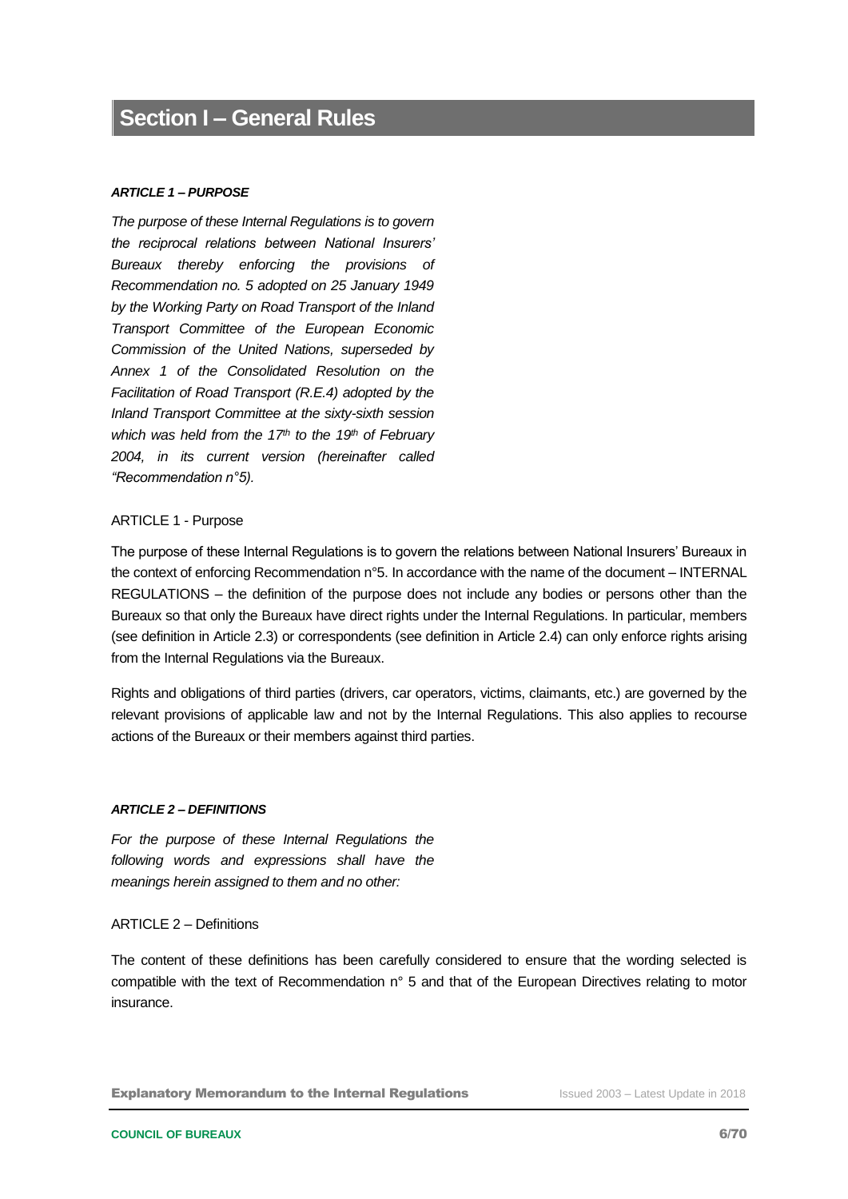# Section I – General Rules

***ARTICLE 1 – PURPOSE***

*The purpose of these Internal Regulations is to govern the reciprocal relations between National Insurers' Bureaux thereby enforcing the provisions of Recommendation no. 5 adopted on 25 January 1949 by the Working Party on Road Transport of the Inland Transport Committee of the European Economic Commission of the United Nations, superseded by Annex 1 of the Consolidated Resolution on the Facilitation of Road Transport (R.E.4) adopted by the Inland Transport Committee at the sixty-sixth session which was held from the 17th to the 19th of February 2004, in its current version (hereinafter called "Recommendation n°5).*

ARTICLE 1 - Purpose

The purpose of these Internal Regulations is to govern the relations between National Insurers' Bureaux in the context of enforcing Recommendation n°5. In accordance with the name of the document – INTERNAL REGULATIONS – the definition of the purpose does not include any bodies or persons other than the Bureaux so that only the Bureaux have direct rights under the Internal Regulations. In particular, members (see definition in Article 2.3) or correspondents (see definition in Article 2.4) can only enforce rights arising from the Internal Regulations via the Bureaux.

Rights and obligations of third parties (drivers, car operators, victims, claimants, etc.) are governed by the relevant provisions of applicable law and not by the Internal Regulations. This also applies to recourse actions of the Bureaux or their members against third parties.

***ARTICLE 2 – DEFINITIONS***

*For the purpose of these Internal Regulations the following words and expressions shall have the meanings herein assigned to them and no other:*

ARTICLE 2 – Definitions

The content of these definitions has been carefully considered to ensure that the wording selected is compatible with the text of Recommendation n° 5 and that of the European Directives relating to motor insurance.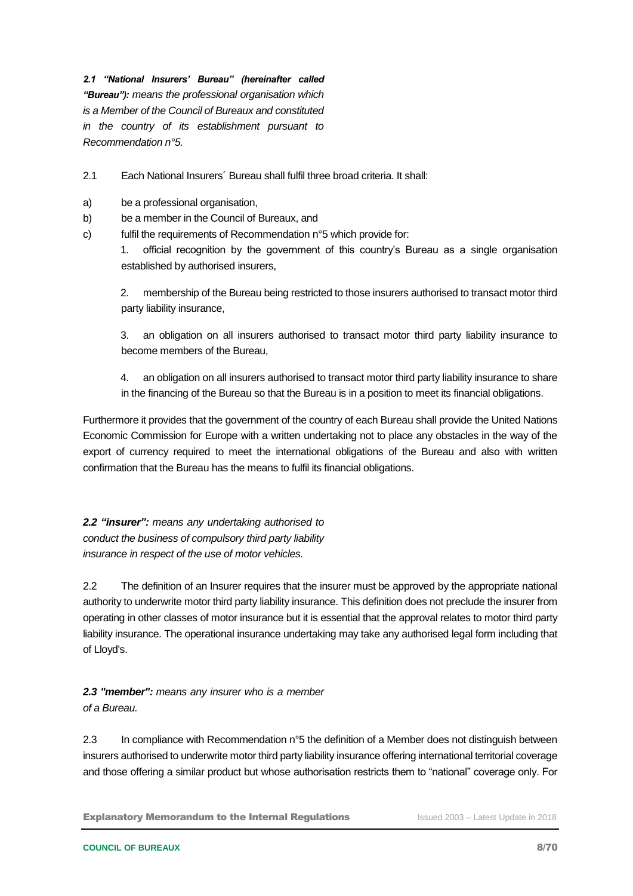***2.1 "National Insurers' Bureau" (hereinafter called "Bureau"):** means the professional organisation which is a Member of the Council of Bureaux and constituted in the country of its establishment pursuant to Recommendation n°5.*

2.1 Each National Insurers´ Bureau shall fulfil three broad criteria. It shall:

a) be a professional organisation,

b) be a member in the Council of Bureaux, and

c) fulfil the requirements of Recommendation n°5 which provide for:

1. official recognition by the government of this country's Bureau as a single organisation established by authorised insurers,

2. membership of the Bureau being restricted to those insurers authorised to transact motor third party liability insurance,

3. an obligation on all insurers authorised to transact motor third party liability insurance to become members of the Bureau,

4. an obligation on all insurers authorised to transact motor third party liability insurance to share in the financing of the Bureau so that the Bureau is in a position to meet its financial obligations.

Furthermore it provides that the government of the country of each Bureau shall provide the United Nations Economic Commission for Europe with a written undertaking not to place any obstacles in the way of the export of currency required to meet the international obligations of the Bureau and also with written confirmation that the Bureau has the means to fulfil its financial obligations.

***2.2 "insurer":** means any undertaking authorised to conduct the business of compulsory third party liability insurance in respect of the use of motor vehicles.*

2.2 The definition of an Insurer requires that the insurer must be approved by the appropriate national authority to underwrite motor third party liability insurance. This definition does not preclude the insurer from operating in other classes of motor insurance but it is essential that the approval relates to motor third party liability insurance. The operational insurance undertaking may take any authorised legal form including that of Lloyd's.

***2.3 "member":** means any insurer who is a member of a Bureau.*

2.3 In compliance with Recommendation n°5 the definition of a Member does not distinguish between insurers authorised to underwrite motor third party liability insurance offering international territorial coverage and those offering a similar product but whose authorisation restricts them to "national" coverage only. For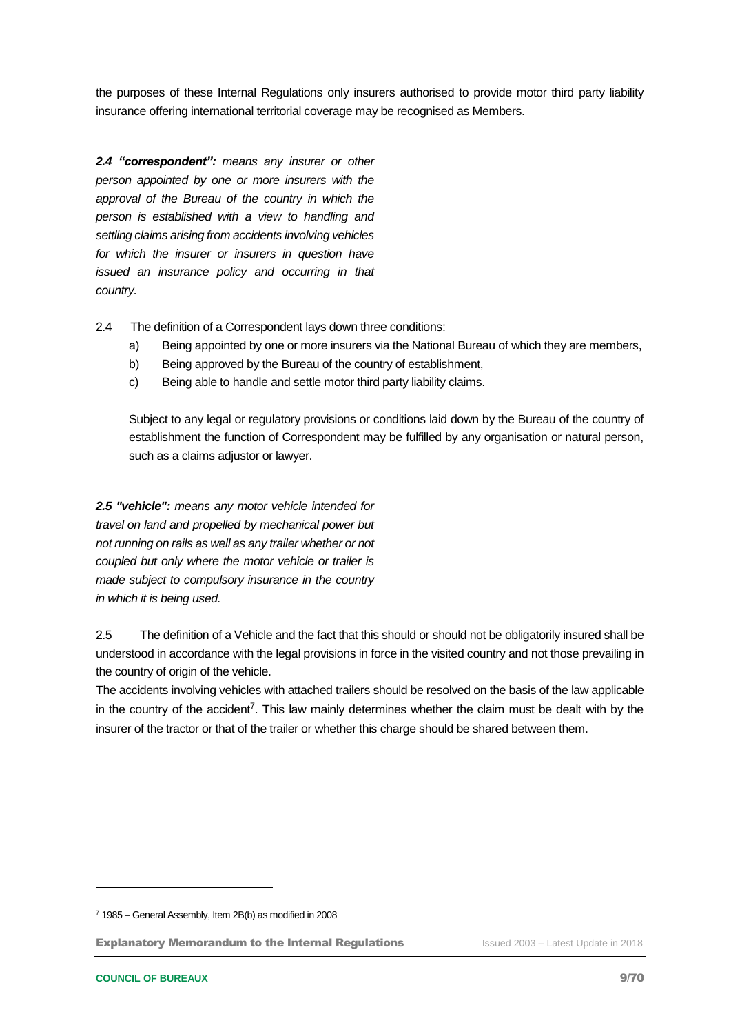the purposes of these Internal Regulations only insurers authorised to provide motor third party liability insurance offering international territorial coverage may be recognised as Members.

***2.4 "correspondent":*** *means any insurer or other person appointed by one or more insurers with the approval of the Bureau of the country in which the person is established with a view to handling and settling claims arising from accidents involving vehicles for which the insurer or insurers in question have issued an insurance policy and occurring in that country.*

2.4 The definition of a Correspondent lays down three conditions:

a) Being appointed by one or more insurers via the National Bureau of which they are members,

b) Being approved by the Bureau of the country of establishment,

c) Being able to handle and settle motor third party liability claims.

Subject to any legal or regulatory provisions or conditions laid down by the Bureau of the country of establishment the function of Correspondent may be fulfilled by any organisation or natural person, such as a claims adjustor or lawyer.

***2.5 "vehicle":*** *means any motor vehicle intended for travel on land and propelled by mechanical power but not running on rails as well as any trailer whether or not coupled but only where the motor vehicle or trailer is made subject to compulsory insurance in the country in which it is being used.*

2.5 The definition of a Vehicle and the fact that this should or should not be obligatorily insured shall be understood in accordance with the legal provisions in force in the visited country and not those prevailing in the country of origin of the vehicle.

The accidents involving vehicles with attached trailers should be resolved on the basis of the law applicable in the country of the accident[7]. This law mainly determines whether the claim must be dealt with by the insurer of the tractor or that of the trailer or whether this charge should be shared between them.

[7] 1985 – General Assembly, Item 2B(b) as modified in 2008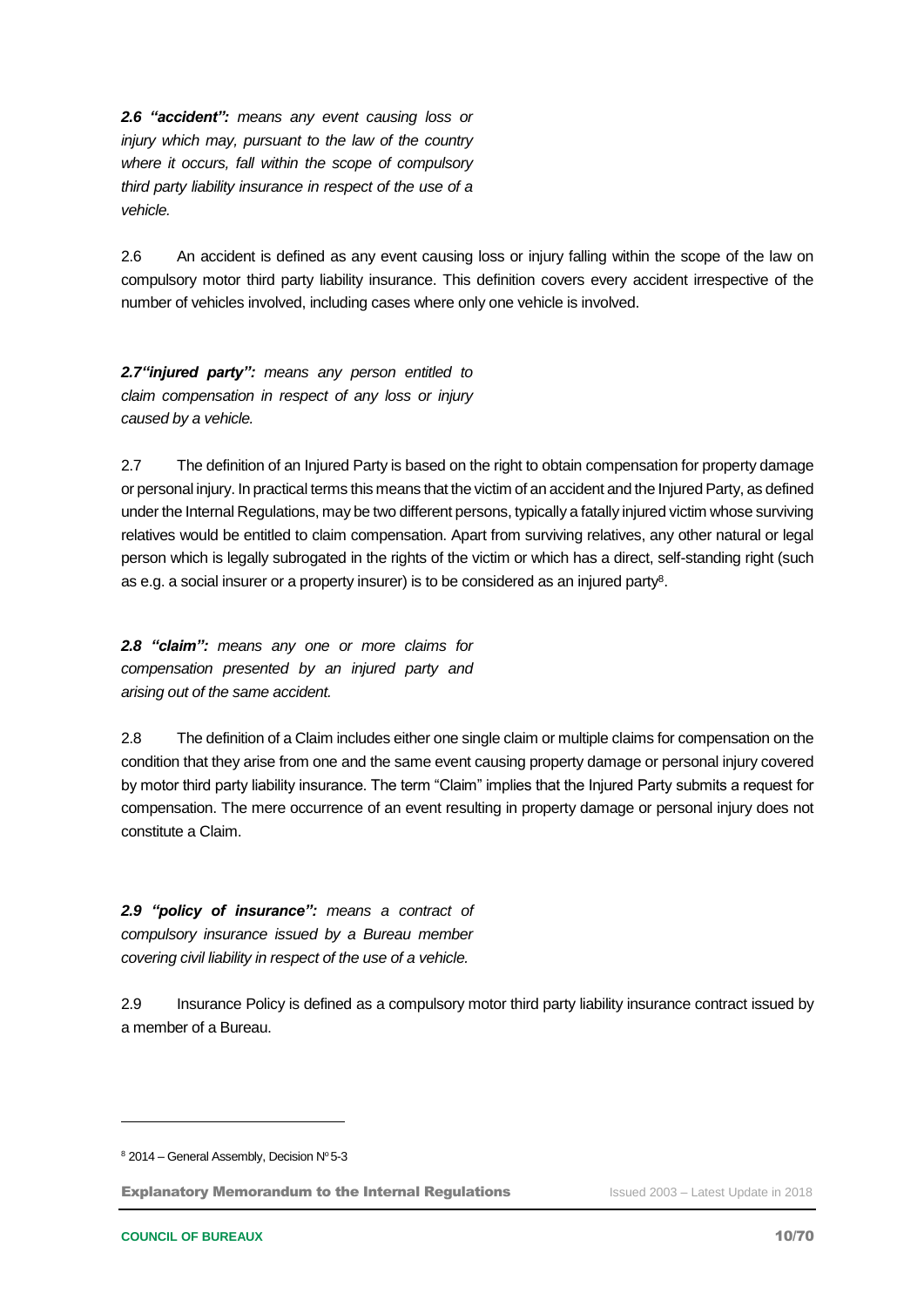***2.6 "accident":*** *means any event causing loss or injury which may, pursuant to the law of the country where it occurs, fall within the scope of compulsory third party liability insurance in respect of the use of a vehicle.*

2.6 An accident is defined as any event causing loss or injury falling within the scope of the law on compulsory motor third party liability insurance. This definition covers every accident irrespective of the number of vehicles involved, including cases where only one vehicle is involved.

***2.7"injured party":*** *means any person entitled to claim compensation in respect of any loss or injury caused by a vehicle.*

2.7 The definition of an Injured Party is based on the right to obtain compensation for property damage or personal injury. In practical terms this means that the victim of an accident and the Injured Party, as defined under the Internal Regulations, may be two different persons, typically a fatally injured victim whose surviving relatives would be entitled to claim compensation. Apart from surviving relatives, any other natural or legal person which is legally subrogated in the rights of the victim or which has a direct, self-standing right (such as e.g. a social insurer or a property insurer) is to be considered as an injured party[8].

***2.8 "claim":*** *means any one or more claims for compensation presented by an injured party and arising out of the same accident.*

2.8 The definition of a Claim includes either one single claim or multiple claims for compensation on the condition that they arise from one and the same event causing property damage or personal injury covered by motor third party liability insurance. The term "Claim" implies that the Injured Party submits a request for compensation. The mere occurrence of an event resulting in property damage or personal injury does not constitute a Claim.

***2.9 "policy of insurance":*** *means a contract of compulsory insurance issued by a Bureau member covering civil liability in respect of the use of a vehicle.*

2.9 Insurance Policy is defined as a compulsory motor third party liability insurance contract issued by a member of a Bureau.

---

[8] 2014 – General Assembly, Decision N° 5-3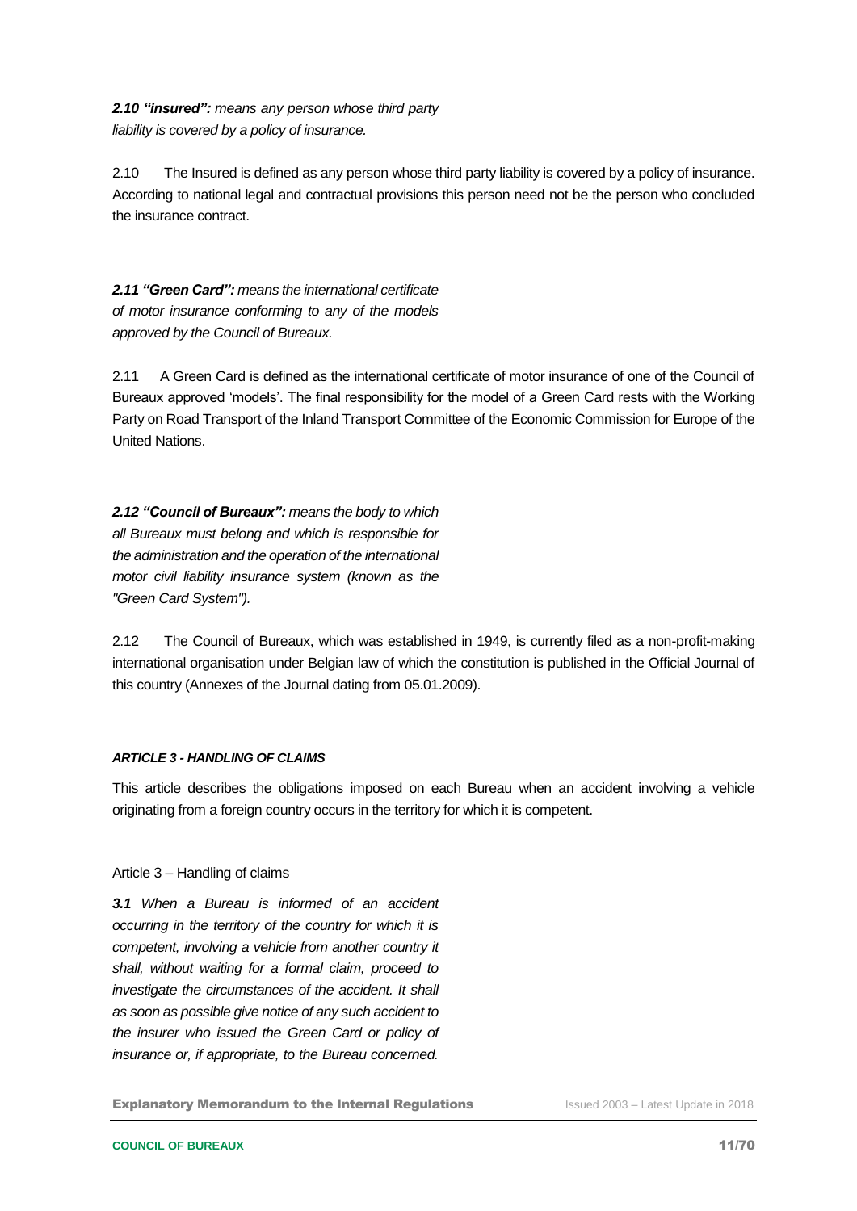***2.10 "insured":*** *means any person whose third party liability is covered by a policy of insurance.*

2.10 The Insured is defined as any person whose third party liability is covered by a policy of insurance. According to national legal and contractual provisions this person need not be the person who concluded the insurance contract.

***2.11 "Green Card":*** *means the international certificate of motor insurance conforming to any of the models approved by the Council of Bureaux.*

2.11 A Green Card is defined as the international certificate of motor insurance of one of the Council of Bureaux approved 'models'. The final responsibility for the model of a Green Card rests with the Working Party on Road Transport of the Inland Transport Committee of the Economic Commission for Europe of the United Nations.

***2.12 "Council of Bureaux":*** *means the body to which all Bureaux must belong and which is responsible for the administration and the operation of the international motor civil liability insurance system (known as the "Green Card System").*

2.12 The Council of Bureaux, which was established in 1949, is currently filed as a non-profit-making international organisation under Belgian law of which the constitution is published in the Official Journal of this country (Annexes of the Journal dating from 05.01.2009).

#### *ARTICLE 3 - HANDLING OF CLAIMS*

This article describes the obligations imposed on each Bureau when an accident involving a vehicle originating from a foreign country occurs in the territory for which it is competent.

Article 3 – Handling of claims

***3.1*** *When a Bureau is informed of an accident occurring in the territory of the country for which it is competent, involving a vehicle from another country it shall, without waiting for a formal claim, proceed to investigate the circumstances of the accident. It shall as soon as possible give notice of any such accident to the insurer who issued the Green Card or policy of insurance or, if appropriate, to the Bureau concerned.*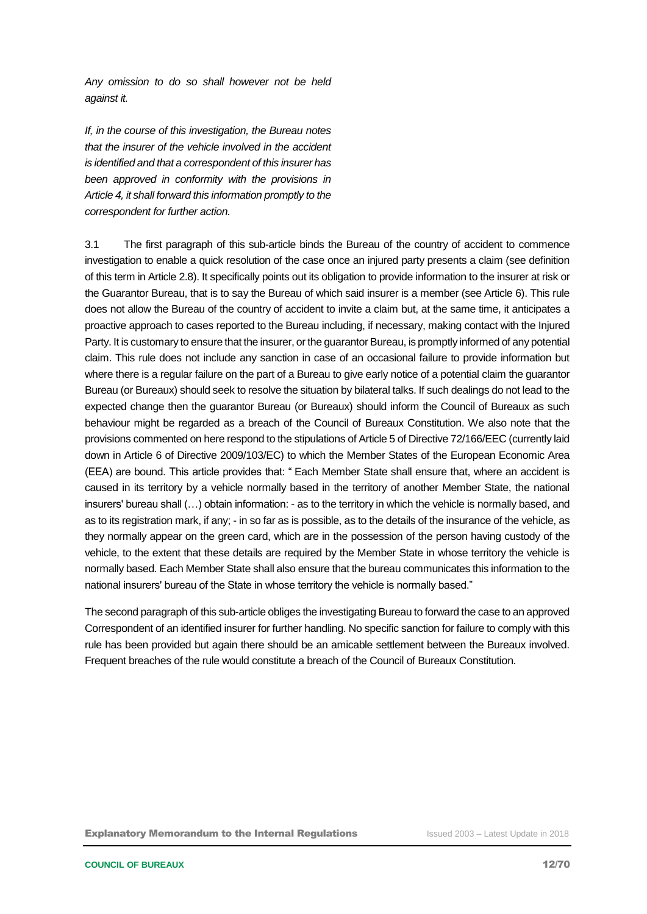*Any omission to do so shall however not be held against it.*

*If, in the course of this investigation, the Bureau notes that the insurer of the vehicle involved in the accident is identified and that a correspondent of this insurer has been approved in conformity with the provisions in Article 4, it shall forward this information promptly to the correspondent for further action.*

3.1 The first paragraph of this sub-article binds the Bureau of the country of accident to commence investigation to enable a quick resolution of the case once an injured party presents a claim (see definition of this term in Article 2.8). It specifically points out its obligation to provide information to the insurer at risk or the Guarantor Bureau, that is to say the Bureau of which said insurer is a member (see Article 6). This rule does not allow the Bureau of the country of accident to invite a claim but, at the same time, it anticipates a proactive approach to cases reported to the Bureau including, if necessary, making contact with the Injured Party. It is customary to ensure that the insurer, or the guarantor Bureau, is promptly informed of any potential claim. This rule does not include any sanction in case of an occasional failure to provide information but where there is a regular failure on the part of a Bureau to give early notice of a potential claim the guarantor Bureau (or Bureaux) should seek to resolve the situation by bilateral talks. If such dealings do not lead to the expected change then the guarantor Bureau (or Bureaux) should inform the Council of Bureaux as such behaviour might be regarded as a breach of the Council of Bureaux Constitution. We also note that the provisions commented on here respond to the stipulations of Article 5 of Directive 72/166/EEC (currently laid down in Article 6 of Directive 2009/103/EC) to which the Member States of the European Economic Area (EEA) are bound. This article provides that: " Each Member State shall ensure that, where an accident is caused in its territory by a vehicle normally based in the territory of another Member State, the national insurers' bureau shall (…) obtain information: - as to the territory in which the vehicle is normally based, and as to its registration mark, if any; - in so far as is possible, as to the details of the insurance of the vehicle, as they normally appear on the green card, which are in the possession of the person having custody of the vehicle, to the extent that these details are required by the Member State in whose territory the vehicle is normally based. Each Member State shall also ensure that the bureau communicates this information to the national insurers' bureau of the State in whose territory the vehicle is normally based."

The second paragraph of this sub-article obliges the investigating Bureau to forward the case to an approved Correspondent of an identified insurer for further handling. No specific sanction for failure to comply with this rule has been provided but again there should be an amicable settlement between the Bureaux involved. Frequent breaches of the rule would constitute a breach of the Council of Bureaux Constitution.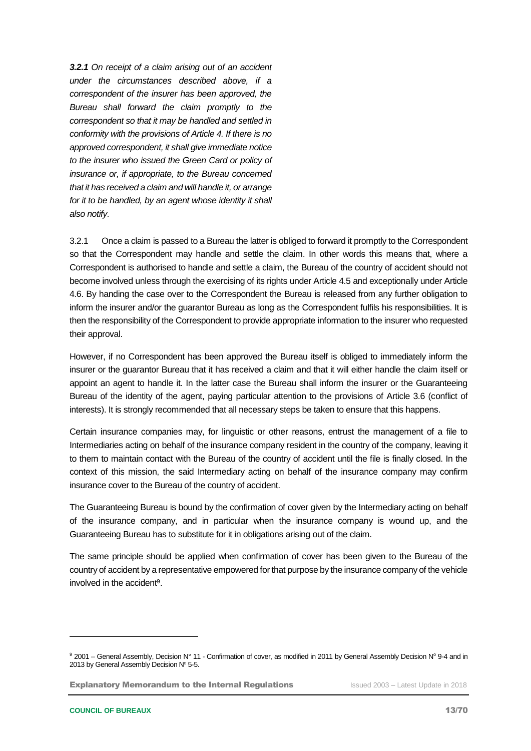***3.2.1** On receipt of a claim arising out of an accident under the circumstances described above, if a correspondent of the insurer has been approved, the Bureau shall forward the claim promptly to the correspondent so that it may be handled and settled in conformity with the provisions of Article 4. If there is no approved correspondent, it shall give immediate notice to the insurer who issued the Green Card or policy of insurance or, if appropriate, to the Bureau concerned that it has received a claim and will handle it, or arrange for it to be handled, by an agent whose identity it shall also notify.*

3.2.1 Once a claim is passed to a Bureau the latter is obliged to forward it promptly to the Correspondent so that the Correspondent may handle and settle the claim. In other words this means that, where a Correspondent is authorised to handle and settle a claim, the Bureau of the country of accident should not become involved unless through the exercising of its rights under Article 4.5 and exceptionally under Article 4.6. By handing the case over to the Correspondent the Bureau is released from any further obligation to inform the insurer and/or the guarantor Bureau as long as the Correspondent fulfils his responsibilities. It is then the responsibility of the Correspondent to provide appropriate information to the insurer who requested their approval.

However, if no Correspondent has been approved the Bureau itself is obliged to immediately inform the insurer or the guarantor Bureau that it has received a claim and that it will either handle the claim itself or appoint an agent to handle it. In the latter case the Bureau shall inform the insurer or the Guaranteeing Bureau of the identity of the agent, paying particular attention to the provisions of Article 3.6 (conflict of interests). It is strongly recommended that all necessary steps be taken to ensure that this happens.

Certain insurance companies may, for linguistic or other reasons, entrust the management of a file to Intermediaries acting on behalf of the insurance company resident in the country of the company, leaving it to them to maintain contact with the Bureau of the country of accident until the file is finally closed. In the context of this mission, the said Intermediary acting on behalf of the insurance company may confirm insurance cover to the Bureau of the country of accident.

The Guaranteeing Bureau is bound by the confirmation of cover given by the Intermediary acting on behalf of the insurance company, and in particular when the insurance company is wound up, and the Guaranteeing Bureau has to substitute for it in obligations arising out of the claim.

The same principle should be applied when confirmation of cover has been given to the Bureau of the country of accident by a representative empowered for that purpose by the insurance company of the vehicle involved in the accident[9].

---

[9] 2001 – General Assembly, Decision N° 11 - Confirmation of cover, as modified in 2011 by General Assembly Decision N° 9-4 and in 2013 by General Assembly Decision Nº 5-5.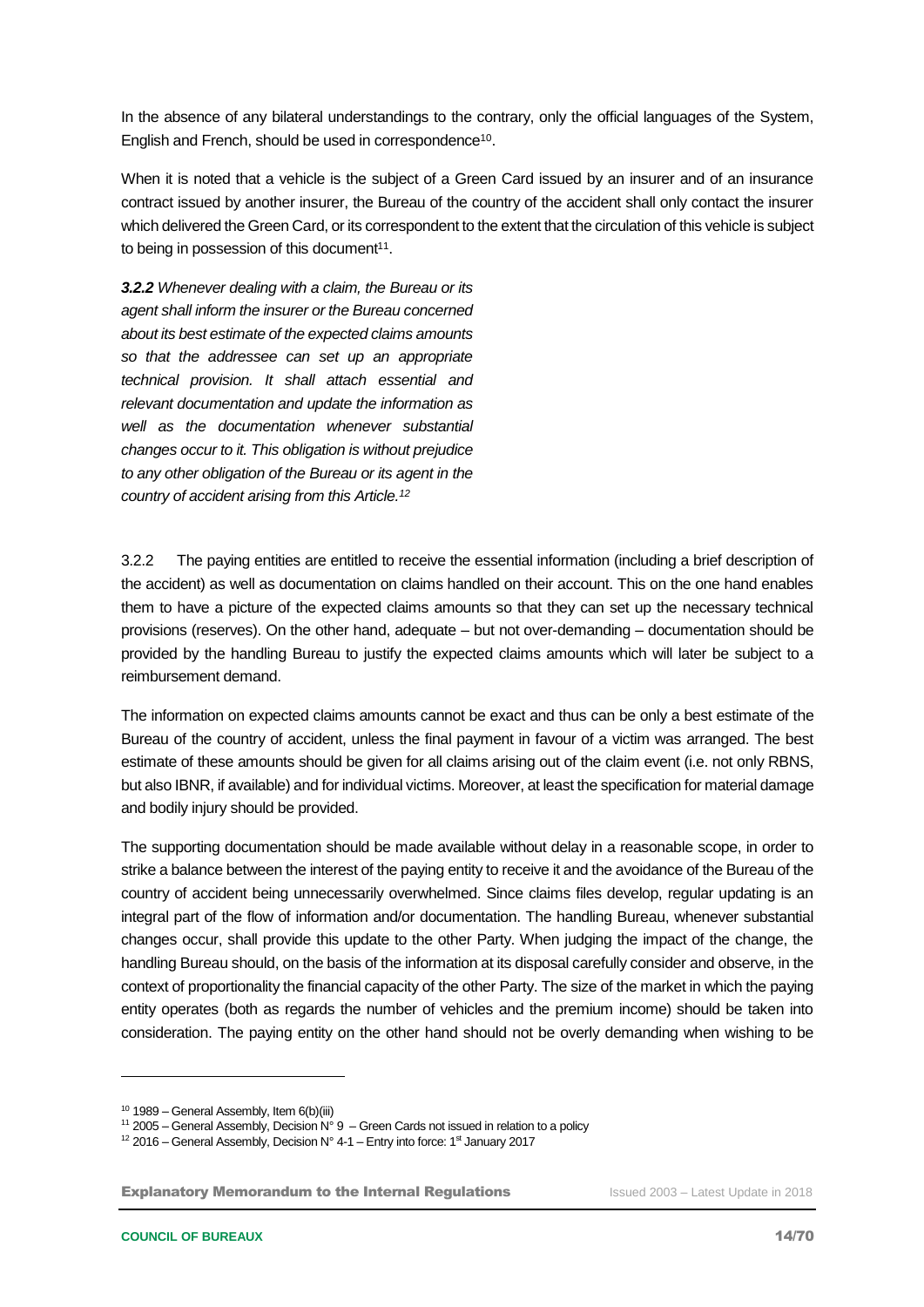In the absence of any bilateral understandings to the contrary, only the official languages of the System, English and French, should be used in correspondence[10].

When it is noted that a vehicle is the subject of a Green Card issued by an insurer and of an insurance contract issued by another insurer, the Bureau of the country of the accident shall only contact the insurer which delivered the Green Card, or its correspondent to the extent that the circulation of this vehicle is subject to being in possession of this document[11].

***3.2.2*** *Whenever dealing with a claim, the Bureau or its agent shall inform the insurer or the Bureau concerned about its best estimate of the expected claims amounts so that the addressee can set up an appropriate technical provision. It shall attach essential and relevant documentation and update the information as well as the documentation whenever substantial changes occur to it. This obligation is without prejudice to any other obligation of the Bureau or its agent in the country of accident arising from this Article.*[12]

3.2.2 The paying entities are entitled to receive the essential information (including a brief description of the accident) as well as documentation on claims handled on their account. This on the one hand enables them to have a picture of the expected claims amounts so that they can set up the necessary technical provisions (reserves). On the other hand, adequate – but not over-demanding – documentation should be provided by the handling Bureau to justify the expected claims amounts which will later be subject to a reimbursement demand.

The information on expected claims amounts cannot be exact and thus can be only a best estimate of the Bureau of the country of accident, unless the final payment in favour of a victim was arranged. The best estimate of these amounts should be given for all claims arising out of the claim event (i.e. not only RBNS, but also IBNR, if available) and for individual victims. Moreover, at least the specification for material damage and bodily injury should be provided.

The supporting documentation should be made available without delay in a reasonable scope, in order to strike a balance between the interest of the paying entity to receive it and the avoidance of the Bureau of the country of accident being unnecessarily overwhelmed. Since claims files develop, regular updating is an integral part of the flow of information and/or documentation. The handling Bureau, whenever substantial changes occur, shall provide this update to the other Party. When judging the impact of the change, the handling Bureau should, on the basis of the information at its disposal carefully consider and observe, in the context of proportionality the financial capacity of the other Party. The size of the market in which the paying entity operates (both as regards the number of vehicles and the premium income) should be taken into consideration. The paying entity on the other hand should not be overly demanding when wishing to be

---

[10] 1989 – General Assembly, Item 6(b)(iii)

[11] 2005 – General Assembly, Decision N° 9 – Green Cards not issued in relation to a policy

[12] 2016 – General Assembly, Decision N° 4-1 – Entry into force: 1st January 2017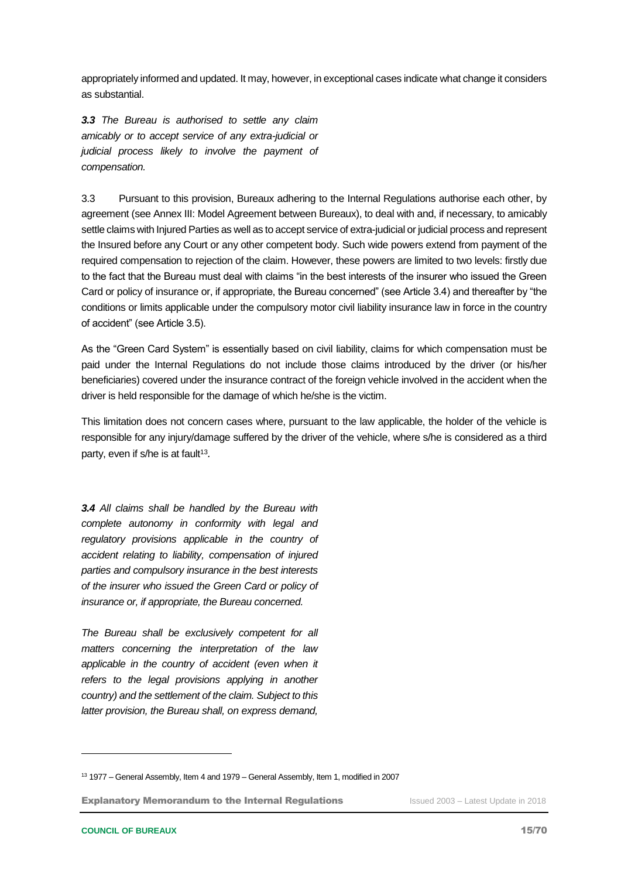appropriately informed and updated. It may, however, in exceptional cases indicate what change it considers as substantial.

***3.3*** *The Bureau is authorised to settle any claim amicably or to accept service of any extra-judicial or judicial process likely to involve the payment of compensation.*

3.3 Pursuant to this provision, Bureaux adhering to the Internal Regulations authorise each other, by agreement (see Annex III: Model Agreement between Bureaux), to deal with and, if necessary, to amicably settle claims with Injured Parties as well as to accept service of extra-judicial or judicial process and represent the Insured before any Court or any other competent body. Such wide powers extend from payment of the required compensation to rejection of the claim. However, these powers are limited to two levels: firstly due to the fact that the Bureau must deal with claims "in the best interests of the insurer who issued the Green Card or policy of insurance or, if appropriate, the Bureau concerned" (see Article 3.4) and thereafter by "the conditions or limits applicable under the compulsory motor civil liability insurance law in force in the country of accident" (see Article 3.5).

As the "Green Card System" is essentially based on civil liability, claims for which compensation must be paid under the Internal Regulations do not include those claims introduced by the driver (or his/her beneficiaries) covered under the insurance contract of the foreign vehicle involved in the accident when the driver is held responsible for the damage of which he/she is the victim.

This limitation does not concern cases where, pursuant to the law applicable, the holder of the vehicle is responsible for any injury/damage suffered by the driver of the vehicle, where s/he is considered as a third party, even if s/he is at fault[13].

***3.4*** *All claims shall be handled by the Bureau with complete autonomy in conformity with legal and regulatory provisions applicable in the country of accident relating to liability, compensation of injured parties and compulsory insurance in the best interests of the insurer who issued the Green Card or policy of insurance or, if appropriate, the Bureau concerned.*

*The Bureau shall be exclusively competent for all matters concerning the interpretation of the law applicable in the country of accident (even when it refers to the legal provisions applying in another country) and the settlement of the claim. Subject to this latter provision, the Bureau shall, on express demand,*

---

[13] 1977 – General Assembly, Item 4 and 1979 – General Assembly, Item 1, modified in 2007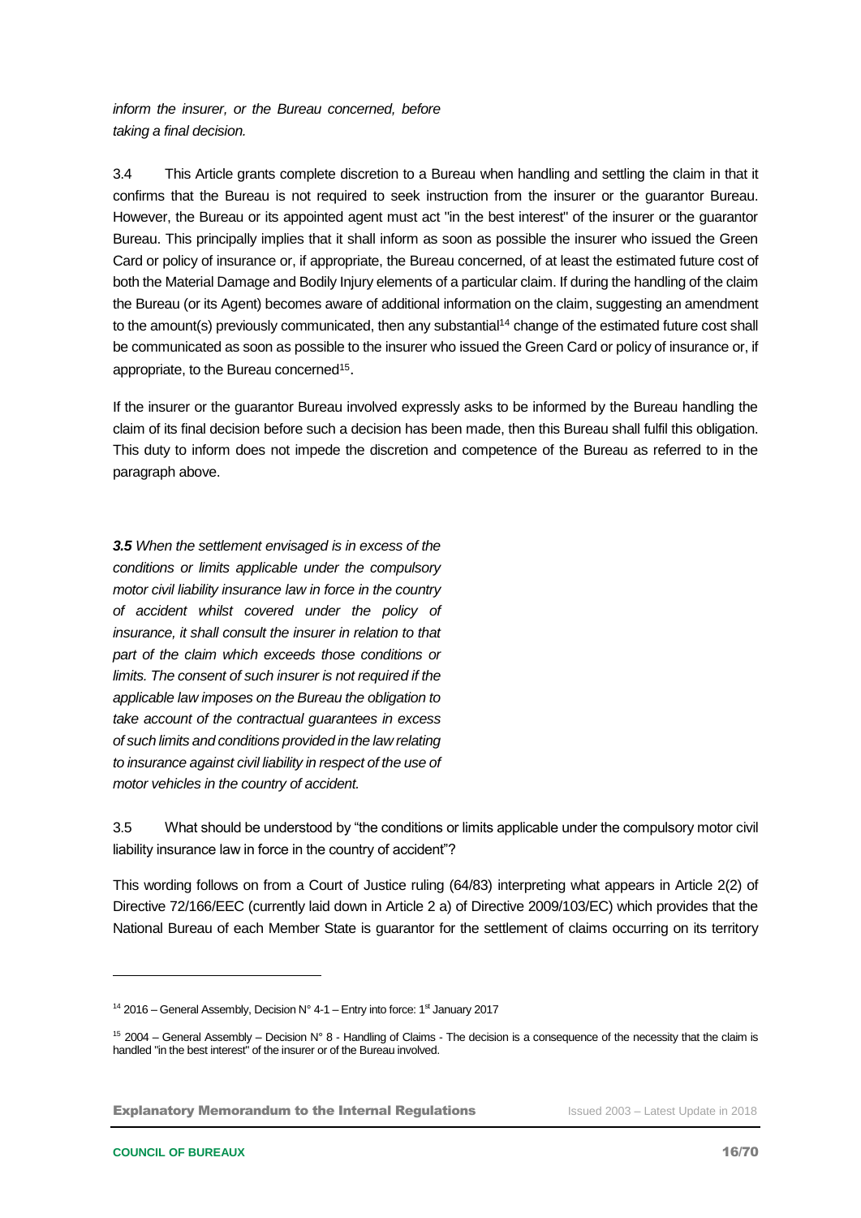*inform the insurer, or the Bureau concerned, before taking a final decision.*

3.4 This Article grants complete discretion to a Bureau when handling and settling the claim in that it confirms that the Bureau is not required to seek instruction from the insurer or the guarantor Bureau. However, the Bureau or its appointed agent must act "in the best interest" of the insurer or the guarantor Bureau. This principally implies that it shall inform as soon as possible the insurer who issued the Green Card or policy of insurance or, if appropriate, the Bureau concerned, of at least the estimated future cost of both the Material Damage and Bodily Injury elements of a particular claim. If during the handling of the claim the Bureau (or its Agent) becomes aware of additional information on the claim, suggesting an amendment to the amount(s) previously communicated, then any substantial[14] change of the estimated future cost shall be communicated as soon as possible to the insurer who issued the Green Card or policy of insurance or, if appropriate, to the Bureau concerned[15].

If the insurer or the guarantor Bureau involved expressly asks to be informed by the Bureau handling the claim of its final decision before such a decision has been made, then this Bureau shall fulfil this obligation. This duty to inform does not impede the discretion and competence of the Bureau as referred to in the paragraph above.

***3.5*** *When the settlement envisaged is in excess of the conditions or limits applicable under the compulsory motor civil liability insurance law in force in the country of accident whilst covered under the policy of insurance, it shall consult the insurer in relation to that part of the claim which exceeds those conditions or limits. The consent of such insurer is not required if the applicable law imposes on the Bureau the obligation to take account of the contractual guarantees in excess of such limits and conditions provided in the law relating to insurance against civil liability in respect of the use of motor vehicles in the country of accident.*

3.5 What should be understood by "the conditions or limits applicable under the compulsory motor civil liability insurance law in force in the country of accident"?

This wording follows on from a Court of Justice ruling (64/83) interpreting what appears in Article 2(2) of Directive 72/166/EEC (currently laid down in Article 2 a) of Directive 2009/103/EC) which provides that the National Bureau of each Member State is guarantor for the settlement of claims occurring on its territory

---

[14] 2016 – General Assembly, Decision N° 4-1 – Entry into force: 1st January 2017

[15] 2004 – General Assembly – Decision N° 8 - Handling of Claims - The decision is a consequence of the necessity that the claim is handled "in the best interest" of the insurer or of the Bureau involved.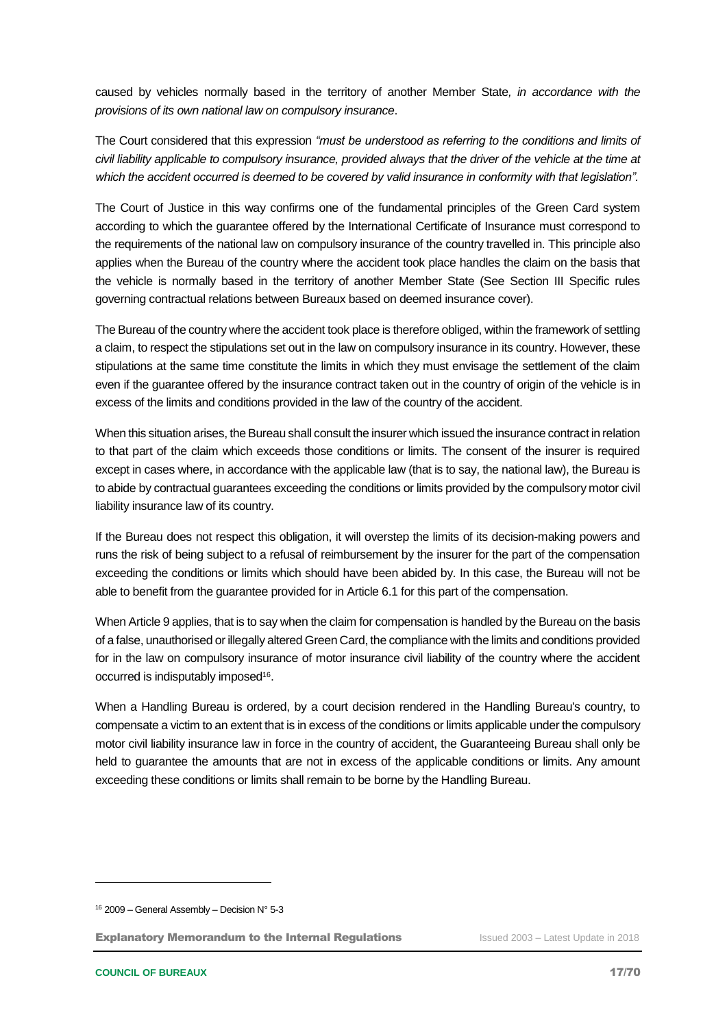caused by vehicles normally based in the territory of another Member State*, in accordance with the provisions of its own national law on compulsory insurance*.

The Court considered that this expression *"must be understood as referring to the conditions and limits of civil liability applicable to compulsory insurance, provided always that the driver of the vehicle at the time at which the accident occurred is deemed to be covered by valid insurance in conformity with that legislation".*

The Court of Justice in this way confirms one of the fundamental principles of the Green Card system according to which the guarantee offered by the International Certificate of Insurance must correspond to the requirements of the national law on compulsory insurance of the country travelled in. This principle also applies when the Bureau of the country where the accident took place handles the claim on the basis that the vehicle is normally based in the territory of another Member State (See Section III Specific rules governing contractual relations between Bureaux based on deemed insurance cover).

The Bureau of the country where the accident took place is therefore obliged, within the framework of settling a claim, to respect the stipulations set out in the law on compulsory insurance in its country. However, these stipulations at the same time constitute the limits in which they must envisage the settlement of the claim even if the guarantee offered by the insurance contract taken out in the country of origin of the vehicle is in excess of the limits and conditions provided in the law of the country of the accident.

When this situation arises, the Bureau shall consult the insurer which issued the insurance contract in relation to that part of the claim which exceeds those conditions or limits. The consent of the insurer is required except in cases where, in accordance with the applicable law (that is to say, the national law), the Bureau is to abide by contractual guarantees exceeding the conditions or limits provided by the compulsory motor civil liability insurance law of its country.

If the Bureau does not respect this obligation, it will overstep the limits of its decision-making powers and runs the risk of being subject to a refusal of reimbursement by the insurer for the part of the compensation exceeding the conditions or limits which should have been abided by. In this case, the Bureau will not be able to benefit from the guarantee provided for in Article 6.1 for this part of the compensation.

When Article 9 applies, that is to say when the claim for compensation is handled by the Bureau on the basis of a false, unauthorised or illegally altered Green Card, the compliance with the limits and conditions provided for in the law on compulsory insurance of motor insurance civil liability of the country where the accident occurred is indisputably imposed[16].

When a Handling Bureau is ordered, by a court decision rendered in the Handling Bureau's country, to compensate a victim to an extent that is in excess of the conditions or limits applicable under the compulsory motor civil liability insurance law in force in the country of accident, the Guaranteeing Bureau shall only be held to guarantee the amounts that are not in excess of the applicable conditions or limits. Any amount exceeding these conditions or limits shall remain to be borne by the Handling Bureau.

---

[16] 2009 – General Assembly – Decision N° 5-3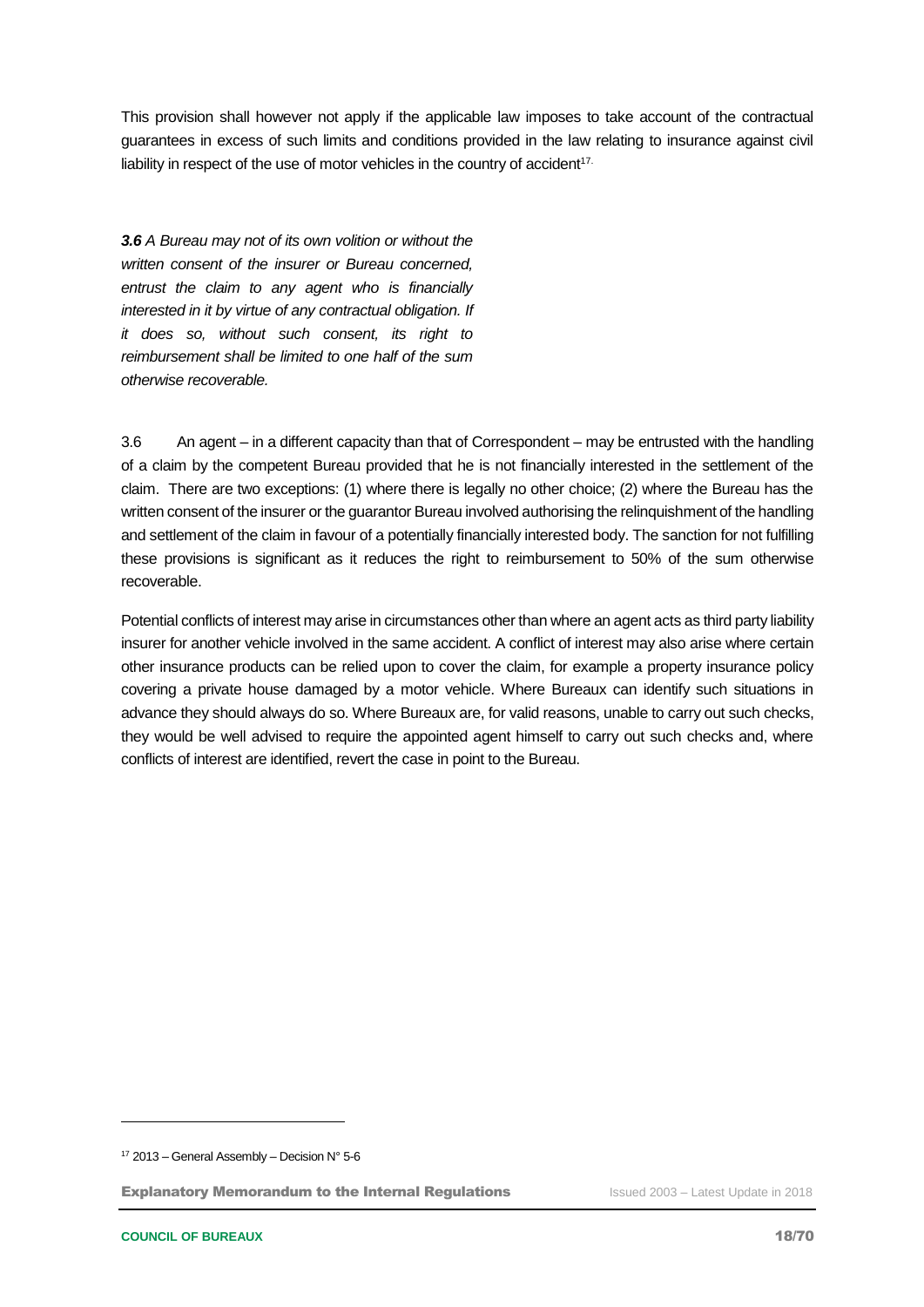This provision shall however not apply if the applicable law imposes to take account of the contractual guarantees in excess of such limits and conditions provided in the law relating to insurance against civil liability in respect of the use of motor vehicles in the country of accident[17].

***3.6** A Bureau may not of its own volition or without the written consent of the insurer or Bureau concerned, entrust the claim to any agent who is financially interested in it by virtue of any contractual obligation. If it does so, without such consent, its right to reimbursement shall be limited to one half of the sum otherwise recoverable.*

3.6 An agent – in a different capacity than that of Correspondent – may be entrusted with the handling of a claim by the competent Bureau provided that he is not financially interested in the settlement of the claim. There are two exceptions: (1) where there is legally no other choice; (2) where the Bureau has the written consent of the insurer or the guarantor Bureau involved authorising the relinquishment of the handling and settlement of the claim in favour of a potentially financially interested body. The sanction for not fulfilling these provisions is significant as it reduces the right to reimbursement to 50% of the sum otherwise recoverable.

Potential conflicts of interest may arise in circumstances other than where an agent acts as third party liability insurer for another vehicle involved in the same accident. A conflict of interest may also arise where certain other insurance products can be relied upon to cover the claim, for example a property insurance policy covering a private house damaged by a motor vehicle. Where Bureaux can identify such situations in advance they should always do so. Where Bureaux are, for valid reasons, unable to carry out such checks, they would be well advised to require the appointed agent himself to carry out such checks and, where conflicts of interest are identified, revert the case in point to the Bureau.

---

[17] 2013 – General Assembly – Decision N° 5-6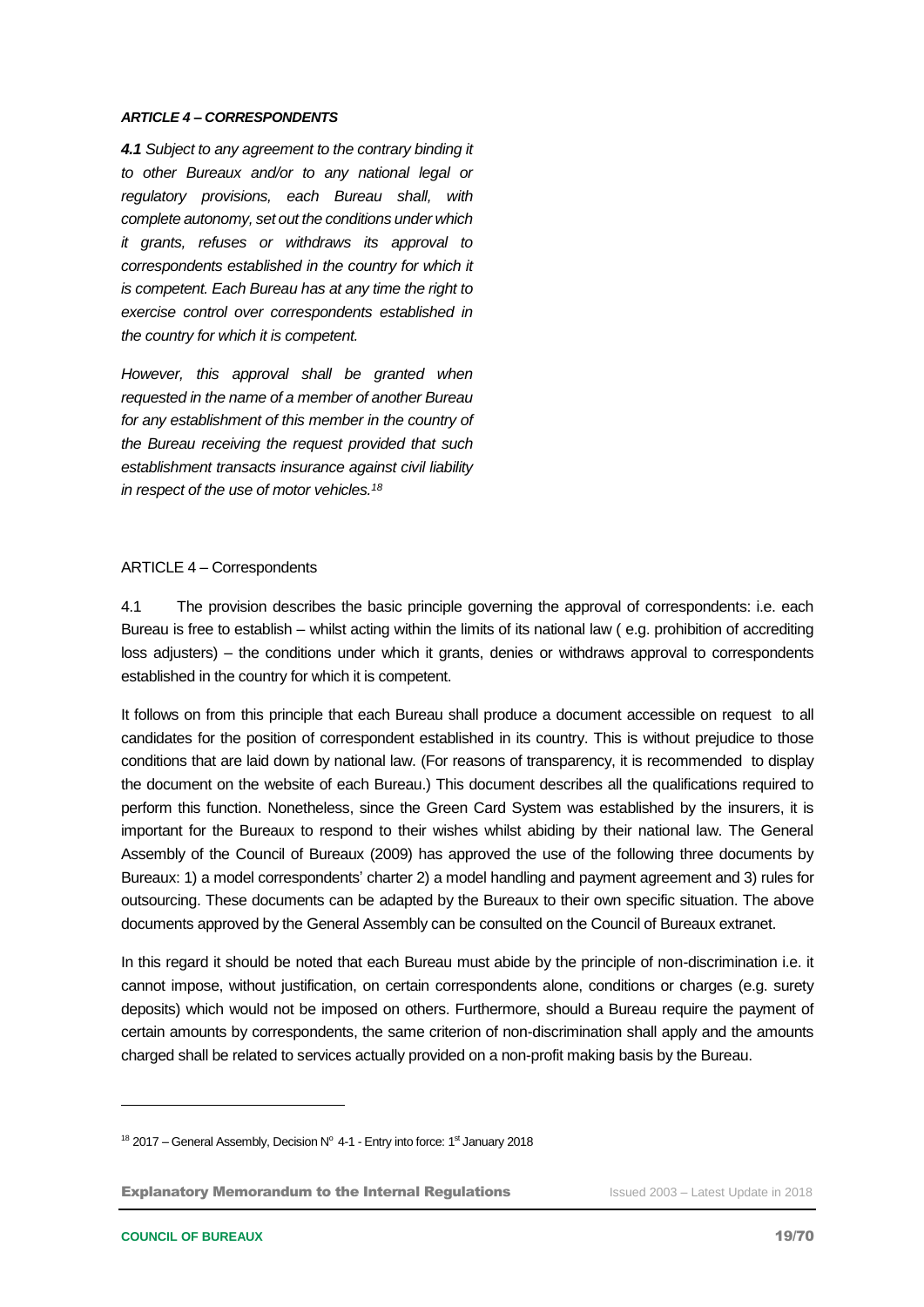***ARTICLE 4 – CORRESPONDENTS***

***4.1*** *Subject to any agreement to the contrary binding it to other Bureaux and/or to any national legal or regulatory provisions, each Bureau shall, with complete autonomy, set out the conditions under which it grants, refuses or withdraws its approval to correspondents established in the country for which it is competent. Each Bureau has at any time the right to exercise control over correspondents established in the country for which it is competent.*

*However, this approval shall be granted when requested in the name of a member of another Bureau for any establishment of this member in the country of the Bureau receiving the request provided that such establishment transacts insurance against civil liability in respect of the use of motor vehicles.*[18]

ARTICLE 4 – Correspondents

4.1 The provision describes the basic principle governing the approval of correspondents: i.e. each Bureau is free to establish – whilst acting within the limits of its national law ( e.g. prohibition of accrediting loss adjusters) – the conditions under which it grants, denies or withdraws approval to correspondents established in the country for which it is competent.

It follows on from this principle that each Bureau shall produce a document accessible on request to all candidates for the position of correspondent established in its country. This is without prejudice to those conditions that are laid down by national law. (For reasons of transparency, it is recommended to display the document on the website of each Bureau.) This document describes all the qualifications required to perform this function. Nonetheless, since the Green Card System was established by the insurers, it is important for the Bureaux to respond to their wishes whilst abiding by their national law. The General Assembly of the Council of Bureaux (2009) has approved the use of the following three documents by Bureaux: 1) a model correspondents' charter 2) a model handling and payment agreement and 3) rules for outsourcing. These documents can be adapted by the Bureaux to their own specific situation. The above documents approved by the General Assembly can be consulted on the Council of Bureaux extranet.

In this regard it should be noted that each Bureau must abide by the principle of non-discrimination i.e. it cannot impose, without justification, on certain correspondents alone, conditions or charges (e.g. surety deposits) which would not be imposed on others. Furthermore, should a Bureau require the payment of certain amounts by correspondents, the same criterion of non-discrimination shall apply and the amounts charged shall be related to services actually provided on a non-profit making basis by the Bureau.

---

[18] 2017 – General Assembly, Decision N° 4-1 - Entry into force: 1st January 2018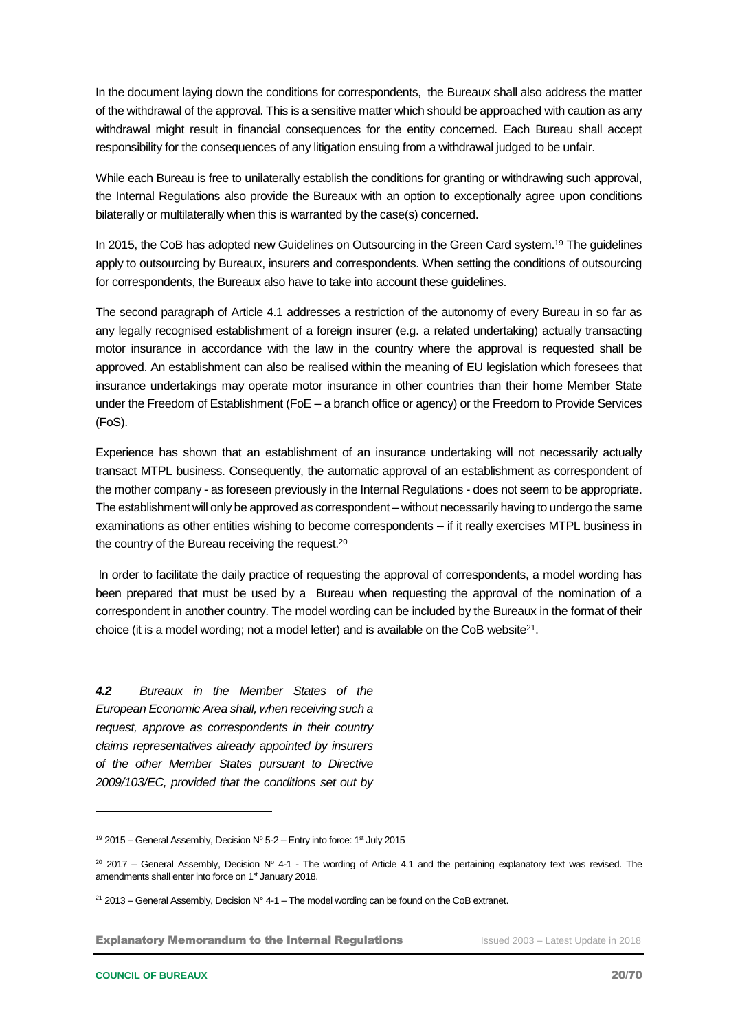In the document laying down the conditions for correspondents, the Bureaux shall also address the matter of the withdrawal of the approval. This is a sensitive matter which should be approached with caution as any withdrawal might result in financial consequences for the entity concerned. Each Bureau shall accept responsibility for the consequences of any litigation ensuing from a withdrawal judged to be unfair.

While each Bureau is free to unilaterally establish the conditions for granting or withdrawing such approval, the Internal Regulations also provide the Bureaux with an option to exceptionally agree upon conditions bilaterally or multilaterally when this is warranted by the case(s) concerned.

In 2015, the CoB has adopted new Guidelines on Outsourcing in the Green Card system.[19] The guidelines apply to outsourcing by Bureaux, insurers and correspondents. When setting the conditions of outsourcing for correspondents, the Bureaux also have to take into account these guidelines.

The second paragraph of Article 4.1 addresses a restriction of the autonomy of every Bureau in so far as any legally recognised establishment of a foreign insurer (e.g. a related undertaking) actually transacting motor insurance in accordance with the law in the country where the approval is requested shall be approved. An establishment can also be realised within the meaning of EU legislation which foresees that insurance undertakings may operate motor insurance in other countries than their home Member State under the Freedom of Establishment (FoE – a branch office or agency) or the Freedom to Provide Services (FoS).

Experience has shown that an establishment of an insurance undertaking will not necessarily actually transact MTPL business. Consequently, the automatic approval of an establishment as correspondent of the mother company - as foreseen previously in the Internal Regulations - does not seem to be appropriate. The establishment will only be approved as correspondent – without necessarily having to undergo the same examinations as other entities wishing to become correspondents – if it really exercises MTPL business in the country of the Bureau receiving the request.[20]

In order to facilitate the daily practice of requesting the approval of correspondents, a model wording has been prepared that must be used by a Bureau when requesting the approval of the nomination of a correspondent in another country. The model wording can be included by the Bureaux in the format of their choice (it is a model wording; not a model letter) and is available on the CoB website[21].

***4.2*** *Bureaux in the Member States of the European Economic Area shall, when receiving such a request, approve as correspondents in their country claims representatives already appointed by insurers of the other Member States pursuant to Directive 2009/103/EC, provided that the conditions set out by*

---

[19] 2015 – General Assembly, Decision N° 5-2 – Entry into force: 1st July 2015

[20] 2017 – General Assembly, Decision N° 4-1 - The wording of Article 4.1 and the pertaining explanatory text was revised. The amendments shall enter into force on 1st January 2018.

[21] 2013 – General Assembly, Decision N° 4-1 – The model wording can be found on the CoB extranet.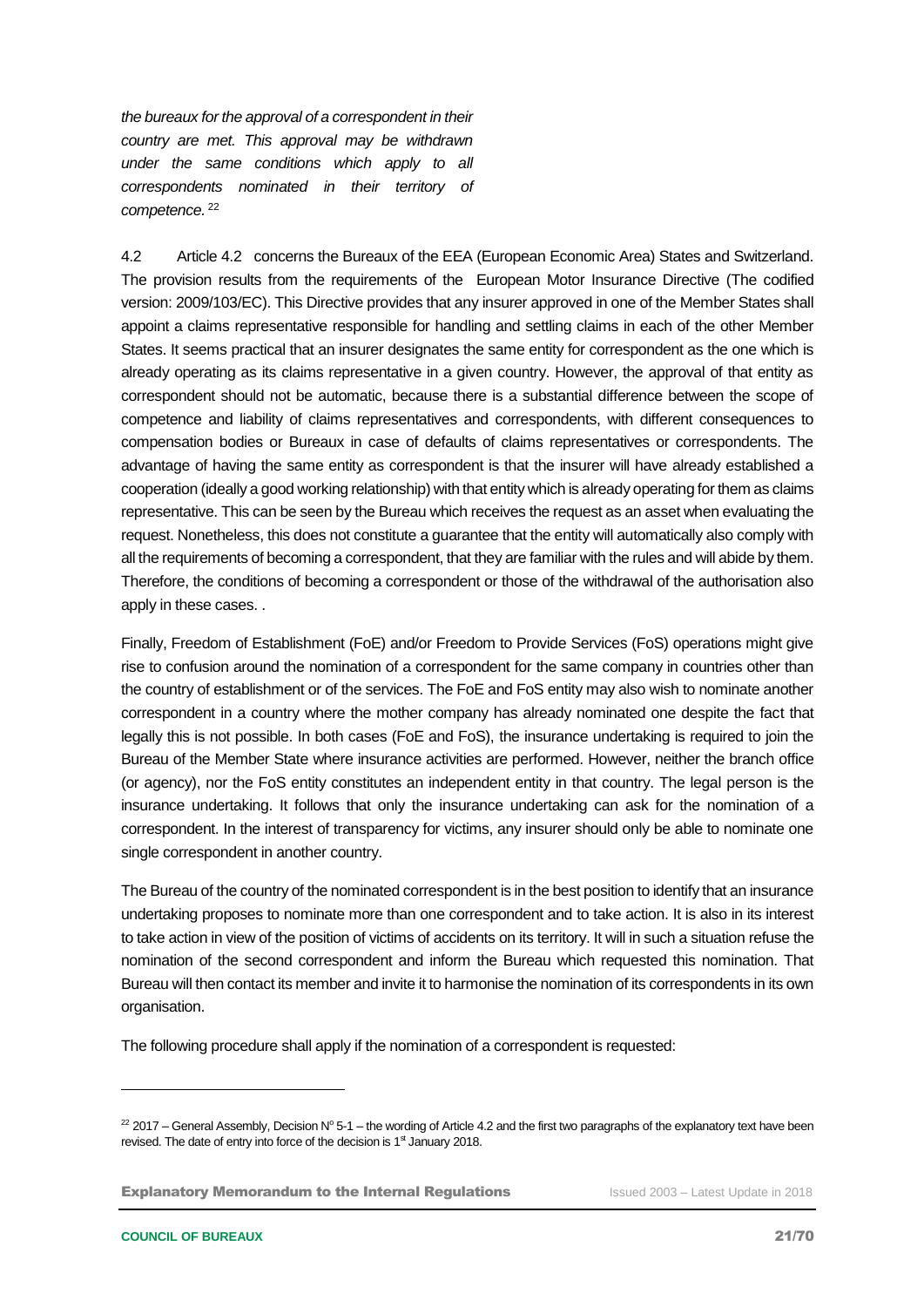*the bureaux for the approval of a correspondent in their country are met. This approval may be withdrawn under the same conditions which apply to all correspondents nominated in their territory of competence.* [22]

4.2 Article 4.2 concerns the Bureaux of the EEA (European Economic Area) States and Switzerland. The provision results from the requirements of the European Motor Insurance Directive (The codified version: 2009/103/EC). This Directive provides that any insurer approved in one of the Member States shall appoint a claims representative responsible for handling and settling claims in each of the other Member States. It seems practical that an insurer designates the same entity for correspondent as the one which is already operating as its claims representative in a given country. However, the approval of that entity as correspondent should not be automatic, because there is a substantial difference between the scope of competence and liability of claims representatives and correspondents, with different consequences to compensation bodies or Bureaux in case of defaults of claims representatives or correspondents. The advantage of having the same entity as correspondent is that the insurer will have already established a cooperation (ideally a good working relationship) with that entity which is already operating for them as claims representative. This can be seen by the Bureau which receives the request as an asset when evaluating the request. Nonetheless, this does not constitute a guarantee that the entity will automatically also comply with all the requirements of becoming a correspondent, that they are familiar with the rules and will abide by them. Therefore, the conditions of becoming a correspondent or those of the withdrawal of the authorisation also apply in these cases. .

Finally, Freedom of Establishment (FoE) and/or Freedom to Provide Services (FoS) operations might give rise to confusion around the nomination of a correspondent for the same company in countries other than the country of establishment or of the services. The FoE and FoS entity may also wish to nominate another correspondent in a country where the mother company has already nominated one despite the fact that legally this is not possible. In both cases (FoE and FoS), the insurance undertaking is required to join the Bureau of the Member State where insurance activities are performed. However, neither the branch office (or agency), nor the FoS entity constitutes an independent entity in that country. The legal person is the insurance undertaking. It follows that only the insurance undertaking can ask for the nomination of a correspondent. In the interest of transparency for victims, any insurer should only be able to nominate one single correspondent in another country.

The Bureau of the country of the nominated correspondent is in the best position to identify that an insurance undertaking proposes to nominate more than one correspondent and to take action. It is also in its interest to take action in view of the position of victims of accidents on its territory. It will in such a situation refuse the nomination of the second correspondent and inform the Bureau which requested this nomination. That Bureau will then contact its member and invite it to harmonise the nomination of its correspondents in its own organisation.

The following procedure shall apply if the nomination of a correspondent is requested:

---

[22] 2017 – General Assembly, Decision N° 5-1 – the wording of Article 4.2 and the first two paragraphs of the explanatory text have been revised. The date of entry into force of the decision is 1st January 2018.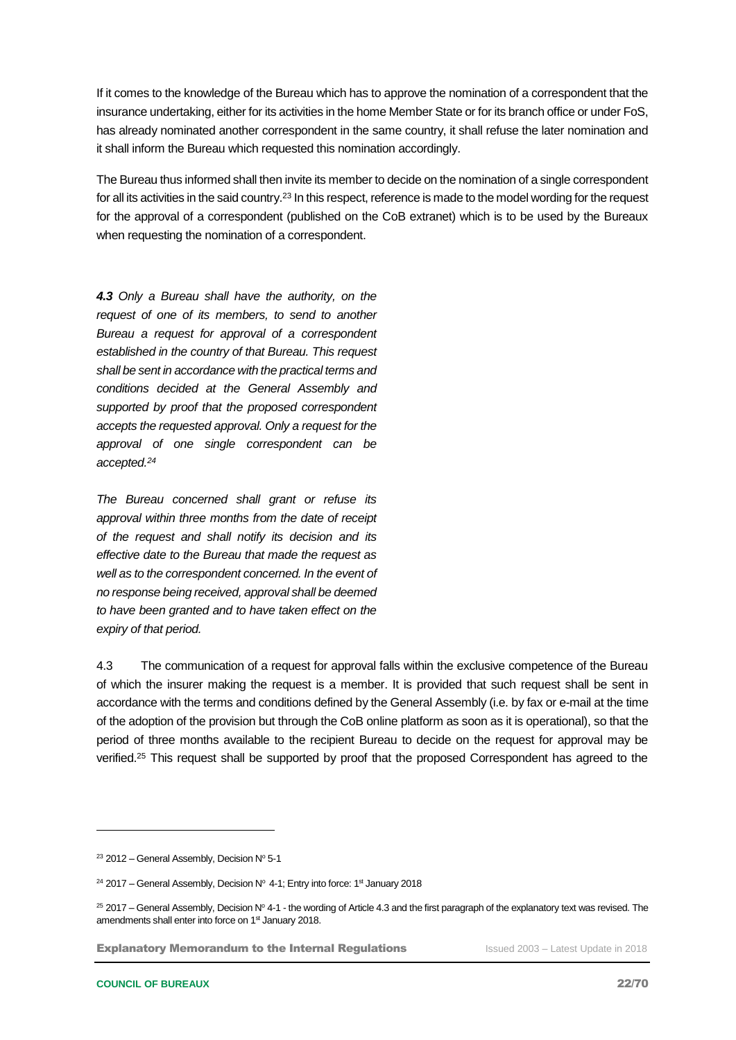If it comes to the knowledge of the Bureau which has to approve the nomination of a correspondent that the insurance undertaking, either for its activities in the home Member State or for its branch office or under FoS, has already nominated another correspondent in the same country, it shall refuse the later nomination and it shall inform the Bureau which requested this nomination accordingly.

The Bureau thus informed shall then invite its member to decide on the nomination of a single correspondent for all its activities in the said country.[23] In this respect, reference is made to the model wording for the request for the approval of a correspondent (published on the CoB extranet) which is to be used by the Bureaux when requesting the nomination of a correspondent.

***4.3*** *Only a Bureau shall have the authority, on the request of one of its members, to send to another Bureau a request for approval of a correspondent established in the country of that Bureau. This request shall be sent in accordance with the practical terms and conditions decided at the General Assembly and supported by proof that the proposed correspondent accepts the requested approval. Only a request for the approval of one single correspondent can be accepted.*[24]

*The Bureau concerned shall grant or refuse its approval within three months from the date of receipt of the request and shall notify its decision and its effective date to the Bureau that made the request as well as to the correspondent concerned. In the event of no response being received, approval shall be deemed to have been granted and to have taken effect on the expiry of that period.*

4.3 The communication of a request for approval falls within the exclusive competence of the Bureau of which the insurer making the request is a member. It is provided that such request shall be sent in accordance with the terms and conditions defined by the General Assembly (i.e. by fax or e-mail at the time of the adoption of the provision but through the CoB online platform as soon as it is operational), so that the period of three months available to the recipient Bureau to decide on the request for approval may be verified.[25] This request shall be supported by proof that the proposed Correspondent has agreed to the

---

[23] 2012 – General Assembly, Decision Nº 5-1

[24] 2017 – General Assembly, Decision Nº 4-1; Entry into force: 1st January 2018

[25] 2017 – General Assembly, Decision Nº 4-1 - the wording of Article 4.3 and the first paragraph of the explanatory text was revised. The amendments shall enter into force on 1st January 2018.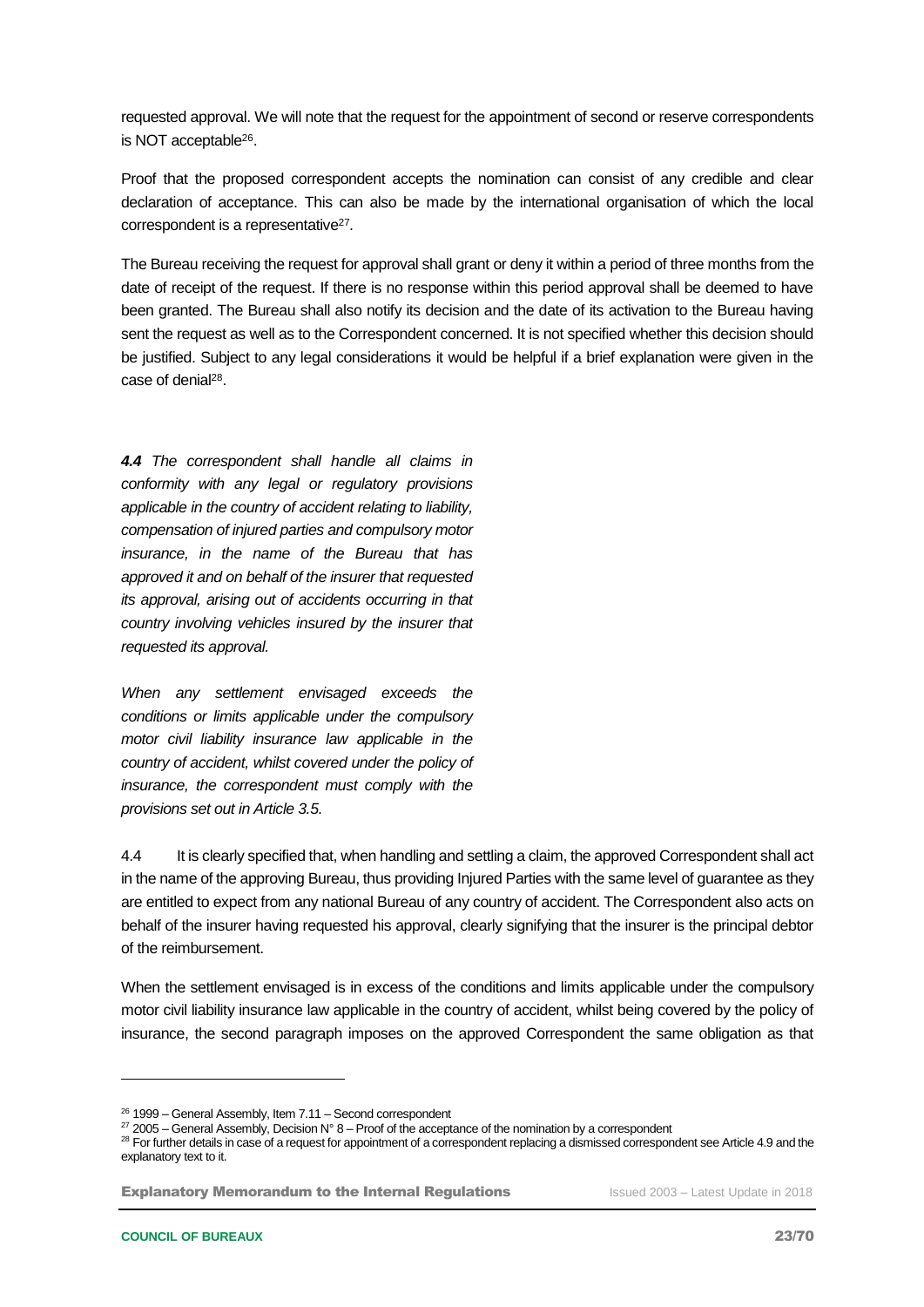requested approval. We will note that the request for the appointment of second or reserve correspondents is NOT acceptable[26].

Proof that the proposed correspondent accepts the nomination can consist of any credible and clear declaration of acceptance. This can also be made by the international organisation of which the local correspondent is a representative[27].

The Bureau receiving the request for approval shall grant or deny it within a period of three months from the date of receipt of the request. If there is no response within this period approval shall be deemed to have been granted. The Bureau shall also notify its decision and the date of its activation to the Bureau having sent the request as well as to the Correspondent concerned. It is not specified whether this decision should be justified. Subject to any legal considerations it would be helpful if a brief explanation were given in the case of denial[28].

***4.4*** *The correspondent shall handle all claims in conformity with any legal or regulatory provisions applicable in the country of accident relating to liability, compensation of injured parties and compulsory motor insurance, in the name of the Bureau that has approved it and on behalf of the insurer that requested its approval, arising out of accidents occurring in that country involving vehicles insured by the insurer that requested its approval.*

*When any settlement envisaged exceeds the conditions or limits applicable under the compulsory motor civil liability insurance law applicable in the country of accident, whilst covered under the policy of insurance, the correspondent must comply with the provisions set out in Article 3.5.*

4.4 It is clearly specified that, when handling and settling a claim, the approved Correspondent shall act in the name of the approving Bureau, thus providing Injured Parties with the same level of guarantee as they are entitled to expect from any national Bureau of any country of accident. The Correspondent also acts on behalf of the insurer having requested his approval, clearly signifying that the insurer is the principal debtor of the reimbursement.

When the settlement envisaged is in excess of the conditions and limits applicable under the compulsory motor civil liability insurance law applicable in the country of accident, whilst being covered by the policy of insurance, the second paragraph imposes on the approved Correspondent the same obligation as that

---

[26] 1999 – General Assembly, Item 7.11 – Second correspondent

[27] 2005 – General Assembly, Decision N° 8 – Proof of the acceptance of the nomination by a correspondent

[28] For further details in case of a request for appointment of a correspondent replacing a dismissed correspondent see Article 4.9 and the explanatory text to it.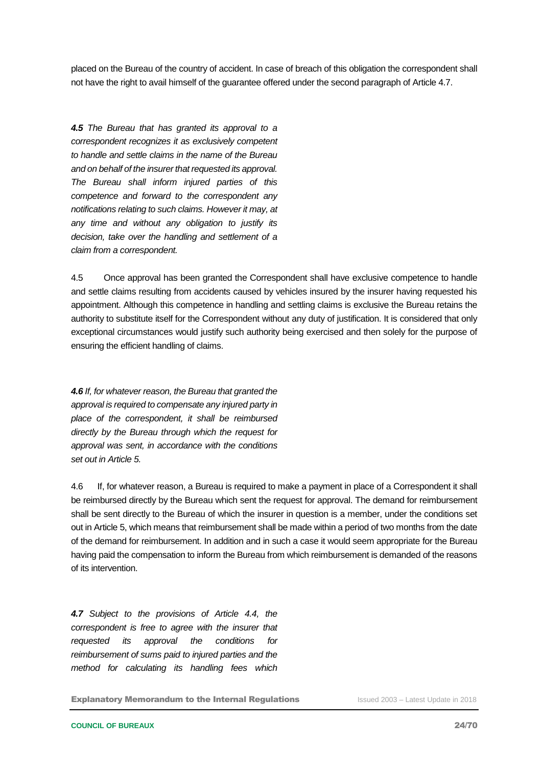placed on the Bureau of the country of accident. In case of breach of this obligation the correspondent shall not have the right to avail himself of the guarantee offered under the second paragraph of Article 4.7.

***4.5** The Bureau that has granted its approval to a correspondent recognizes it as exclusively competent to handle and settle claims in the name of the Bureau and on behalf of the insurer that requested its approval. The Bureau shall inform injured parties of this competence and forward to the correspondent any notifications relating to such claims. However it may, at any time and without any obligation to justify its decision, take over the handling and settlement of a claim from a correspondent.*

4.5 Once approval has been granted the Correspondent shall have exclusive competence to handle and settle claims resulting from accidents caused by vehicles insured by the insurer having requested his appointment. Although this competence in handling and settling claims is exclusive the Bureau retains the authority to substitute itself for the Correspondent without any duty of justification. It is considered that only exceptional circumstances would justify such authority being exercised and then solely for the purpose of ensuring the efficient handling of claims.

***4.6** If, for whatever reason, the Bureau that granted the approval is required to compensate any injured party in place of the correspondent, it shall be reimbursed directly by the Bureau through which the request for approval was sent, in accordance with the conditions set out in Article 5.*

4.6 If, for whatever reason, a Bureau is required to make a payment in place of a Correspondent it shall be reimbursed directly by the Bureau which sent the request for approval. The demand for reimbursement shall be sent directly to the Bureau of which the insurer in question is a member, under the conditions set out in Article 5, which means that reimbursement shall be made within a period of two months from the date of the demand for reimbursement. In addition and in such a case it would seem appropriate for the Bureau having paid the compensation to inform the Bureau from which reimbursement is demanded of the reasons of its intervention.

***4.7** Subject to the provisions of Article 4.4, the correspondent is free to agree with the insurer that requested its approval the conditions for reimbursement of sums paid to injured parties and the method for calculating its handling fees which*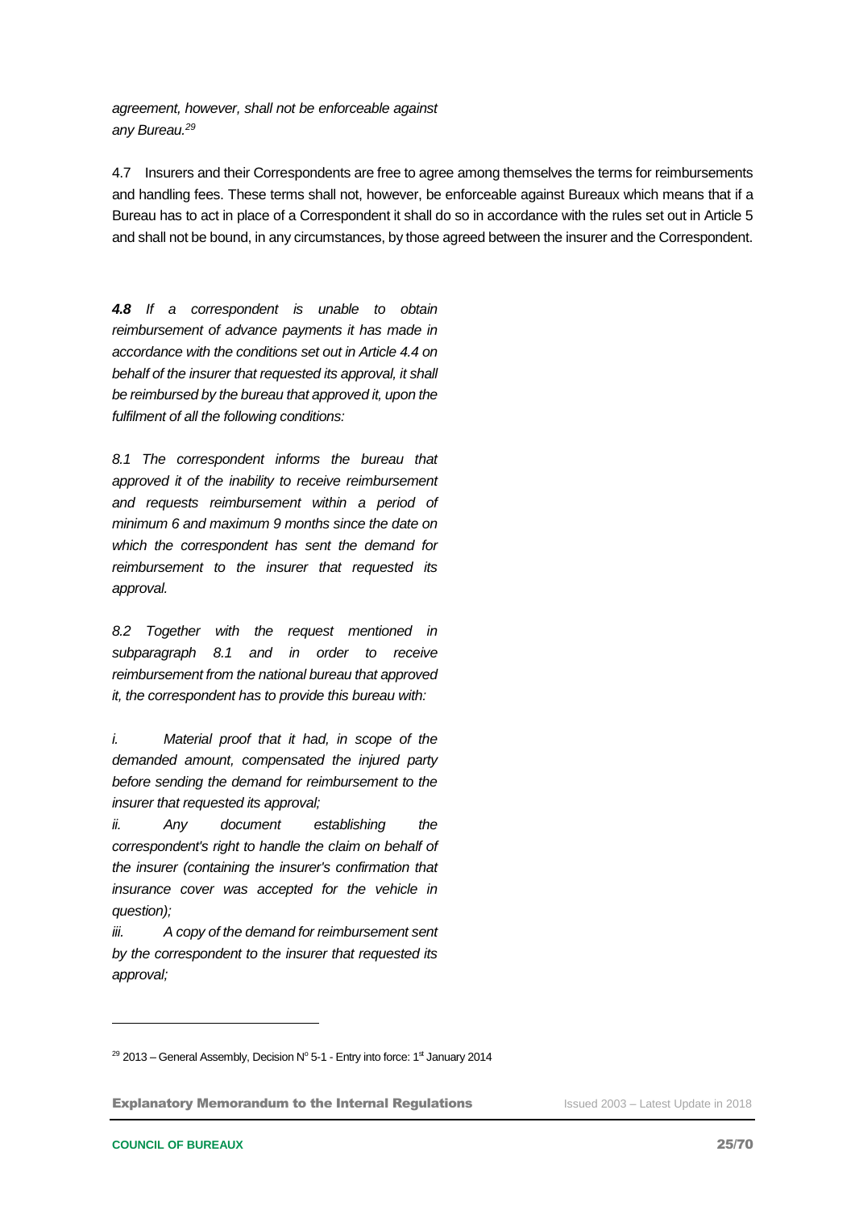*agreement, however, shall not be enforceable against any Bureau.*[29]

4.7 Insurers and their Correspondents are free to agree among themselves the terms for reimbursements and handling fees. These terms shall not, however, be enforceable against Bureaux which means that if a Bureau has to act in place of a Correspondent it shall do so in accordance with the rules set out in Article 5 and shall not be bound, in any circumstances, by those agreed between the insurer and the Correspondent.

***4.8*** *If a correspondent is unable to obtain reimbursement of advance payments it has made in accordance with the conditions set out in Article 4.4 on behalf of the insurer that requested its approval, it shall be reimbursed by the bureau that approved it, upon the fulfilment of all the following conditions:*

*8.1 The correspondent informs the bureau that approved it of the inability to receive reimbursement and requests reimbursement within a period of minimum 6 and maximum 9 months since the date on which the correspondent has sent the demand for reimbursement to the insurer that requested its approval.*

*8.2 Together with the request mentioned in subparagraph 8.1 and in order to receive reimbursement from the national bureau that approved it, the correspondent has to provide this bureau with:*

*i. Material proof that it had, in scope of the demanded amount, compensated the injured party before sending the demand for reimbursement to the insurer that requested its approval;*

*ii. Any document establishing the correspondent's right to handle the claim on behalf of the insurer (containing the insurer's confirmation that insurance cover was accepted for the vehicle in question);*

*iii. A copy of the demand for reimbursement sent by the correspondent to the insurer that requested its approval;*

[29] 2013 – General Assembly, Decision N° 5-1 - Entry into force: 1st January 2014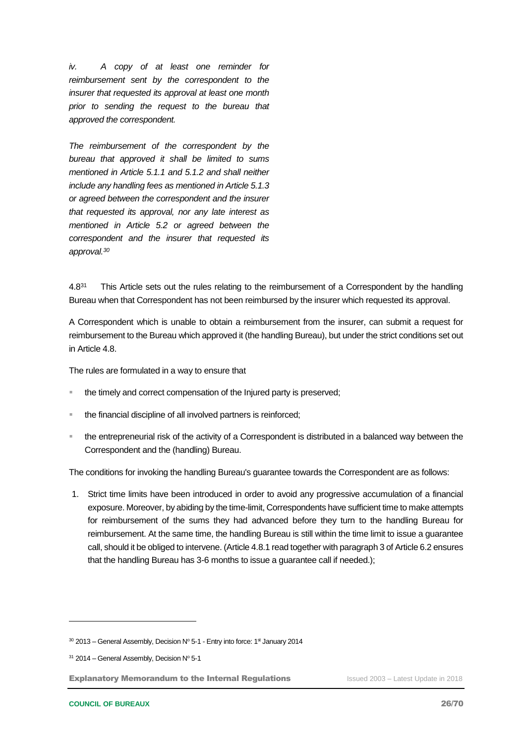*iv. A copy of at least one reminder for reimbursement sent by the correspondent to the insurer that requested its approval at least one month prior to sending the request to the bureau that approved the correspondent.*

*The reimbursement of the correspondent by the bureau that approved it shall be limited to sums mentioned in Article 5.1.1 and 5.1.2 and shall neither include any handling fees as mentioned in Article 5.1.3 or agreed between the correspondent and the insurer that requested its approval, nor any late interest as mentioned in Article 5.2 or agreed between the correspondent and the insurer that requested its approval.*[30]

4.8[31] This Article sets out the rules relating to the reimbursement of a Correspondent by the handling Bureau when that Correspondent has not been reimbursed by the insurer which requested its approval.

A Correspondent which is unable to obtain a reimbursement from the insurer, can submit a request for reimbursement to the Bureau which approved it (the handling Bureau), but under the strict conditions set out in Article 4.8.

The rules are formulated in a way to ensure that

- the timely and correct compensation of the Injured party is preserved;
- the financial discipline of all involved partners is reinforced;
- the entrepreneurial risk of the activity of a Correspondent is distributed in a balanced way between the Correspondent and the (handling) Bureau.

The conditions for invoking the handling Bureau's guarantee towards the Correspondent are as follows:

1. Strict time limits have been introduced in order to avoid any progressive accumulation of a financial exposure. Moreover, by abiding by the time-limit, Correspondents have sufficient time to make attempts for reimbursement of the sums they had advanced before they turn to the handling Bureau for reimbursement. At the same time, the handling Bureau is still within the time limit to issue a guarantee call, should it be obliged to intervene. (Article 4.8.1 read together with paragraph 3 of Article 6.2 ensures that the handling Bureau has 3-6 months to issue a guarantee call if needed.);

---

[30] 2013 – General Assembly, Decision Nº 5-1 - Entry into force: 1st January 2014

[31] 2014 – General Assembly, Decision Nº 5-1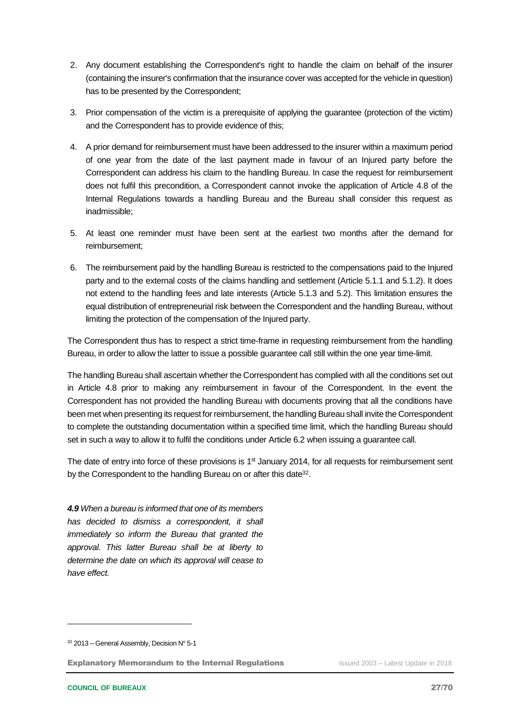2. Any document establishing the Correspondent's right to handle the claim on behalf of the insurer (containing the insurer's confirmation that the insurance cover was accepted for the vehicle in question) has to be presented by the Correspondent;
3. Prior compensation of the victim is a prerequisite of applying the guarantee (protection of the victim) and the Correspondent has to provide evidence of this;
4. A prior demand for reimbursement must have been addressed to the insurer within a maximum period of one year from the date of the last payment made in favour of an Injured party before the Correspondent can address his claim to the handling Bureau. In case the request for reimbursement does not fulfil this precondition, a Correspondent cannot invoke the application of Article 4.8 of the Internal Regulations towards a handling Bureau and the Bureau shall consider this request as inadmissible;
5. At least one reminder must have been sent at the earliest two months after the demand for reimbursement;
6. The reimbursement paid by the handling Bureau is restricted to the compensations paid to the Injured party and to the external costs of the claims handling and settlement (Article 5.1.1 and 5.1.2). It does not extend to the handling fees and late interests (Article 5.1.3 and 5.2). This limitation ensures the equal distribution of entrepreneurial risk between the Correspondent and the handling Bureau, without limiting the protection of the compensation of the Injured party.

The Correspondent thus has to respect a strict time-frame in requesting reimbursement from the handling Bureau, in order to allow the latter to issue a possible guarantee call still within the one year time-limit.

The handling Bureau shall ascertain whether the Correspondent has complied with all the conditions set out in Article 4.8 prior to making any reimbursement in favour of the Correspondent. In the event the Correspondent has not provided the handling Bureau with documents proving that all the conditions have been met when presenting its request for reimbursement, the handling Bureau shall invite the Correspondent to complete the outstanding documentation within a specified time limit, which the handling Bureau should set in such a way to allow it to fulfil the conditions under Article 6.2 when issuing a guarantee call.

The date of entry into force of these provisions is 1st January 2014, for all requests for reimbursement sent by the Correspondent to the handling Bureau on or after this date[32].

***4.9*** *When a bureau is informed that one of its members has decided to dismiss a correspondent, it shall immediately so inform the Bureau that granted the approval. This latter Bureau shall be at liberty to determine the date on which its approval will cease to have effect.*

[32] 2013 – General Assembly, Decision N° 5-1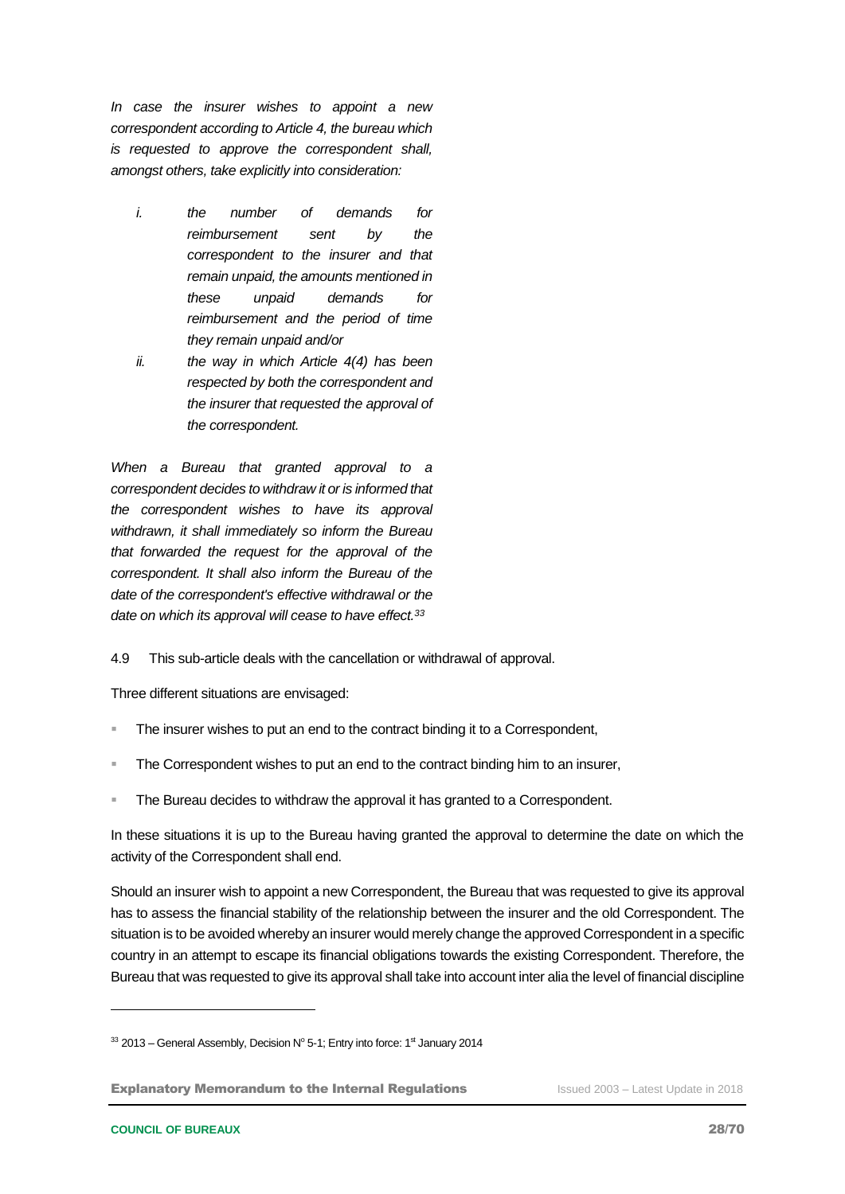*In case the insurer wishes to appoint a new correspondent according to Article 4, the bureau which is requested to approve the correspondent shall, amongst others, take explicitly into consideration:*

*i. the number of demands for reimbursement sent by the correspondent to the insurer and that remain unpaid, the amounts mentioned in these unpaid demands for reimbursement and the period of time they remain unpaid and/or*

*ii. the way in which Article 4(4) has been respected by both the correspondent and the insurer that requested the approval of the correspondent.*

*When a Bureau that granted approval to a correspondent decides to withdraw it or is informed that the correspondent wishes to have its approval withdrawn, it shall immediately so inform the Bureau that forwarded the request for the approval of the correspondent. It shall also inform the Bureau of the date of the correspondent's effective withdrawal or the date on which its approval will cease to have effect.*[33]

4.9 This sub-article deals with the cancellation or withdrawal of approval.

Three different situations are envisaged:

- The insurer wishes to put an end to the contract binding it to a Correspondent,
- The Correspondent wishes to put an end to the contract binding him to an insurer,
- The Bureau decides to withdraw the approval it has granted to a Correspondent.

In these situations it is up to the Bureau having granted the approval to determine the date on which the activity of the Correspondent shall end.

Should an insurer wish to appoint a new Correspondent, the Bureau that was requested to give its approval has to assess the financial stability of the relationship between the insurer and the old Correspondent. The situation is to be avoided whereby an insurer would merely change the approved Correspondent in a specific country in an attempt to escape its financial obligations towards the existing Correspondent. Therefore, the Bureau that was requested to give its approval shall take into account inter alia the level of financial discipline

[33] 2013 – General Assembly, Decision N° 5-1; Entry into force: 1st January 2014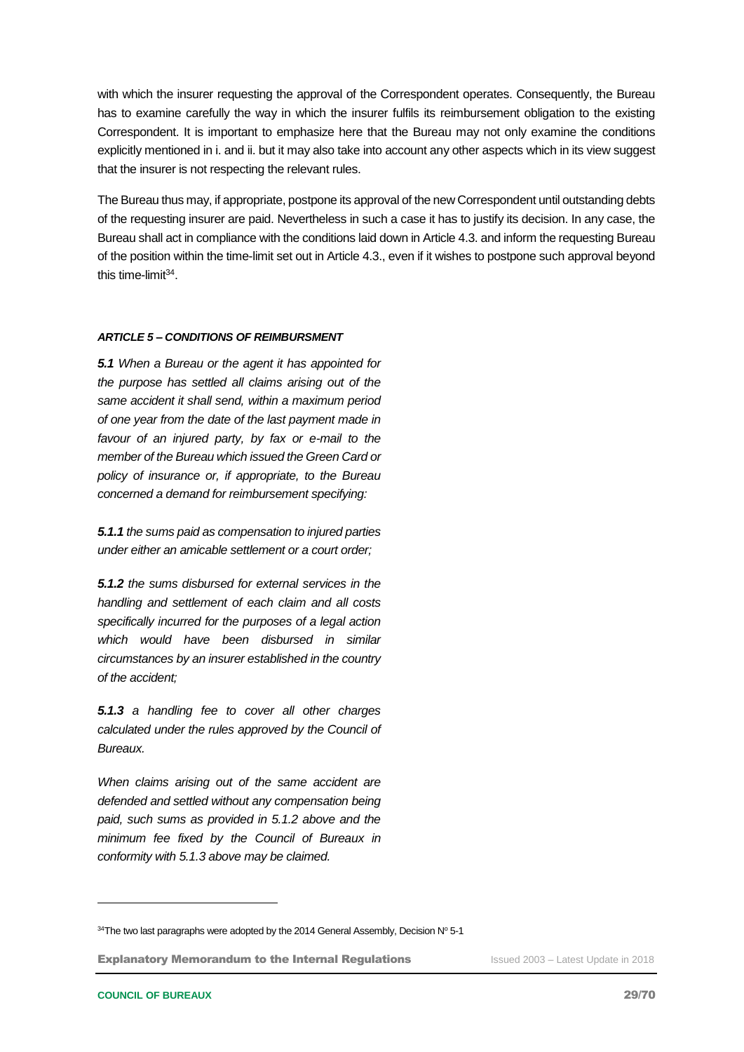with which the insurer requesting the approval of the Correspondent operates. Consequently, the Bureau has to examine carefully the way in which the insurer fulfils its reimbursement obligation to the existing Correspondent. It is important to emphasize here that the Bureau may not only examine the conditions explicitly mentioned in i. and ii. but it may also take into account any other aspects which in its view suggest that the insurer is not respecting the relevant rules.

The Bureau thus may, if appropriate, postpone its approval of the new Correspondent until outstanding debts of the requesting insurer are paid. Nevertheless in such a case it has to justify its decision. In any case, the Bureau shall act in compliance with the conditions laid down in Article 4.3. and inform the requesting Bureau of the position within the time-limit set out in Article 4.3., even if it wishes to postpone such approval beyond this time-limit[34].

#### *ARTICLE 5 – CONDITIONS OF REIMBURSMENT*

***5.1*** *When a Bureau or the agent it has appointed for the purpose has settled all claims arising out of the same accident it shall send, within a maximum period of one year from the date of the last payment made in favour of an injured party, by fax or e-mail to the member of the Bureau which issued the Green Card or policy of insurance or, if appropriate, to the Bureau concerned a demand for reimbursement specifying:*

***5.1.1*** *the sums paid as compensation to injured parties under either an amicable settlement or a court order;*

***5.1.2*** *the sums disbursed for external services in the handling and settlement of each claim and all costs specifically incurred for the purposes of a legal action which would have been disbursed in similar circumstances by an insurer established in the country of the accident;*

***5.1.3*** *a handling fee to cover all other charges calculated under the rules approved by the Council of Bureaux.*

*When claims arising out of the same accident are defended and settled without any compensation being paid, such sums as provided in 5.1.2 above and the minimum fee fixed by the Council of Bureaux in conformity with 5.1.3 above may be claimed.*

---

[34] The two last paragraphs were adopted by the 2014 General Assembly, Decision Nº 5-1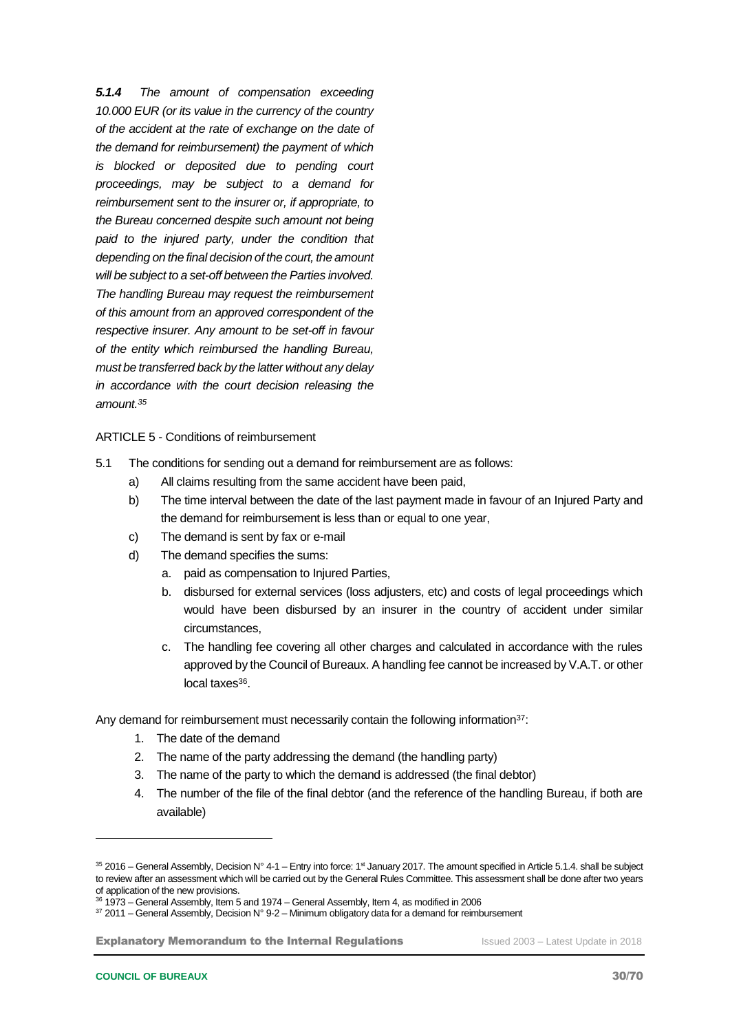***5.1.4*** *The amount of compensation exceeding 10.000 EUR (or its value in the currency of the country of the accident at the rate of exchange on the date of the demand for reimbursement) the payment of which is blocked or deposited due to pending court proceedings, may be subject to a demand for reimbursement sent to the insurer or, if appropriate, to the Bureau concerned despite such amount not being paid to the injured party, under the condition that depending on the final decision of the court, the amount will be subject to a set-off between the Parties involved. The handling Bureau may request the reimbursement of this amount from an approved correspondent of the respective insurer. Any amount to be set-off in favour of the entity which reimbursed the handling Bureau, must be transferred back by the latter without any delay in accordance with the court decision releasing the amount.*[35]

ARTICLE 5 - Conditions of reimbursement

5.1 The conditions for sending out a demand for reimbursement are as follows:

a) All claims resulting from the same accident have been paid,
b) The time interval between the date of the last payment made in favour of an Injured Party and the demand for reimbursement is less than or equal to one year,
c) The demand is sent by fax or e-mail
d) The demand specifies the sums:
    a. paid as compensation to Injured Parties,
    b. disbursed for external services (loss adjusters, etc) and costs of legal proceedings which would have been disbursed by an insurer in the country of accident under similar circumstances,
    c. The handling fee covering all other charges and calculated in accordance with the rules approved by the Council of Bureaux. A handling fee cannot be increased by V.A.T. or other local taxes[36].

Any demand for reimbursement must necessarily contain the following information[37]:

1. The date of the demand
2. The name of the party addressing the demand (the handling party)
3. The name of the party to which the demand is addressed (the final debtor)
4. The number of the file of the final debtor (and the reference of the handling Bureau, if both are available)

---

[35] 2016 – General Assembly, Decision N° 4-1 – Entry into force: 1st January 2017. The amount specified in Article 5.1.4. shall be subject to review after an assessment which will be carried out by the General Rules Committee. This assessment shall be done after two years of application of the new provisions.

[36] 1973 – General Assembly, Item 5 and 1974 – General Assembly, Item 4, as modified in 2006

[37] 2011 – General Assembly, Decision N° 9-2 – Minimum obligatory data for a demand for reimbursement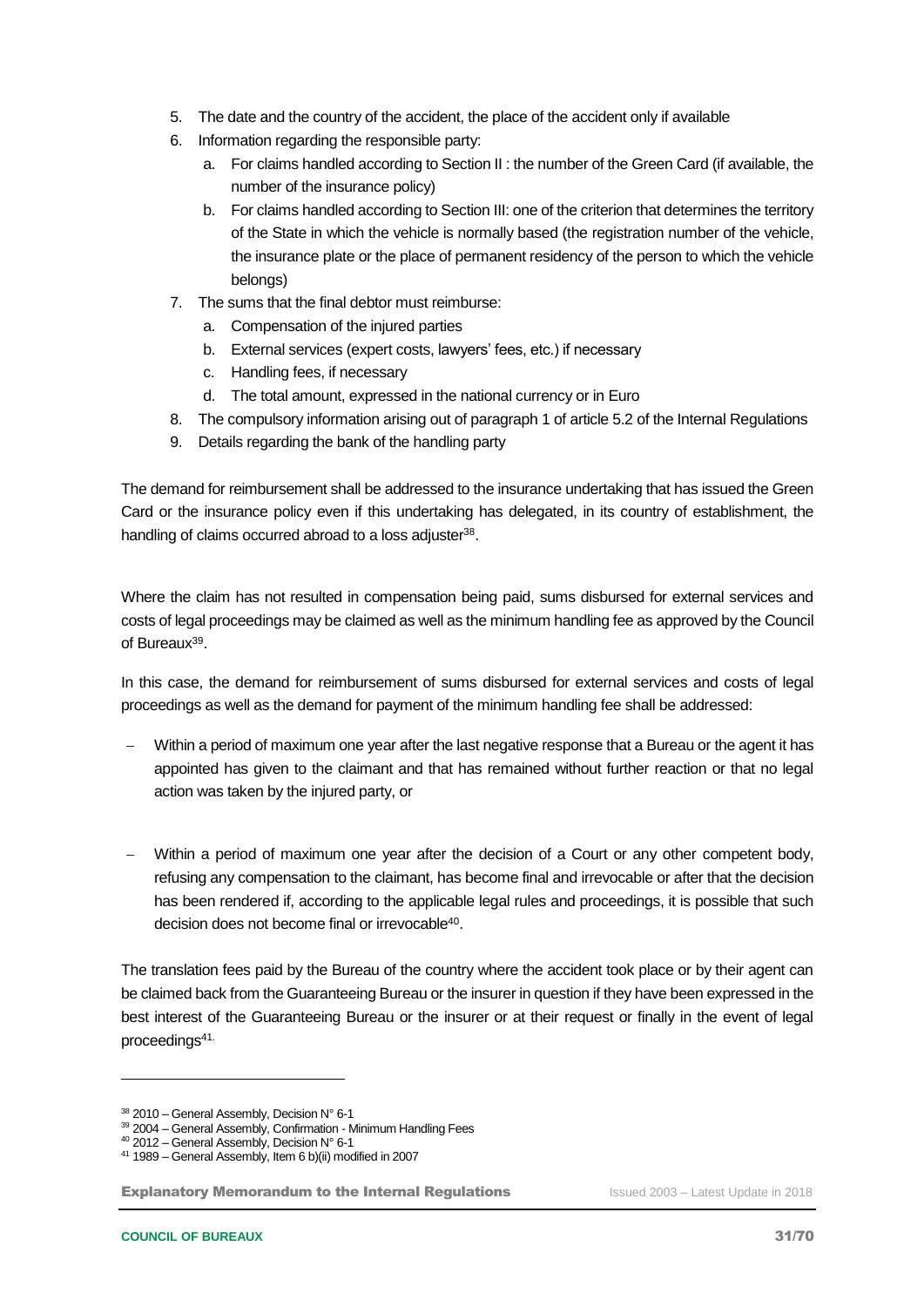5. The date and the country of the accident, the place of the accident only if available
6. Information regarding the responsible party:
   a. For claims handled according to Section II : the number of the Green Card (if available, the number of the insurance policy)
   b. For claims handled according to Section III: one of the criterion that determines the territory of the State in which the vehicle is normally based (the registration number of the vehicle, the insurance plate or the place of permanent residency of the person to which the vehicle belongs)
7. The sums that the final debtor must reimburse:
   a. Compensation of the injured parties
   b. External services (expert costs, lawyers' fees, etc.) if necessary
   c. Handling fees, if necessary
   d. The total amount, expressed in the national currency or in Euro
8. The compulsory information arising out of paragraph 1 of article 5.2 of the Internal Regulations
9. Details regarding the bank of the handling party

The demand for reimbursement shall be addressed to the insurance undertaking that has issued the Green Card or the insurance policy even if this undertaking has delegated, in its country of establishment, the handling of claims occurred abroad to a loss adjuster[38].

Where the claim has not resulted in compensation being paid, sums disbursed for external services and costs of legal proceedings may be claimed as well as the minimum handling fee as approved by the Council of Bureaux[39].

In this case, the demand for reimbursement of sums disbursed for external services and costs of legal proceedings as well as the demand for payment of the minimum handling fee shall be addressed:

- Within a period of maximum one year after the last negative response that a Bureau or the agent it has appointed has given to the claimant and that has remained without further reaction or that no legal action was taken by the injured party, or

- Within a period of maximum one year after the decision of a Court or any other competent body, refusing any compensation to the claimant, has become final and irrevocable or after that the decision has been rendered if, according to the applicable legal rules and proceedings, it is possible that such decision does not become final or irrevocable[40].

The translation fees paid by the Bureau of the country where the accident took place or by their agent can be claimed back from the Guaranteeing Bureau or the insurer in question if they have been expressed in the best interest of the Guaranteeing Bureau or the insurer or at their request or finally in the event of legal proceedings[41].

---

[38] 2010 – General Assembly, Decision N° 6-1

[39] 2004 – General Assembly, Confirmation - Minimum Handling Fees

[40] 2012 – General Assembly, Decision N° 6-1

[41] 1989 – General Assembly, Item 6 b)(ii) modified in 2007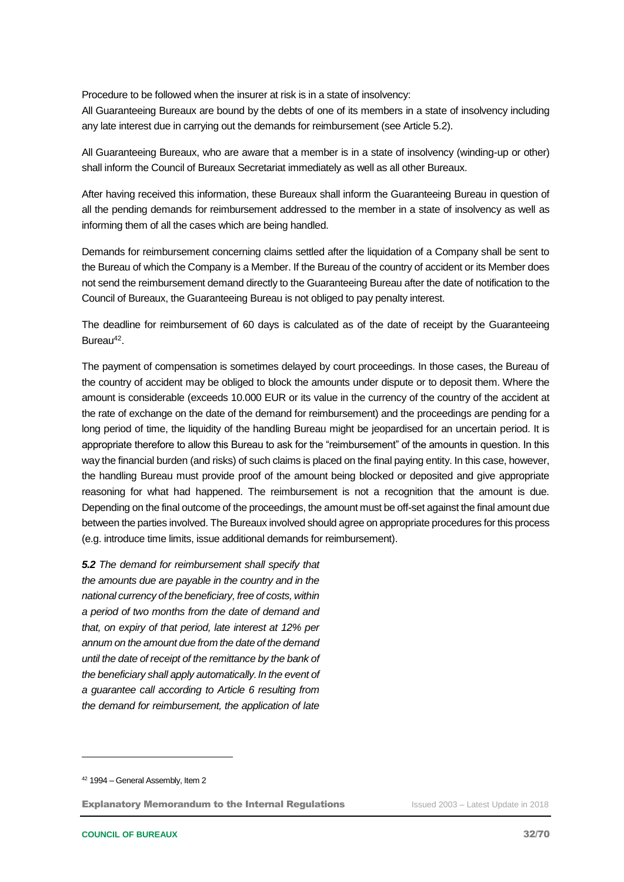Procedure to be followed when the insurer at risk is in a state of insolvency:

All Guaranteeing Bureaux are bound by the debts of one of its members in a state of insolvency including any late interest due in carrying out the demands for reimbursement (see Article 5.2).

All Guaranteeing Bureaux, who are aware that a member is in a state of insolvency (winding-up or other) shall inform the Council of Bureaux Secretariat immediately as well as all other Bureaux.

After having received this information, these Bureaux shall inform the Guaranteeing Bureau in question of all the pending demands for reimbursement addressed to the member in a state of insolvency as well as informing them of all the cases which are being handled.

Demands for reimbursement concerning claims settled after the liquidation of a Company shall be sent to the Bureau of which the Company is a Member. If the Bureau of the country of accident or its Member does not send the reimbursement demand directly to the Guaranteeing Bureau after the date of notification to the Council of Bureaux, the Guaranteeing Bureau is not obliged to pay penalty interest.

The deadline for reimbursement of 60 days is calculated as of the date of receipt by the Guaranteeing Bureau[42].

The payment of compensation is sometimes delayed by court proceedings. In those cases, the Bureau of the country of accident may be obliged to block the amounts under dispute or to deposit them. Where the amount is considerable (exceeds 10.000 EUR or its value in the currency of the country of the accident at the rate of exchange on the date of the demand for reimbursement) and the proceedings are pending for a long period of time, the liquidity of the handling Bureau might be jeopardised for an uncertain period. It is appropriate therefore to allow this Bureau to ask for the "reimbursement" of the amounts in question. In this way the financial burden (and risks) of such claims is placed on the final paying entity. In this case, however, the handling Bureau must provide proof of the amount being blocked or deposited and give appropriate reasoning for what had happened. The reimbursement is not a recognition that the amount is due. Depending on the final outcome of the proceedings, the amount must be off-set against the final amount due between the parties involved. The Bureaux involved should agree on appropriate procedures for this process (e.g. introduce time limits, issue additional demands for reimbursement).

***5.2*** *The demand for reimbursement shall specify that the amounts due are payable in the country and in the national currency of the beneficiary, free of costs, within a period of two months from the date of demand and that, on expiry of that period, late interest at 12% per annum on the amount due from the date of the demand until the date of receipt of the remittance by the bank of the beneficiary shall apply automatically. In the event of a guarantee call according to Article 6 resulting from the demand for reimbursement, the application of late*

[42] 1994 – General Assembly, Item 2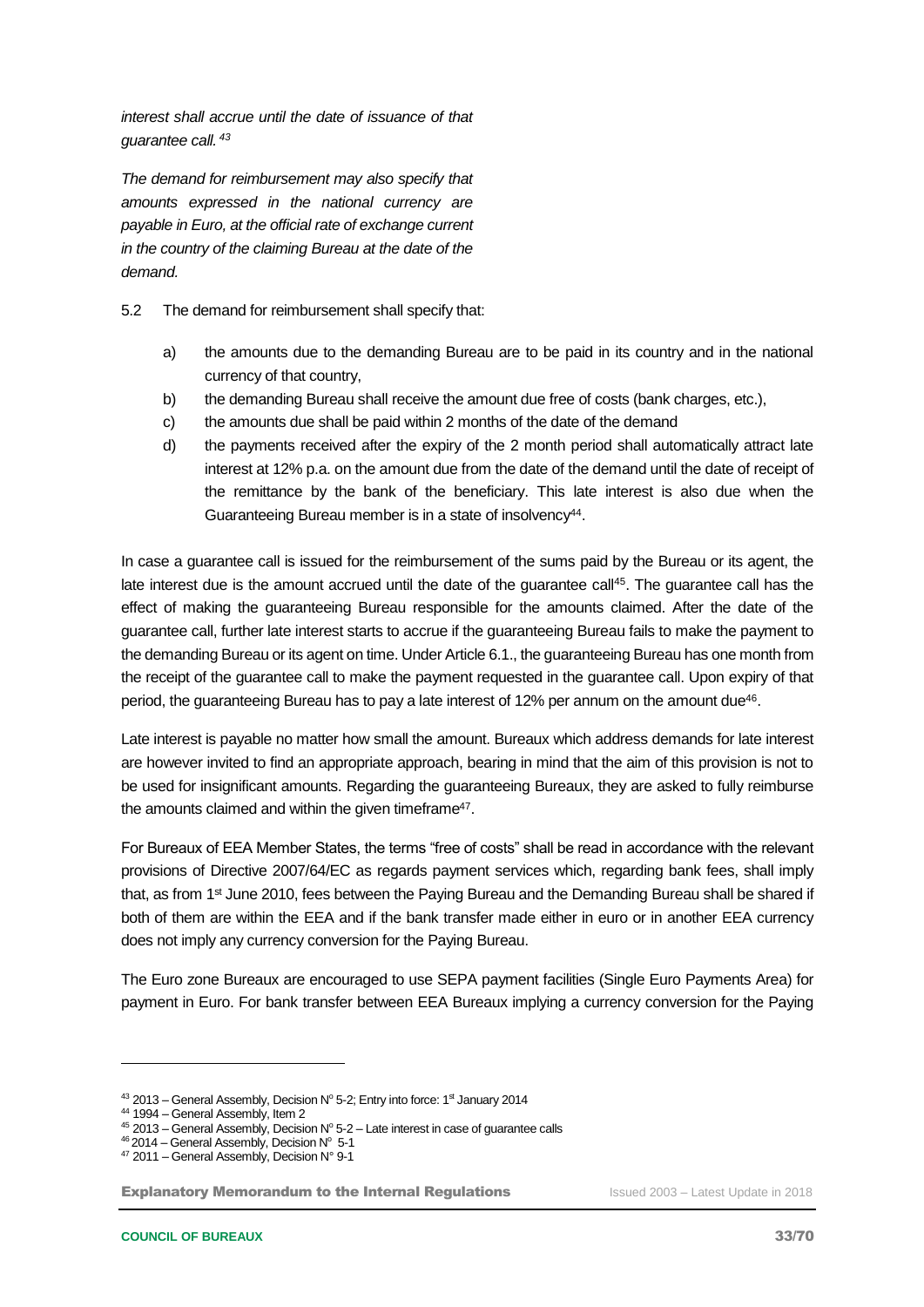*interest shall accrue until the date of issuance of that guarantee call.*[43]

*The demand for reimbursement may also specify that amounts expressed in the national currency are payable in Euro, at the official rate of exchange current in the country of the claiming Bureau at the date of the demand.*

5.2 The demand for reimbursement shall specify that:

a) the amounts due to the demanding Bureau are to be paid in its country and in the national currency of that country,

b) the demanding Bureau shall receive the amount due free of costs (bank charges, etc.),

c) the amounts due shall be paid within 2 months of the date of the demand

d) the payments received after the expiry of the 2 month period shall automatically attract late interest at 12% p.a. on the amount due from the date of the demand until the date of receipt of the remittance by the bank of the beneficiary. This late interest is also due when the Guaranteeing Bureau member is in a state of insolvency[44].

In case a guarantee call is issued for the reimbursement of the sums paid by the Bureau or its agent, the late interest due is the amount accrued until the date of the guarantee call[45]. The guarantee call has the effect of making the guaranteeing Bureau responsible for the amounts claimed. After the date of the guarantee call, further late interest starts to accrue if the guaranteeing Bureau fails to make the payment to the demanding Bureau or its agent on time. Under Article 6.1., the guaranteeing Bureau has one month from the receipt of the guarantee call to make the payment requested in the guarantee call. Upon expiry of that period, the guaranteeing Bureau has to pay a late interest of 12% per annum on the amount due[46].

Late interest is payable no matter how small the amount. Bureaux which address demands for late interest are however invited to find an appropriate approach, bearing in mind that the aim of this provision is not to be used for insignificant amounts. Regarding the guaranteeing Bureaux, they are asked to fully reimburse the amounts claimed and within the given timeframe[47].

For Bureaux of EEA Member States, the terms "free of costs" shall be read in accordance with the relevant provisions of Directive 2007/64/EC as regards payment services which, regarding bank fees, shall imply that, as from 1st June 2010, fees between the Paying Bureau and the Demanding Bureau shall be shared if both of them are within the EEA and if the bank transfer made either in euro or in another EEA currency does not imply any currency conversion for the Paying Bureau.

The Euro zone Bureaux are encouraged to use SEPA payment facilities (Single Euro Payments Area) for payment in Euro. For bank transfer between EEA Bureaux implying a currency conversion for the Paying

---

[43] 2013 – General Assembly, Decision N° 5-2; Entry into force: 1st January 2014

[44] 1994 – General Assembly, Item 2

[45] 2013 – General Assembly, Decision N° 5-2 – Late interest in case of guarantee calls

[46] 2014 – General Assembly, Decision N° 5-1

[47] 2011 – General Assembly, Decision N° 9-1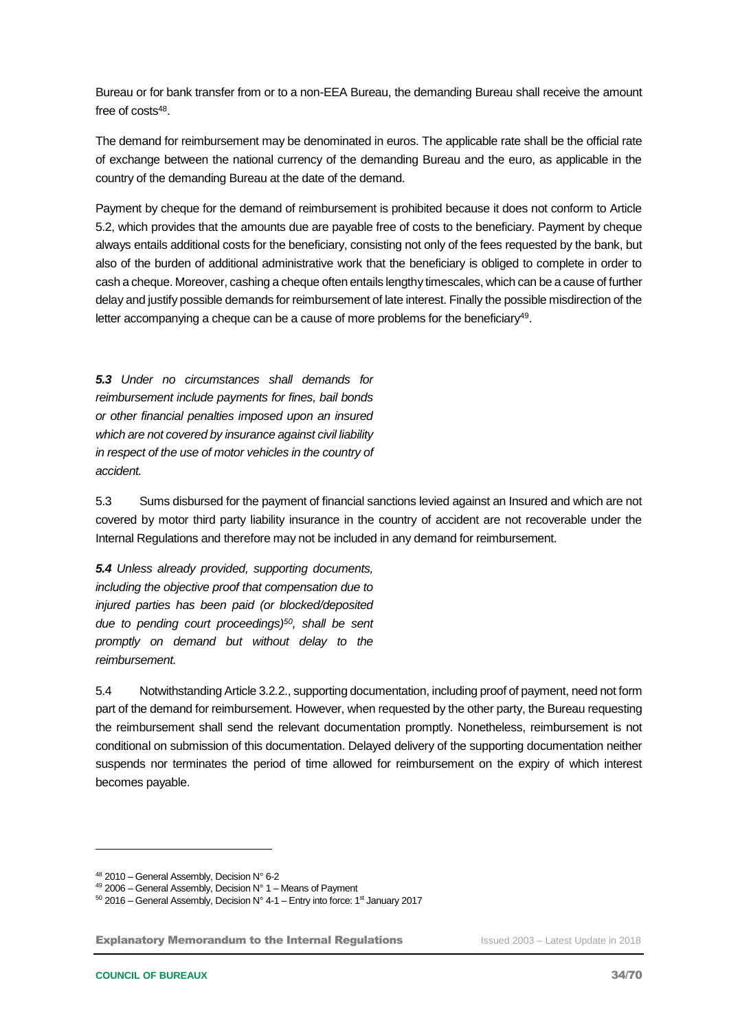Bureau or for bank transfer from or to a non-EEA Bureau, the demanding Bureau shall receive the amount free of costs[48].

The demand for reimbursement may be denominated in euros. The applicable rate shall be the official rate of exchange between the national currency of the demanding Bureau and the euro, as applicable in the country of the demanding Bureau at the date of the demand.

Payment by cheque for the demand of reimbursement is prohibited because it does not conform to Article 5.2, which provides that the amounts due are payable free of costs to the beneficiary. Payment by cheque always entails additional costs for the beneficiary, consisting not only of the fees requested by the bank, but also of the burden of additional administrative work that the beneficiary is obliged to complete in order to cash a cheque. Moreover, cashing a cheque often entails lengthy timescales, which can be a cause of further delay and justify possible demands for reimbursement of late interest. Finally the possible misdirection of the letter accompanying a cheque can be a cause of more problems for the beneficiary[49].

***5.3*** *Under no circumstances shall demands for reimbursement include payments for fines, bail bonds or other financial penalties imposed upon an insured which are not covered by insurance against civil liability in respect of the use of motor vehicles in the country of accident.*

5.3 Sums disbursed for the payment of financial sanctions levied against an Insured and which are not covered by motor third party liability insurance in the country of accident are not recoverable under the Internal Regulations and therefore may not be included in any demand for reimbursement.

***5.4*** *Unless already provided, supporting documents, including the objective proof that compensation due to injured parties has been paid (or blocked/deposited due to pending court proceedings)[50], shall be sent promptly on demand but without delay to the reimbursement.*

5.4 Notwithstanding Article 3.2.2., supporting documentation, including proof of payment, need not form part of the demand for reimbursement. However, when requested by the other party, the Bureau requesting the reimbursement shall send the relevant documentation promptly. Nonetheless, reimbursement is not conditional on submission of this documentation. Delayed delivery of the supporting documentation neither suspends nor terminates the period of time allowed for reimbursement on the expiry of which interest becomes payable.

---

[48] 2010 – General Assembly, Decision N° 6-2

[49] 2006 – General Assembly, Decision N° 1 – Means of Payment

[50] 2016 – General Assembly, Decision N° 4-1 – Entry into force: 1st January 2017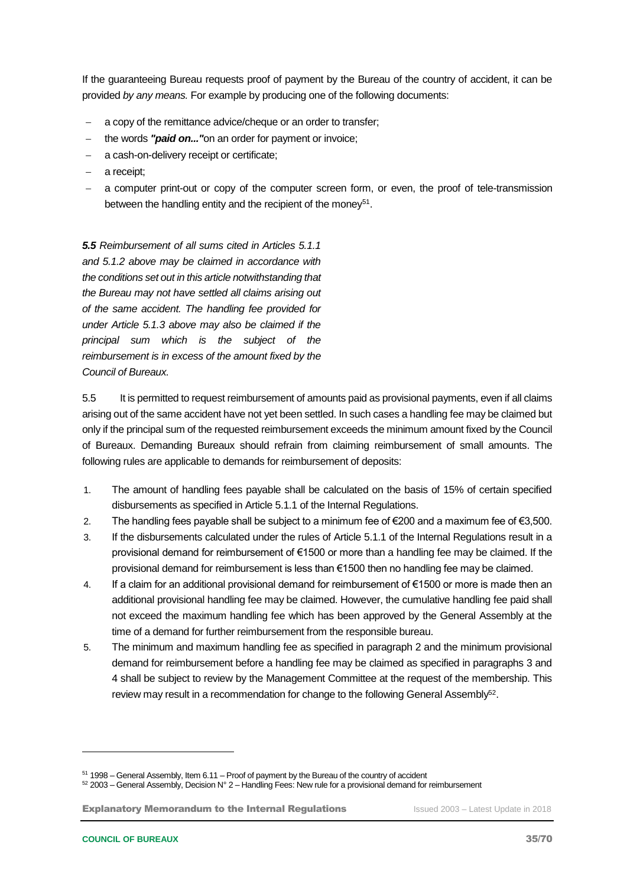If the guaranteeing Bureau requests proof of payment by the Bureau of the country of accident, it can be provided *by any means.* For example by producing one of the following documents:

- a copy of the remittance advice/cheque or an order to transfer;
- the words ***"paid on..."***on an order for payment or invoice;
- a cash-on-delivery receipt or certificate;
- a receipt;
- a computer print-out or copy of the computer screen form, or even, the proof of tele-transmission between the handling entity and the recipient of the money[51].

***5.5*** *Reimbursement of all sums cited in Articles 5.1.1 and 5.1.2 above may be claimed in accordance with the conditions set out in this article notwithstanding that the Bureau may not have settled all claims arising out of the same accident. The handling fee provided for under Article 5.1.3 above may also be claimed if the principal sum which is the subject of the reimbursement is in excess of the amount fixed by the Council of Bureaux.*

5.5 It is permitted to request reimbursement of amounts paid as provisional payments, even if all claims arising out of the same accident have not yet been settled. In such cases a handling fee may be claimed but only if the principal sum of the requested reimbursement exceeds the minimum amount fixed by the Council of Bureaux. Demanding Bureaux should refrain from claiming reimbursement of small amounts. The following rules are applicable to demands for reimbursement of deposits:

1. The amount of handling fees payable shall be calculated on the basis of 15% of certain specified disbursements as specified in Article 5.1.1 of the Internal Regulations.
2. The handling fees payable shall be subject to a minimum fee of €200 and a maximum fee of €3,500.
3. If the disbursements calculated under the rules of Article 5.1.1 of the Internal Regulations result in a provisional demand for reimbursement of €1500 or more than a handling fee may be claimed. If the provisional demand for reimbursement is less than €1500 then no handling fee may be claimed.
4. If a claim for an additional provisional demand for reimbursement of €1500 or more is made then an additional provisional handling fee may be claimed. However, the cumulative handling fee paid shall not exceed the maximum handling fee which has been approved by the General Assembly at the time of a demand for further reimbursement from the responsible bureau.
5. The minimum and maximum handling fee as specified in paragraph 2 and the minimum provisional demand for reimbursement before a handling fee may be claimed as specified in paragraphs 3 and 4 shall be subject to review by the Management Committee at the request of the membership. This review may result in a recommendation for change to the following General Assembly[52].

---

[51] 1998 – General Assembly, Item 6.11 – Proof of payment by the Bureau of the country of accident

[52] 2003 – General Assembly, Decision N° 2 – Handling Fees: New rule for a provisional demand for reimbursement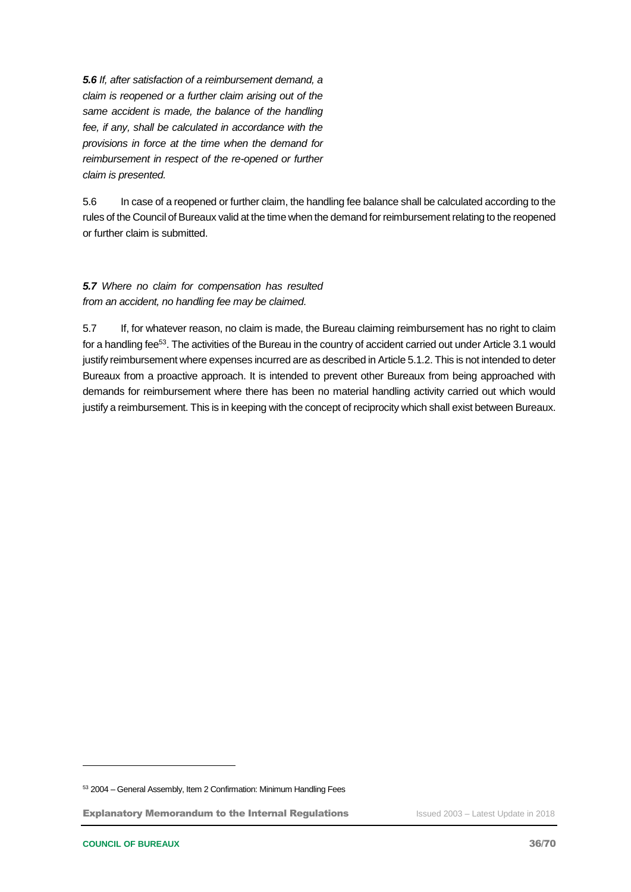***5.6*** *If, after satisfaction of a reimbursement demand, a claim is reopened or a further claim arising out of the same accident is made, the balance of the handling fee, if any, shall be calculated in accordance with the provisions in force at the time when the demand for reimbursement in respect of the re-opened or further claim is presented.*

5.6 In case of a reopened or further claim, the handling fee balance shall be calculated according to the rules of the Council of Bureaux valid at the time when the demand for reimbursement relating to the reopened or further claim is submitted.

***5.7*** *Where no claim for compensation has resulted from an accident, no handling fee may be claimed.*

5.7 If, for whatever reason, no claim is made, the Bureau claiming reimbursement has no right to claim for a handling fee[53]. The activities of the Bureau in the country of accident carried out under Article 3.1 would justify reimbursement where expenses incurred are as described in Article 5.1.2. This is not intended to deter Bureaux from a proactive approach. It is intended to prevent other Bureaux from being approached with demands for reimbursement where there has been no material handling activity carried out which would justify a reimbursement. This is in keeping with the concept of reciprocity which shall exist between Bureaux.

---

[53] 2004 – General Assembly, Item 2 Confirmation: Minimum Handling Fees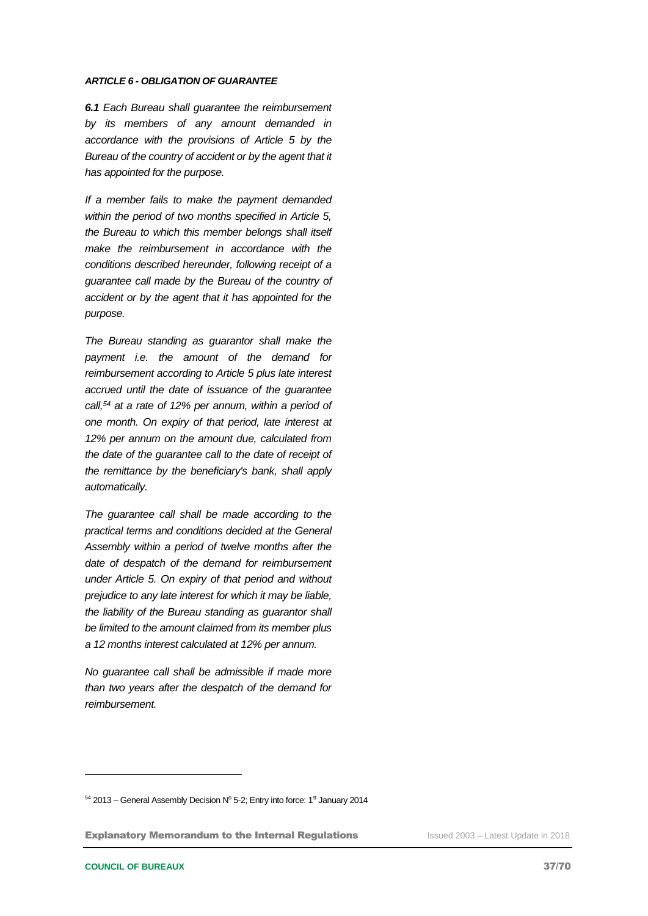***ARTICLE 6 - OBLIGATION OF GUARANTEE***

***6.1*** *Each Bureau shall guarantee the reimbursement by its members of any amount demanded in accordance with the provisions of Article 5 by the Bureau of the country of accident or by the agent that it has appointed for the purpose.*

*If a member fails to make the payment demanded within the period of two months specified in Article 5, the Bureau to which this member belongs shall itself make the reimbursement in accordance with the conditions described hereunder, following receipt of a guarantee call made by the Bureau of the country of accident or by the agent that it has appointed for the purpose.*

*The Bureau standing as guarantor shall make the payment i.e. the amount of the demand for reimbursement according to Article 5 plus late interest accrued until the date of issuance of the guarantee call,*[54] *at a rate of 12% per annum, within a period of one month. On expiry of that period, late interest at 12% per annum on the amount due, calculated from the date of the guarantee call to the date of receipt of the remittance by the beneficiary's bank, shall apply automatically.*

*The guarantee call shall be made according to the practical terms and conditions decided at the General Assembly within a period of twelve months after the date of despatch of the demand for reimbursement under Article 5. On expiry of that period and without prejudice to any late interest for which it may be liable, the liability of the Bureau standing as guarantor shall be limited to the amount claimed from its member plus a 12 months interest calculated at 12% per annum.*

*No guarantee call shall be admissible if made more than two years after the despatch of the demand for reimbursement.*

---

[54] 2013 – General Assembly Decision N° 5-2; Entry into force: 1st January 2014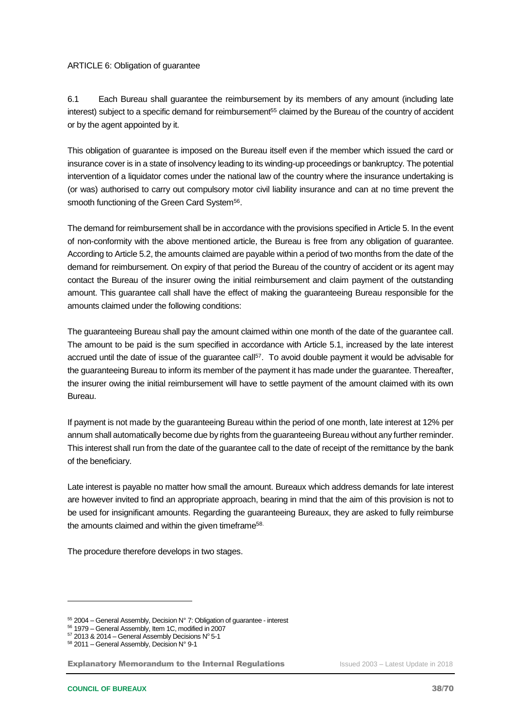ARTICLE 6: Obligation of guarantee

6.1 Each Bureau shall guarantee the reimbursement by its members of any amount (including late interest) subject to a specific demand for reimbursement[55] claimed by the Bureau of the country of accident or by the agent appointed by it.

This obligation of guarantee is imposed on the Bureau itself even if the member which issued the card or insurance cover is in a state of insolvency leading to its winding-up proceedings or bankruptcy. The potential intervention of a liquidator comes under the national law of the country where the insurance undertaking is (or was) authorised to carry out compulsory motor civil liability insurance and can at no time prevent the smooth functioning of the Green Card System[56].

The demand for reimbursement shall be in accordance with the provisions specified in Article 5. In the event of non-conformity with the above mentioned article, the Bureau is free from any obligation of guarantee. According to Article 5.2, the amounts claimed are payable within a period of two months from the date of the demand for reimbursement. On expiry of that period the Bureau of the country of accident or its agent may contact the Bureau of the insurer owing the initial reimbursement and claim payment of the outstanding amount. This guarantee call shall have the effect of making the guaranteeing Bureau responsible for the amounts claimed under the following conditions:

The guaranteeing Bureau shall pay the amount claimed within one month of the date of the guarantee call. The amount to be paid is the sum specified in accordance with Article 5.1, increased by the late interest accrued until the date of issue of the guarantee call[57]. To avoid double payment it would be advisable for the guaranteeing Bureau to inform its member of the payment it has made under the guarantee. Thereafter, the insurer owing the initial reimbursement will have to settle payment of the amount claimed with its own Bureau.

If payment is not made by the guaranteeing Bureau within the period of one month, late interest at 12% per annum shall automatically become due by rights from the guaranteeing Bureau without any further reminder. This interest shall run from the date of the guarantee call to the date of receipt of the remittance by the bank of the beneficiary.

Late interest is payable no matter how small the amount. Bureaux which address demands for late interest are however invited to find an appropriate approach, bearing in mind that the aim of this provision is not to be used for insignificant amounts. Regarding the guaranteeing Bureaux, they are asked to fully reimburse the amounts claimed and within the given timeframe[58].

The procedure therefore develops in two stages.

---

[55] 2004 – General Assembly, Decision N° 7: Obligation of guarantee - interest

[56] 1979 – General Assembly, Item 1C, modified in 2007

[57] 2013 & 2014 – General Assembly Decisions N° 5-1

[58] 2011 – General Assembly, Decision N° 9-1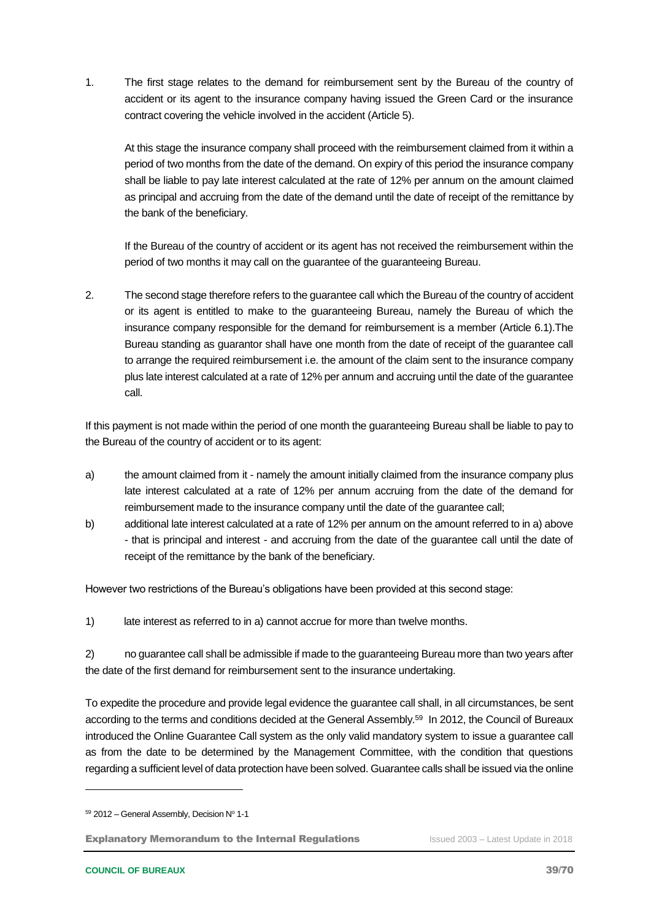1. The first stage relates to the demand for reimbursement sent by the Bureau of the country of accident or its agent to the insurance company having issued the Green Card or the insurance contract covering the vehicle involved in the accident (Article 5).

   At this stage the insurance company shall proceed with the reimbursement claimed from it within a period of two months from the date of the demand. On expiry of this period the insurance company shall be liable to pay late interest calculated at the rate of 12% per annum on the amount claimed as principal and accruing from the date of the demand until the date of receipt of the remittance by the bank of the beneficiary.

   If the Bureau of the country of accident or its agent has not received the reimbursement within the period of two months it may call on the guarantee of the guaranteeing Bureau.

2. The second stage therefore refers to the guarantee call which the Bureau of the country of accident or its agent is entitled to make to the guaranteeing Bureau, namely the Bureau of which the insurance company responsible for the demand for reimbursement is a member (Article 6.1).The Bureau standing as guarantor shall have one month from the date of receipt of the guarantee call to arrange the required reimbursement i.e. the amount of the claim sent to the insurance company plus late interest calculated at a rate of 12% per annum and accruing until the date of the guarantee call.

If this payment is not made within the period of one month the guaranteeing Bureau shall be liable to pay to the Bureau of the country of accident or to its agent:

a) the amount claimed from it - namely the amount initially claimed from the insurance company plus late interest calculated at a rate of 12% per annum accruing from the date of the demand for reimbursement made to the insurance company until the date of the guarantee call;
b) additional late interest calculated at a rate of 12% per annum on the amount referred to in a) above - that is principal and interest - and accruing from the date of the guarantee call until the date of receipt of the remittance by the bank of the beneficiary.

However two restrictions of the Bureau's obligations have been provided at this second stage:

1) late interest as referred to in a) cannot accrue for more than twelve months.

2) no guarantee call shall be admissible if made to the guaranteeing Bureau more than two years after the date of the first demand for reimbursement sent to the insurance undertaking.

To expedite the procedure and provide legal evidence the guarantee call shall, in all circumstances, be sent according to the terms and conditions decided at the General Assembly.[59] In 2012, the Council of Bureaux introduced the Online Guarantee Call system as the only valid mandatory system to issue a guarantee call as from the date to be determined by the Management Committee, with the condition that questions regarding a sufficient level of data protection have been solved. Guarantee calls shall be issued via the online

[59] 2012 – General Assembly, Decision N° 1-1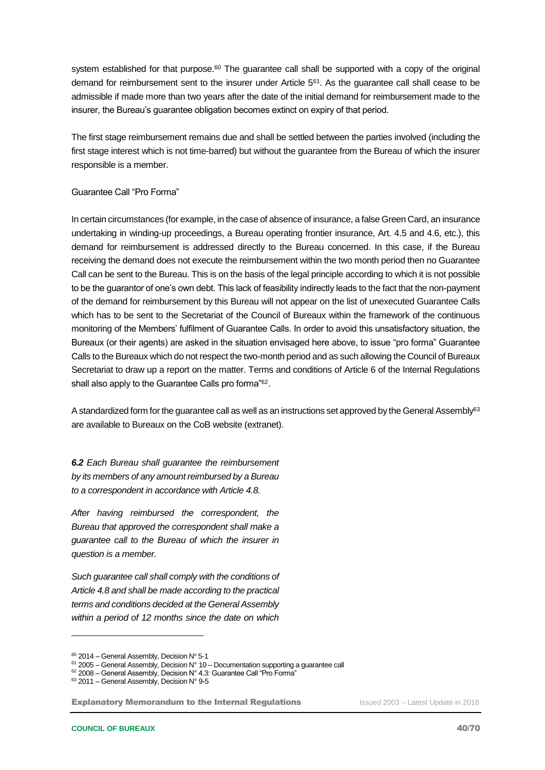system established for that purpose.[60] The guarantee call shall be supported with a copy of the original demand for reimbursement sent to the insurer under Article 5[61]. As the guarantee call shall cease to be admissible if made more than two years after the date of the initial demand for reimbursement made to the insurer, the Bureau's guarantee obligation becomes extinct on expiry of that period.

The first stage reimbursement remains due and shall be settled between the parties involved (including the first stage interest which is not time-barred) but without the guarantee from the Bureau of which the insurer responsible is a member.

Guarantee Call "Pro Forma"

In certain circumstances (for example, in the case of absence of insurance, a false Green Card, an insurance undertaking in winding-up proceedings, a Bureau operating frontier insurance, Art. 4.5 and 4.6, etc.), this demand for reimbursement is addressed directly to the Bureau concerned. In this case, if the Bureau receiving the demand does not execute the reimbursement within the two month period then no Guarantee Call can be sent to the Bureau. This is on the basis of the legal principle according to which it is not possible to be the guarantor of one's own debt. This lack of feasibility indirectly leads to the fact that the non-payment of the demand for reimbursement by this Bureau will not appear on the list of unexecuted Guarantee Calls which has to be sent to the Secretariat of the Council of Bureaux within the framework of the continuous monitoring of the Members' fulfilment of Guarantee Calls. In order to avoid this unsatisfactory situation, the Bureaux (or their agents) are asked in the situation envisaged here above, to issue "pro forma" Guarantee Calls to the Bureaux which do not respect the two-month period and as such allowing the Council of Bureaux Secretariat to draw up a report on the matter. Terms and conditions of Article 6 of the Internal Regulations shall also apply to the Guarantee Calls pro forma"[62].

A standardized form for the guarantee call as well as an instructions set approved by the General Assembly[63] are available to Bureaux on the CoB website (extranet).

***6.2*** *Each Bureau shall guarantee the reimbursement by its members of any amount reimbursed by a Bureau to a correspondent in accordance with Article 4.8.*

*After having reimbursed the correspondent, the Bureau that approved the correspondent shall make a guarantee call to the Bureau of which the insurer in question is a member.*

*Such guarantee call shall comply with the conditions of Article 4.8 and shall be made according to the practical terms and conditions decided at the General Assembly within a period of 12 months since the date on which*

---

[60] 2014 – General Assembly, Decision Nº 5-1

[61] 2005 – General Assembly, Decision N° 10 – Documentation supporting a guarantee call

[62] 2008 – General Assembly, Decision N° 4.3: Guarantee Call "Pro Forma"

[63] 2011 – General Assembly, Decision N° 9-5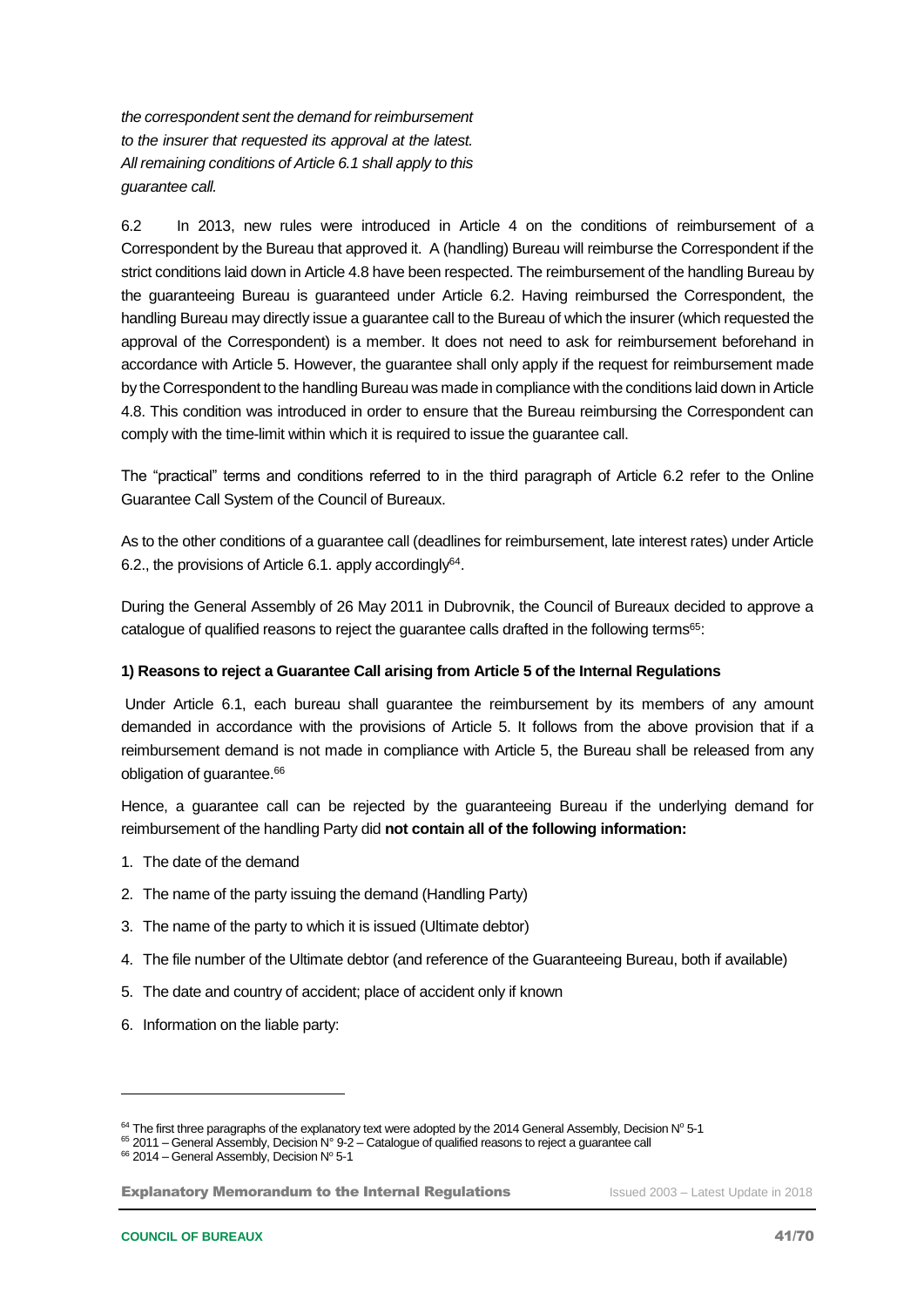*the correspondent sent the demand for reimbursement to the insurer that requested its approval at the latest. All remaining conditions of Article 6.1 shall apply to this guarantee call.*

6.2 In 2013, new rules were introduced in Article 4 on the conditions of reimbursement of a Correspondent by the Bureau that approved it. A (handling) Bureau will reimburse the Correspondent if the strict conditions laid down in Article 4.8 have been respected. The reimbursement of the handling Bureau by the guaranteeing Bureau is guaranteed under Article 6.2. Having reimbursed the Correspondent, the handling Bureau may directly issue a guarantee call to the Bureau of which the insurer (which requested the approval of the Correspondent) is a member. It does not need to ask for reimbursement beforehand in accordance with Article 5. However, the guarantee shall only apply if the request for reimbursement made by the Correspondent to the handling Bureau was made in compliance with the conditions laid down in Article 4.8. This condition was introduced in order to ensure that the Bureau reimbursing the Correspondent can comply with the time-limit within which it is required to issue the guarantee call.

The "practical" terms and conditions referred to in the third paragraph of Article 6.2 refer to the Online Guarantee Call System of the Council of Bureaux.

As to the other conditions of a guarantee call (deadlines for reimbursement, late interest rates) under Article 6.2., the provisions of Article 6.1. apply accordingly[64].

During the General Assembly of 26 May 2011 in Dubrovnik, the Council of Bureaux decided to approve a catalogue of qualified reasons to reject the guarantee calls drafted in the following terms[65]:

**1) Reasons to reject a Guarantee Call arising from Article 5 of the Internal Regulations**

Under Article 6.1, each bureau shall guarantee the reimbursement by its members of any amount demanded in accordance with the provisions of Article 5. It follows from the above provision that if a reimbursement demand is not made in compliance with Article 5, the Bureau shall be released from any obligation of guarantee.[66]

Hence, a guarantee call can be rejected by the guaranteeing Bureau if the underlying demand for reimbursement of the handling Party did **not contain all of the following information:**

1. The date of the demand
2. The name of the party issuing the demand (Handling Party)
3. The name of the party to which it is issued (Ultimate debtor)
4. The file number of the Ultimate debtor (and reference of the Guaranteeing Bureau, both if available)
5. The date and country of accident; place of accident only if known
6. Information on the liable party:

---

[64] The first three paragraphs of the explanatory text were adopted by the 2014 General Assembly, Decision Nº 5-1

[65] 2011 – General Assembly, Decision N° 9-2 – Catalogue of qualified reasons to reject a guarantee call

[66] 2014 – General Assembly, Decision Nº 5-1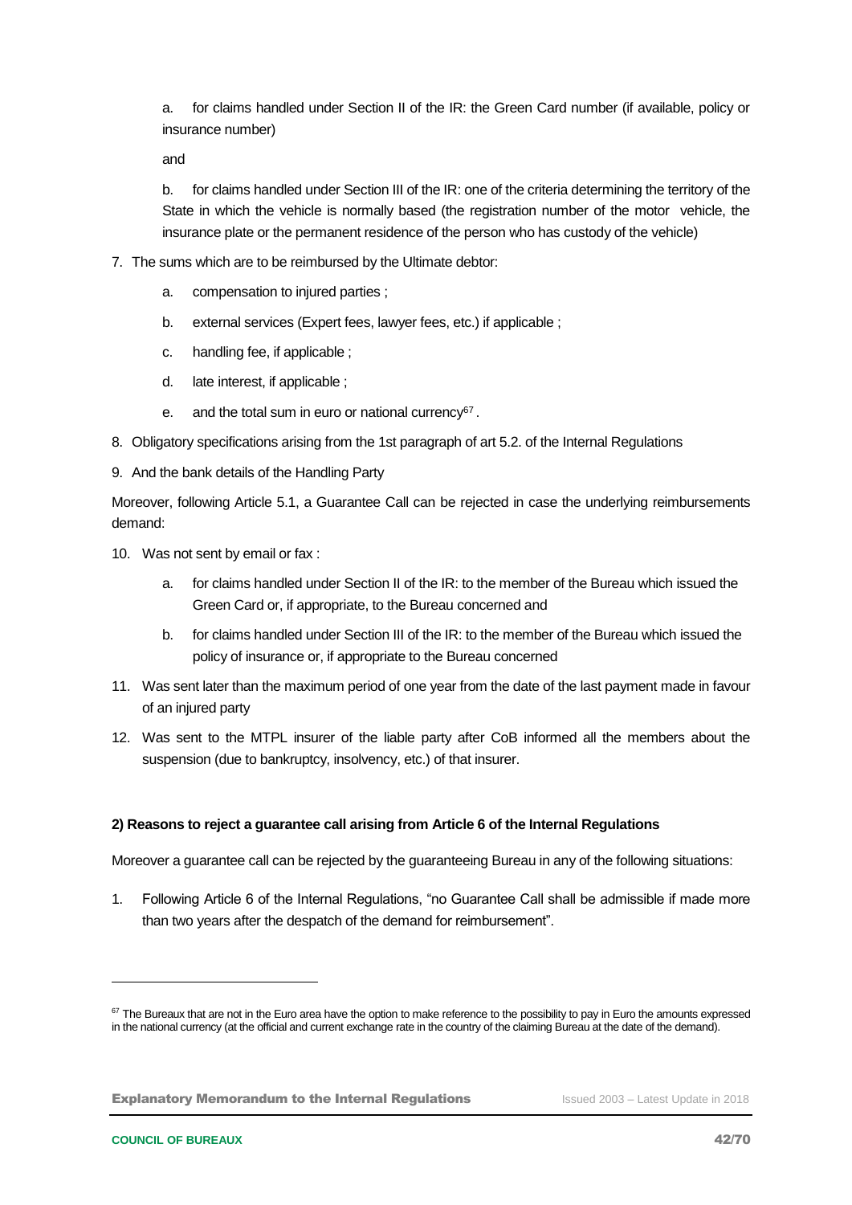a. for claims handled under Section II of the IR: the Green Card number (if available, policy or insurance number)

and

b. for claims handled under Section III of the IR: one of the criteria determining the territory of the State in which the vehicle is normally based (the registration number of the motor vehicle, the insurance plate or the permanent residence of the person who has custody of the vehicle)

7. The sums which are to be reimbursed by the Ultimate debtor:
   a. compensation to injured parties ;
   b. external services (Expert fees, lawyer fees, etc.) if applicable ;
   c. handling fee, if applicable ;
   d. late interest, if applicable ;
   e. and the total sum in euro or national currency[67] .
8. Obligatory specifications arising from the 1st paragraph of art 5.2. of the Internal Regulations
9. And the bank details of the Handling Party

Moreover, following Article 5.1, a Guarantee Call can be rejected in case the underlying reimbursements demand:

10. Was not sent by email or fax :
    a. for claims handled under Section II of the IR: to the member of the Bureau which issued the Green Card or, if appropriate, to the Bureau concerned and
    b. for claims handled under Section III of the IR: to the member of the Bureau which issued the policy of insurance or, if appropriate to the Bureau concerned
11. Was sent later than the maximum period of one year from the date of the last payment made in favour of an injured party
12. Was sent to the MTPL insurer of the liable party after CoB informed all the members about the suspension (due to bankruptcy, insolvency, etc.) of that insurer.

**2) Reasons to reject a guarantee call arising from Article 6 of the Internal Regulations**

Moreover a guarantee call can be rejected by the guaranteeing Bureau in any of the following situations:

1. Following Article 6 of the Internal Regulations, "no Guarantee Call shall be admissible if made more than two years after the despatch of the demand for reimbursement".

[67] The Bureaux that are not in the Euro area have the option to make reference to the possibility to pay in Euro the amounts expressed in the national currency (at the official and current exchange rate in the country of the claiming Bureau at the date of the demand).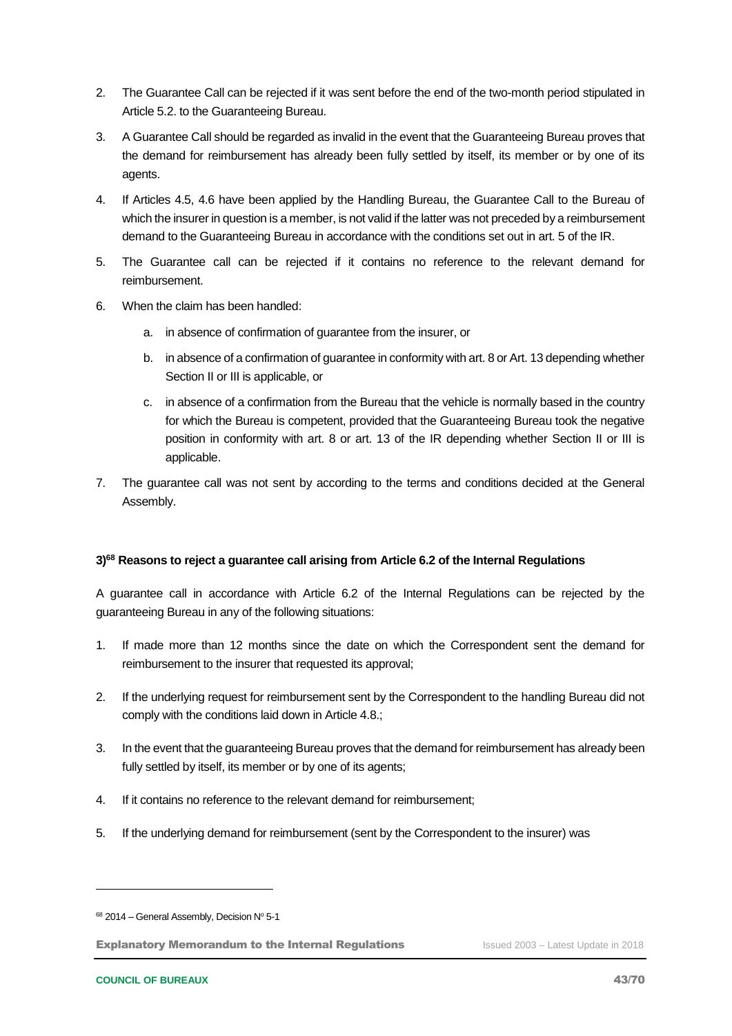2. The Guarantee Call can be rejected if it was sent before the end of the two-month period stipulated in Article 5.2. to the Guaranteeing Bureau.

3. A Guarantee Call should be regarded as invalid in the event that the Guaranteeing Bureau proves that the demand for reimbursement has already been fully settled by itself, its member or by one of its agents.

4. If Articles 4.5, 4.6 have been applied by the Handling Bureau, the Guarantee Call to the Bureau of which the insurer in question is a member, is not valid if the latter was not preceded by a reimbursement demand to the Guaranteeing Bureau in accordance with the conditions set out in art. 5 of the IR.

5. The Guarantee call can be rejected if it contains no reference to the relevant demand for reimbursement.

6. When the claim has been handled:

   a. in absence of confirmation of guarantee from the insurer, or

   b. in absence of a confirmation of guarantee in conformity with art. 8 or Art. 13 depending whether Section II or III is applicable, or

   c. in absence of a confirmation from the Bureau that the vehicle is normally based in the country for which the Bureau is competent, provided that the Guaranteeing Bureau took the negative position in conformity with art. 8 or art. 13 of the IR depending whether Section II or III is applicable.

7. The guarantee call was not sent by according to the terms and conditions decided at the General Assembly.

**3)[68] Reasons to reject a guarantee call arising from Article 6.2 of the Internal Regulations**

A guarantee call in accordance with Article 6.2 of the Internal Regulations can be rejected by the guaranteeing Bureau in any of the following situations:

1. If made more than 12 months since the date on which the Correspondent sent the demand for reimbursement to the insurer that requested its approval;

2. If the underlying request for reimbursement sent by the Correspondent to the handling Bureau did not comply with the conditions laid down in Article 4.8.;

3. In the event that the guaranteeing Bureau proves that the demand for reimbursement has already been fully settled by itself, its member or by one of its agents;

4. If it contains no reference to the relevant demand for reimbursement;

5. If the underlying demand for reimbursement (sent by the Correspondent to the insurer) was

[68] 2014 – General Assembly, Decision Nº 5-1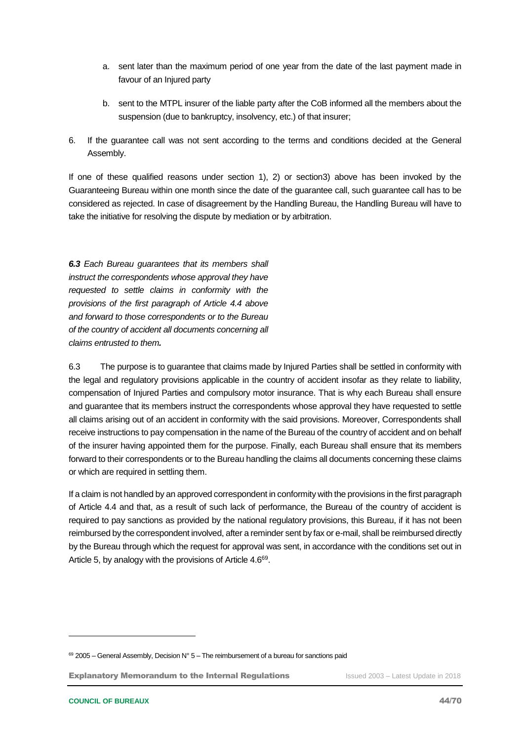a. sent later than the maximum period of one year from the date of the last payment made in favour of an Injured party

b. sent to the MTPL insurer of the liable party after the CoB informed all the members about the suspension (due to bankruptcy, insolvency, etc.) of that insurer;

6. If the guarantee call was not sent according to the terms and conditions decided at the General Assembly.

If one of these qualified reasons under section 1), 2) or section3) above has been invoked by the Guaranteeing Bureau within one month since the date of the guarantee call, such guarantee call has to be considered as rejected. In case of disagreement by the Handling Bureau, the Handling Bureau will have to take the initiative for resolving the dispute by mediation or by arbitration.

***6.3*** *Each Bureau guarantees that its members shall instruct the correspondents whose approval they have requested to settle claims in conformity with the provisions of the first paragraph of Article 4.4 above and forward to those correspondents or to the Bureau of the country of accident all documents concerning all claims entrusted to them.*

6.3 The purpose is to guarantee that claims made by Injured Parties shall be settled in conformity with the legal and regulatory provisions applicable in the country of accident insofar as they relate to liability, compensation of Injured Parties and compulsory motor insurance. That is why each Bureau shall ensure and guarantee that its members instruct the correspondents whose approval they have requested to settle all claims arising out of an accident in conformity with the said provisions. Moreover, Correspondents shall receive instructions to pay compensation in the name of the Bureau of the country of accident and on behalf of the insurer having appointed them for the purpose. Finally, each Bureau shall ensure that its members forward to their correspondents or to the Bureau handling the claims all documents concerning these claims or which are required in settling them.

If a claim is not handled by an approved correspondent in conformity with the provisions in the first paragraph of Article 4.4 and that, as a result of such lack of performance, the Bureau of the country of accident is required to pay sanctions as provided by the national regulatory provisions, this Bureau, if it has not been reimbursed by the correspondent involved, after a reminder sent by fax or e-mail, shall be reimbursed directly by the Bureau through which the request for approval was sent, in accordance with the conditions set out in Article 5, by analogy with the provisions of Article 4.6[69].

[69] 2005 – General Assembly, Decision N° 5 – The reimbursement of a bureau for sanctions paid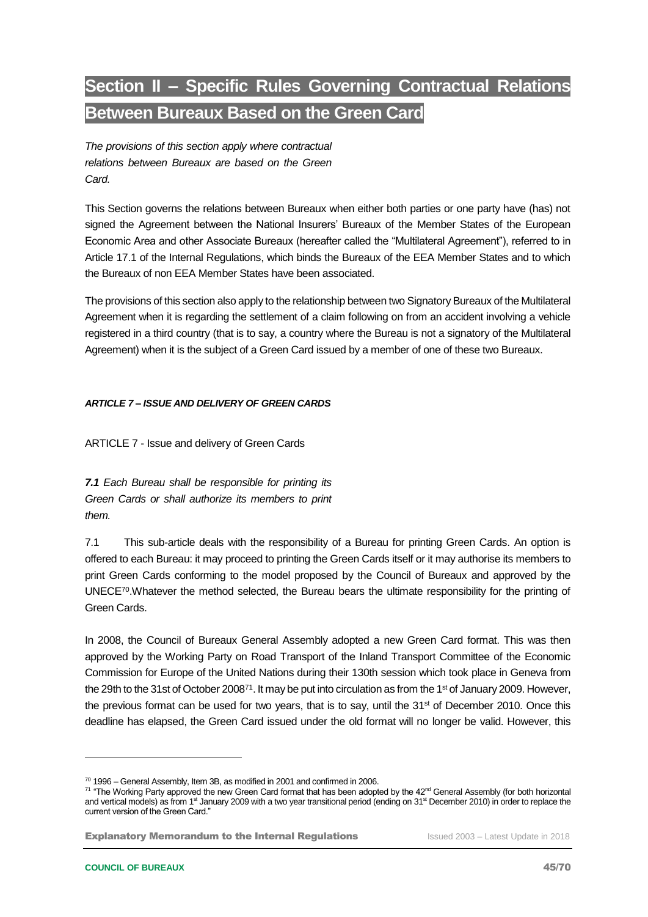# Section II – Specific Rules Governing Contractual Relations Between Bureaux Based on the Green Card

*The provisions of this section apply where contractual relations between Bureaux are based on the Green Card.*

This Section governs the relations between Bureaux when either both parties or one party have (has) not signed the Agreement between the National Insurers' Bureaux of the Member States of the European Economic Area and other Associate Bureaux (hereafter called the "Multilateral Agreement"), referred to in Article 17.1 of the Internal Regulations, which binds the Bureaux of the EEA Member States and to which the Bureaux of non EEA Member States have been associated.

The provisions of this section also apply to the relationship between two Signatory Bureaux of the Multilateral Agreement when it is regarding the settlement of a claim following on from an accident involving a vehicle registered in a third country (that is to say, a country where the Bureau is not a signatory of the Multilateral Agreement) when it is the subject of a Green Card issued by a member of one of these two Bureaux.

***ARTICLE 7 – ISSUE AND DELIVERY OF GREEN CARDS***

ARTICLE 7 - Issue and delivery of Green Cards

***7.1*** *Each Bureau shall be responsible for printing its Green Cards or shall authorize its members to print them.*

7.1 This sub-article deals with the responsibility of a Bureau for printing Green Cards. An option is offered to each Bureau: it may proceed to printing the Green Cards itself or it may authorise its members to print Green Cards conforming to the model proposed by the Council of Bureaux and approved by the UNECE[70].Whatever the method selected, the Bureau bears the ultimate responsibility for the printing of Green Cards.

In 2008, the Council of Bureaux General Assembly adopted a new Green Card format. This was then approved by the Working Party on Road Transport of the Inland Transport Committee of the Economic Commission for Europe of the United Nations during their 130th session which took place in Geneva from the 29th to the 31st of October 2008[71]. It may be put into circulation as from the 1st of January 2009. However, the previous format can be used for two years, that is to say, until the 31st of December 2010. Once this deadline has elapsed, the Green Card issued under the old format will no longer be valid. However, this

[70] 1996 – General Assembly, Item 3B, as modified in 2001 and confirmed in 2006.

[71] "The Working Party approved the new Green Card format that has been adopted by the 42nd General Assembly (for both horizontal and vertical models) as from 1st January 2009 with a two year transitional period (ending on 31st December 2010) in order to replace the current version of the Green Card."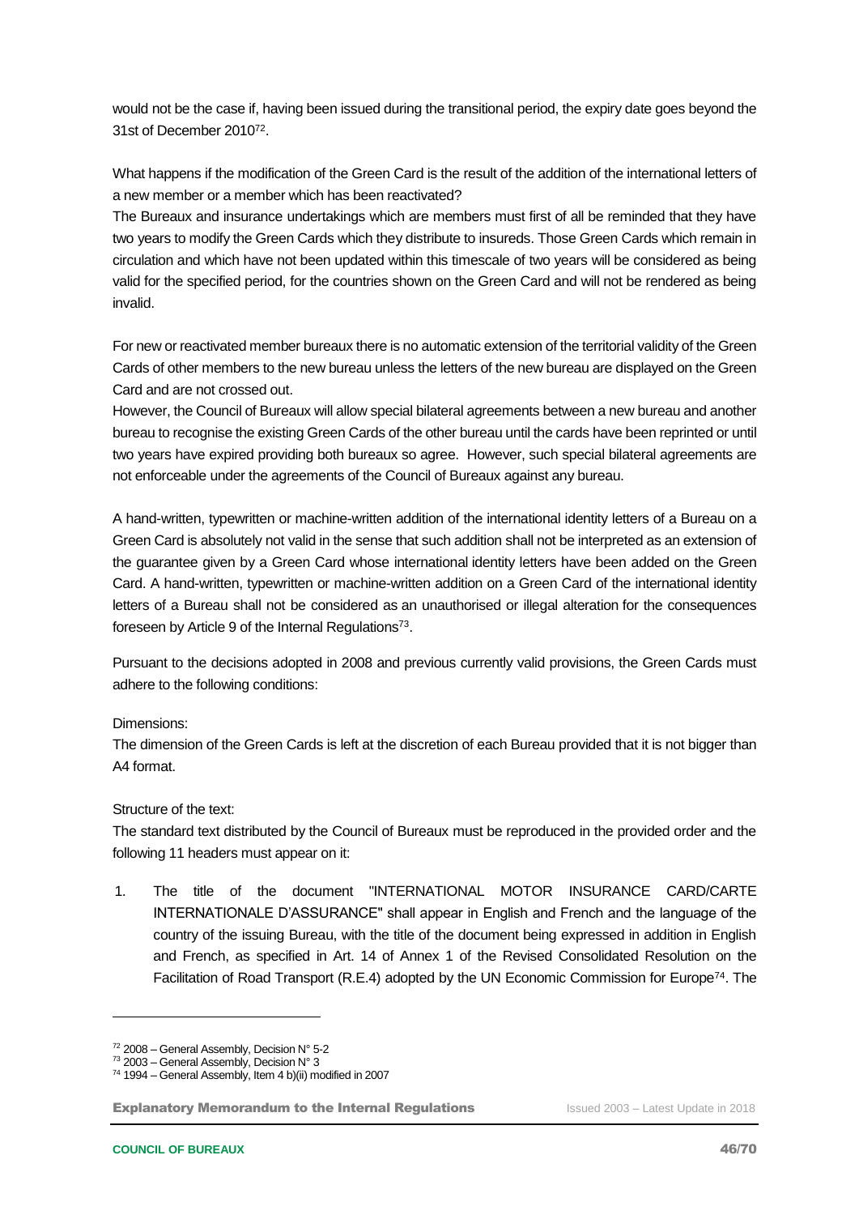would not be the case if, having been issued during the transitional period, the expiry date goes beyond the 31st of December 2010[72].

What happens if the modification of the Green Card is the result of the addition of the international letters of a new member or a member which has been reactivated?

The Bureaux and insurance undertakings which are members must first of all be reminded that they have two years to modify the Green Cards which they distribute to insureds. Those Green Cards which remain in circulation and which have not been updated within this timescale of two years will be considered as being valid for the specified period, for the countries shown on the Green Card and will not be rendered as being invalid.

For new or reactivated member bureaux there is no automatic extension of the territorial validity of the Green Cards of other members to the new bureau unless the letters of the new bureau are displayed on the Green Card and are not crossed out.

However, the Council of Bureaux will allow special bilateral agreements between a new bureau and another bureau to recognise the existing Green Cards of the other bureau until the cards have been reprinted or until two years have expired providing both bureaux so agree. However, such special bilateral agreements are not enforceable under the agreements of the Council of Bureaux against any bureau.

A hand-written, typewritten or machine-written addition of the international identity letters of a Bureau on a Green Card is absolutely not valid in the sense that such addition shall not be interpreted as an extension of the guarantee given by a Green Card whose international identity letters have been added on the Green Card. A hand-written, typewritten or machine-written addition on a Green Card of the international identity letters of a Bureau shall not be considered as an unauthorised or illegal alteration for the consequences foreseen by Article 9 of the Internal Regulations[73].

Pursuant to the decisions adopted in 2008 and previous currently valid provisions, the Green Cards must adhere to the following conditions:

Dimensions:

The dimension of the Green Cards is left at the discretion of each Bureau provided that it is not bigger than A4 format.

Structure of the text:

The standard text distributed by the Council of Bureaux must be reproduced in the provided order and the following 11 headers must appear on it:

1. The title of the document "INTERNATIONAL MOTOR INSURANCE CARD/CARTE INTERNATIONALE D'ASSURANCE" shall appear in English and French and the language of the country of the issuing Bureau, with the title of the document being expressed in addition in English and French, as specified in Art. 14 of Annex 1 of the Revised Consolidated Resolution on the Facilitation of Road Transport (R.E.4) adopted by the UN Economic Commission for Europe[74]. The

---

[72] 2008 – General Assembly, Decision N° 5-2

[73] 2003 – General Assembly, Decision N° 3

[74] 1994 – General Assembly, Item 4 b)(ii) modified in 2007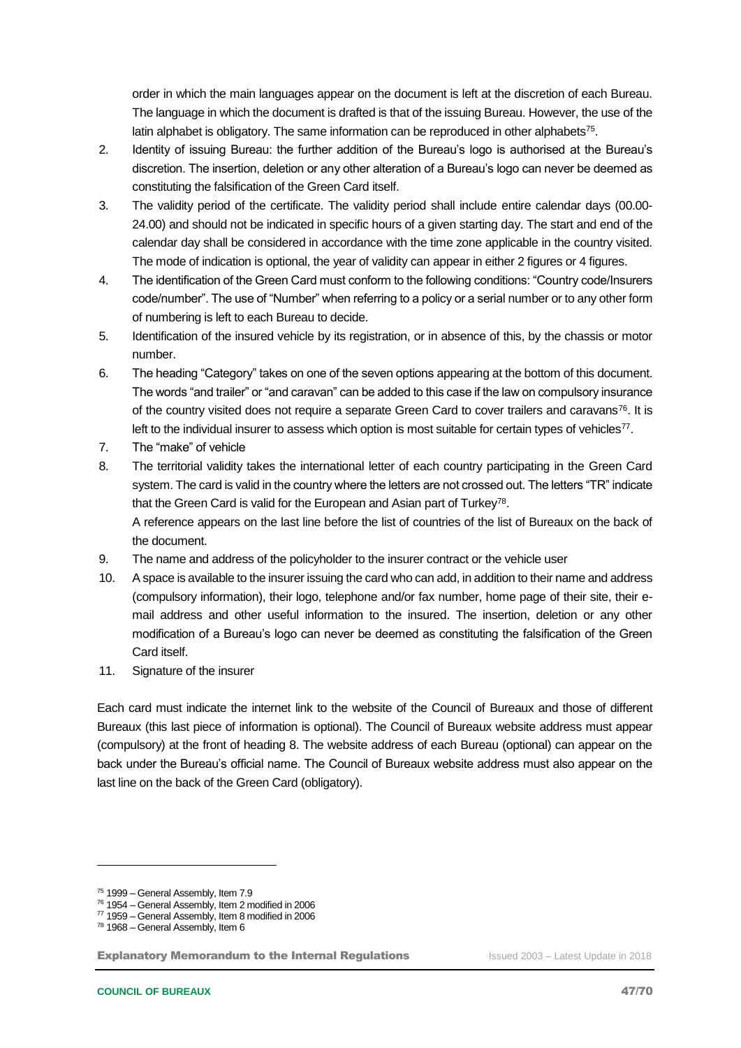order in which the main languages appear on the document is left at the discretion of each Bureau. The language in which the document is drafted is that of the issuing Bureau. However, the use of the latin alphabet is obligatory. The same information can be reproduced in other alphabets[75].

2. Identity of issuing Bureau: the further addition of the Bureau's logo is authorised at the Bureau's discretion. The insertion, deletion or any other alteration of a Bureau's logo can never be deemed as constituting the falsification of the Green Card itself.
3. The validity period of the certificate. The validity period shall include entire calendar days (00.00-24.00) and should not be indicated in specific hours of a given starting day. The start and end of the calendar day shall be considered in accordance with the time zone applicable in the country visited. The mode of indication is optional, the year of validity can appear in either 2 figures or 4 figures.
4. The identification of the Green Card must conform to the following conditions: "Country code/Insurers code/number". The use of "Number" when referring to a policy or a serial number or to any other form of numbering is left to each Bureau to decide.
5. Identification of the insured vehicle by its registration, or in absence of this, by the chassis or motor number.
6. The heading "Category" takes on one of the seven options appearing at the bottom of this document. The words "and trailer" or "and caravan" can be added to this case if the law on compulsory insurance of the country visited does not require a separate Green Card to cover trailers and caravans[76]. It is left to the individual insurer to assess which option is most suitable for certain types of vehicles[77].
7. The "make" of vehicle
8. The territorial validity takes the international letter of each country participating in the Green Card system. The card is valid in the country where the letters are not crossed out. The letters "TR" indicate that the Green Card is valid for the European and Asian part of Turkey[78].
   A reference appears on the last line before the list of countries of the list of Bureaux on the back of the document.
9. The name and address of the policyholder to the insurer contract or the vehicle user
10. A space is available to the insurer issuing the card who can add, in addition to their name and address (compulsory information), their logo, telephone and/or fax number, home page of their site, their e-mail address and other useful information to the insured. The insertion, deletion or any other modification of a Bureau's logo can never be deemed as constituting the falsification of the Green Card itself.
11. Signature of the insurer

Each card must indicate the internet link to the website of the Council of Bureaux and those of different Bureaux (this last piece of information is optional). The Council of Bureaux website address must appear (compulsory) at the front of heading 8. The website address of each Bureau (optional) can appear on the back under the Bureau's official name. The Council of Bureaux website address must also appear on the last line on the back of the Green Card (obligatory).

---

[75] 1999 – General Assembly, Item 7.9

[76] 1954 – General Assembly, Item 2 modified in 2006

[77] 1959 – General Assembly, Item 8 modified in 2006

[78] 1968 – General Assembly, Item 6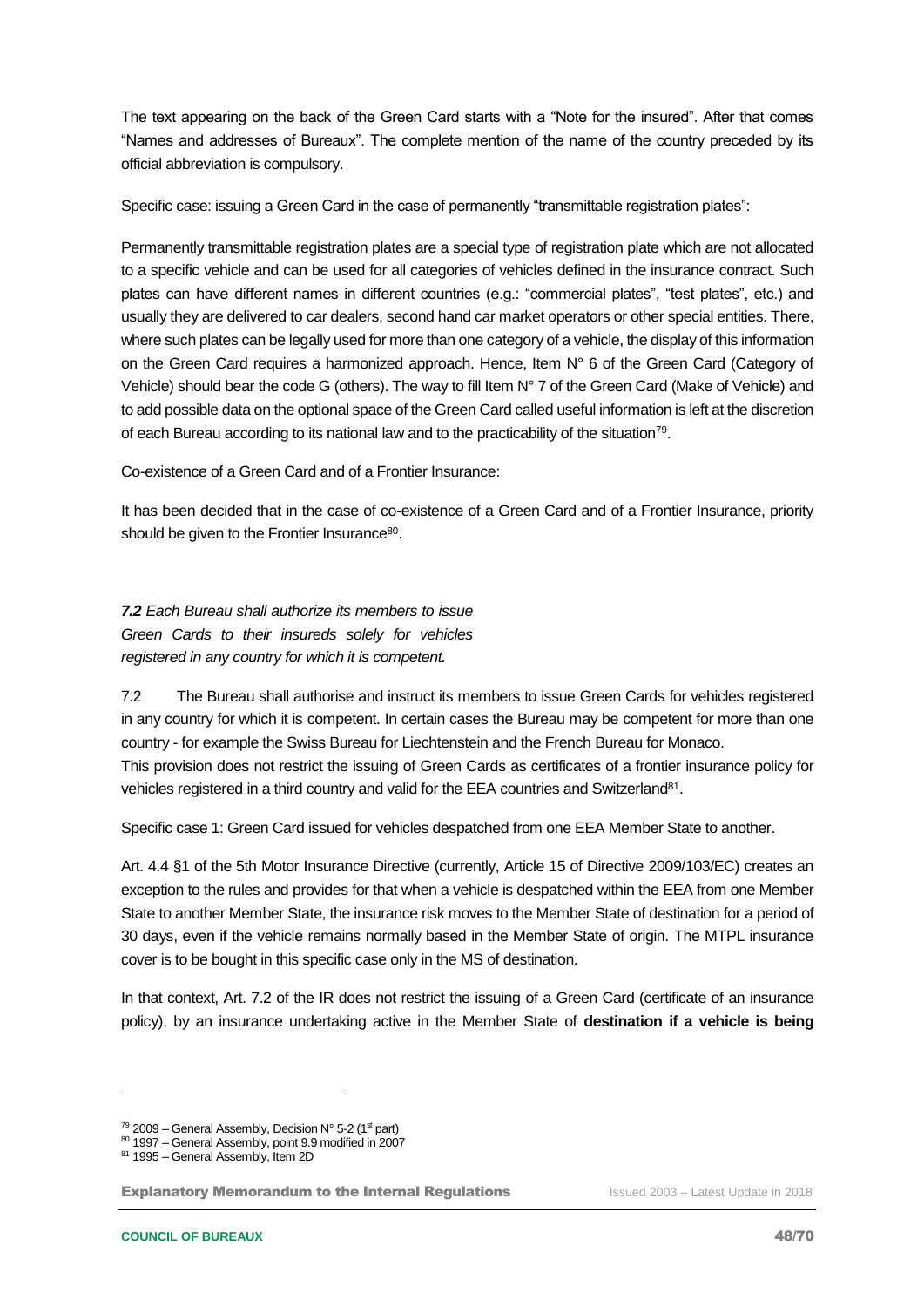The text appearing on the back of the Green Card starts with a "Note for the insured". After that comes "Names and addresses of Bureaux". The complete mention of the name of the country preceded by its official abbreviation is compulsory.

Specific case: issuing a Green Card in the case of permanently "transmittable registration plates":

Permanently transmittable registration plates are a special type of registration plate which are not allocated to a specific vehicle and can be used for all categories of vehicles defined in the insurance contract. Such plates can have different names in different countries (e.g.: "commercial plates", "test plates", etc.) and usually they are delivered to car dealers, second hand car market operators or other special entities. There, where such plates can be legally used for more than one category of a vehicle, the display of this information on the Green Card requires a harmonized approach. Hence, Item N° 6 of the Green Card (Category of Vehicle) should bear the code G (others). The way to fill Item N° 7 of the Green Card (Make of Vehicle) and to add possible data on the optional space of the Green Card called useful information is left at the discretion of each Bureau according to its national law and to the practicability of the situation[79].

Co-existence of a Green Card and of a Frontier Insurance:

It has been decided that in the case of co-existence of a Green Card and of a Frontier Insurance, priority should be given to the Frontier Insurance[80].

***7.2*** *Each Bureau shall authorize its members to issue Green Cards to their insureds solely for vehicles registered in any country for which it is competent.*

7.2 The Bureau shall authorise and instruct its members to issue Green Cards for vehicles registered in any country for which it is competent. In certain cases the Bureau may be competent for more than one country - for example the Swiss Bureau for Liechtenstein and the French Bureau for Monaco.
This provision does not restrict the issuing of Green Cards as certificates of a frontier insurance policy for vehicles registered in a third country and valid for the EEA countries and Switzerland[81].

Specific case 1: Green Card issued for vehicles despatched from one EEA Member State to another.

Art. 4.4 §1 of the 5th Motor Insurance Directive (currently, Article 15 of Directive 2009/103/EC) creates an exception to the rules and provides for that when a vehicle is despatched within the EEA from one Member State to another Member State, the insurance risk moves to the Member State of destination for a period of 30 days, even if the vehicle remains normally based in the Member State of origin. The MTPL insurance cover is to be bought in this specific case only in the MS of destination.

In that context, Art. 7.2 of the IR does not restrict the issuing of a Green Card (certificate of an insurance policy), by an insurance undertaking active in the Member State of **destination if a vehicle is being**

---

[79] 2009 – General Assembly, Decision N° 5-2 (1st part)
[80] 1997 – General Assembly, point 9.9 modified in 2007
[81] 1995 – General Assembly, Item 2D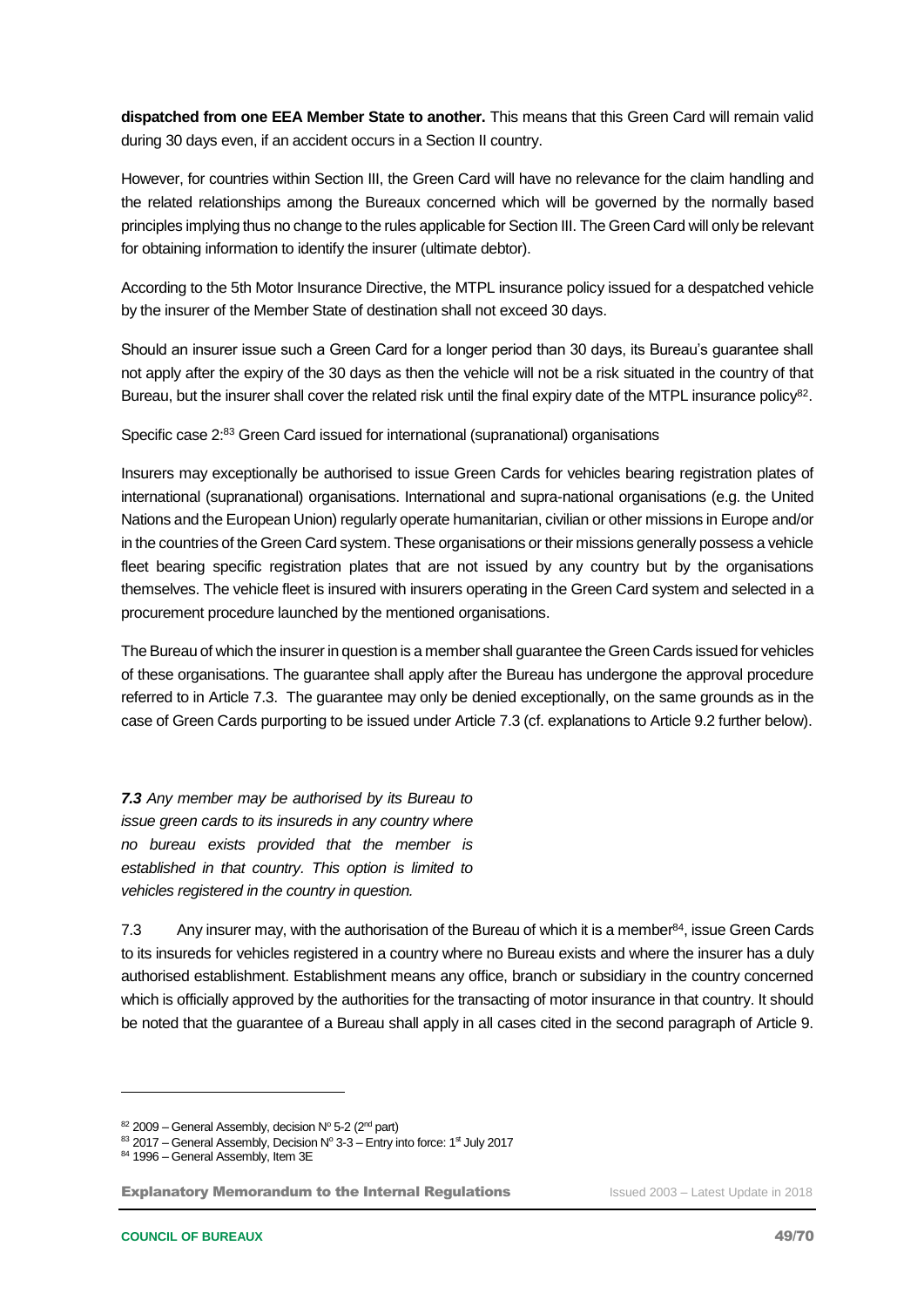**dispatched from one EEA Member State to another.** This means that this Green Card will remain valid during 30 days even, if an accident occurs in a Section II country.

However, for countries within Section III, the Green Card will have no relevance for the claim handling and the related relationships among the Bureaux concerned which will be governed by the normally based principles implying thus no change to the rules applicable for Section III. The Green Card will only be relevant for obtaining information to identify the insurer (ultimate debtor).

According to the 5th Motor Insurance Directive, the MTPL insurance policy issued for a despatched vehicle by the insurer of the Member State of destination shall not exceed 30 days.

Should an insurer issue such a Green Card for a longer period than 30 days, its Bureau's guarantee shall not apply after the expiry of the 30 days as then the vehicle will not be a risk situated in the country of that Bureau, but the insurer shall cover the related risk until the final expiry date of the MTPL insurance policy[82].

Specific case 2:[83] Green Card issued for international (supranational) organisations

Insurers may exceptionally be authorised to issue Green Cards for vehicles bearing registration plates of international (supranational) organisations. International and supra-national organisations (e.g. the United Nations and the European Union) regularly operate humanitarian, civilian or other missions in Europe and/or in the countries of the Green Card system. These organisations or their missions generally possess a vehicle fleet bearing specific registration plates that are not issued by any country but by the organisations themselves. The vehicle fleet is insured with insurers operating in the Green Card system and selected in a procurement procedure launched by the mentioned organisations.

The Bureau of which the insurer in question is a member shall guarantee the Green Cards issued for vehicles of these organisations. The guarantee shall apply after the Bureau has undergone the approval procedure referred to in Article 7.3. The guarantee may only be denied exceptionally, on the same grounds as in the case of Green Cards purporting to be issued under Article 7.3 (cf. explanations to Article 9.2 further below).

***7.3*** *Any member may be authorised by its Bureau to issue green cards to its insureds in any country where no bureau exists provided that the member is established in that country. This option is limited to vehicles registered in the country in question.*

7.3 Any insurer may, with the authorisation of the Bureau of which it is a member[84], issue Green Cards to its insureds for vehicles registered in a country where no Bureau exists and where the insurer has a duly authorised establishment. Establishment means any office, branch or subsidiary in the country concerned which is officially approved by the authorities for the transacting of motor insurance in that country. It should be noted that the guarantee of a Bureau shall apply in all cases cited in the second paragraph of Article 9.

---

[82] 2009 – General Assembly, decision N° 5-2 (2nd part)

[83] 2017 – General Assembly, Decision N° 3-3 – Entry into force: 1st July 2017

[84] 1996 – General Assembly, Item 3E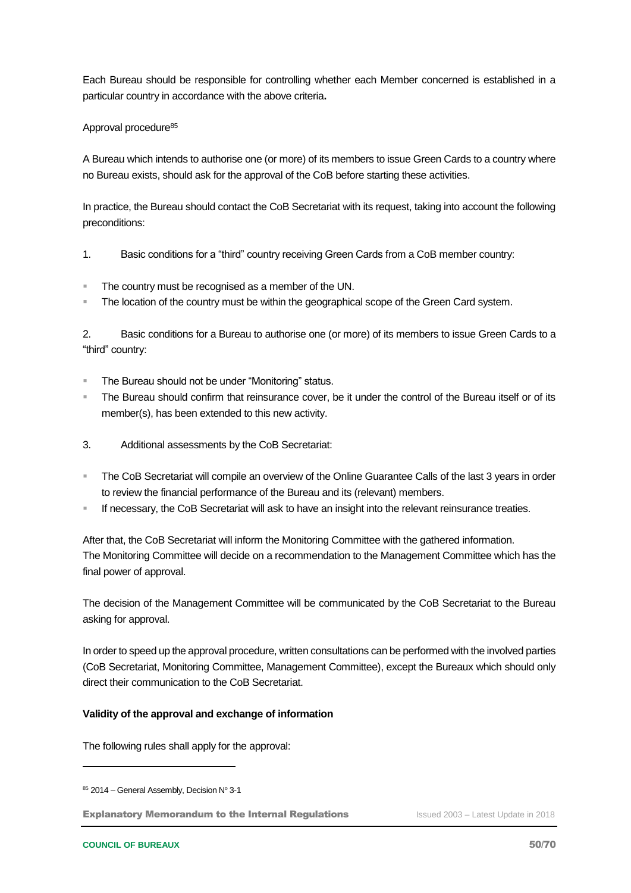Each Bureau should be responsible for controlling whether each Member concerned is established in a particular country in accordance with the above criteria**.**

Approval procedure[85]

A Bureau which intends to authorise one (or more) of its members to issue Green Cards to a country where no Bureau exists, should ask for the approval of the CoB before starting these activities.

In practice, the Bureau should contact the CoB Secretariat with its request, taking into account the following preconditions:

1. Basic conditions for a "third" country receiving Green Cards from a CoB member country:

- The country must be recognised as a member of the UN.
- The location of the country must be within the geographical scope of the Green Card system.

2. Basic conditions for a Bureau to authorise one (or more) of its members to issue Green Cards to a "third" country:

- The Bureau should not be under "Monitoring" status.
- The Bureau should confirm that reinsurance cover, be it under the control of the Bureau itself or of its member(s), has been extended to this new activity.

3. Additional assessments by the CoB Secretariat:

- The CoB Secretariat will compile an overview of the Online Guarantee Calls of the last 3 years in order to review the financial performance of the Bureau and its (relevant) members.
- If necessary, the CoB Secretariat will ask to have an insight into the relevant reinsurance treaties.

After that, the CoB Secretariat will inform the Monitoring Committee with the gathered information.
The Monitoring Committee will decide on a recommendation to the Management Committee which has the final power of approval.

The decision of the Management Committee will be communicated by the CoB Secretariat to the Bureau asking for approval.

In order to speed up the approval procedure, written consultations can be performed with the involved parties (CoB Secretariat, Monitoring Committee, Management Committee), except the Bureaux which should only direct their communication to the CoB Secretariat.

**Validity of the approval and exchange of information**

The following rules shall apply for the approval:

---

[85] 2014 – General Assembly, Decision N° 3-1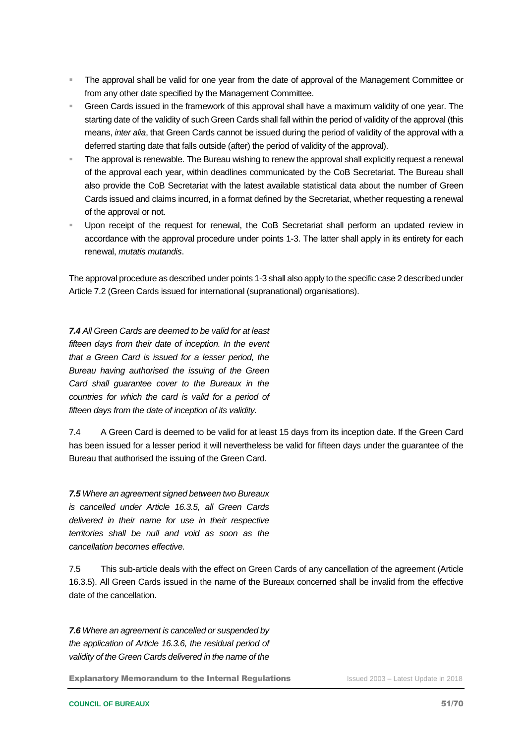- The approval shall be valid for one year from the date of approval of the Management Committee or from any other date specified by the Management Committee.
- Green Cards issued in the framework of this approval shall have a maximum validity of one year. The starting date of the validity of such Green Cards shall fall within the period of validity of the approval (this means, *inter alia*, that Green Cards cannot be issued during the period of validity of the approval with a deferred starting date that falls outside (after) the period of validity of the approval).
- The approval is renewable. The Bureau wishing to renew the approval shall explicitly request a renewal of the approval each year, within deadlines communicated by the CoB Secretariat. The Bureau shall also provide the CoB Secretariat with the latest available statistical data about the number of Green Cards issued and claims incurred, in a format defined by the Secretariat, whether requesting a renewal of the approval or not.
- Upon receipt of the request for renewal, the CoB Secretariat shall perform an updated review in accordance with the approval procedure under points 1-3. The latter shall apply in its entirety for each renewal, *mutatis mutandis*.

The approval procedure as described under points 1-3 shall also apply to the specific case 2 described under Article 7.2 (Green Cards issued for international (supranational) organisations).

***7.4*** *All Green Cards are deemed to be valid for at least fifteen days from their date of inception. In the event that a Green Card is issued for a lesser period, the Bureau having authorised the issuing of the Green Card shall guarantee cover to the Bureaux in the countries for which the card is valid for a period of fifteen days from the date of inception of its validity.*

7.4 A Green Card is deemed to be valid for at least 15 days from its inception date. If the Green Card has been issued for a lesser period it will nevertheless be valid for fifteen days under the guarantee of the Bureau that authorised the issuing of the Green Card.

***7.5*** *Where an agreement signed between two Bureaux is cancelled under Article 16.3.5, all Green Cards delivered in their name for use in their respective territories shall be null and void as soon as the cancellation becomes effective.*

7.5 This sub-article deals with the effect on Green Cards of any cancellation of the agreement (Article 16.3.5). All Green Cards issued in the name of the Bureaux concerned shall be invalid from the effective date of the cancellation.

***7.6*** *Where an agreement is cancelled or suspended by the application of Article 16.3.6, the residual period of validity of the Green Cards delivered in the name of the*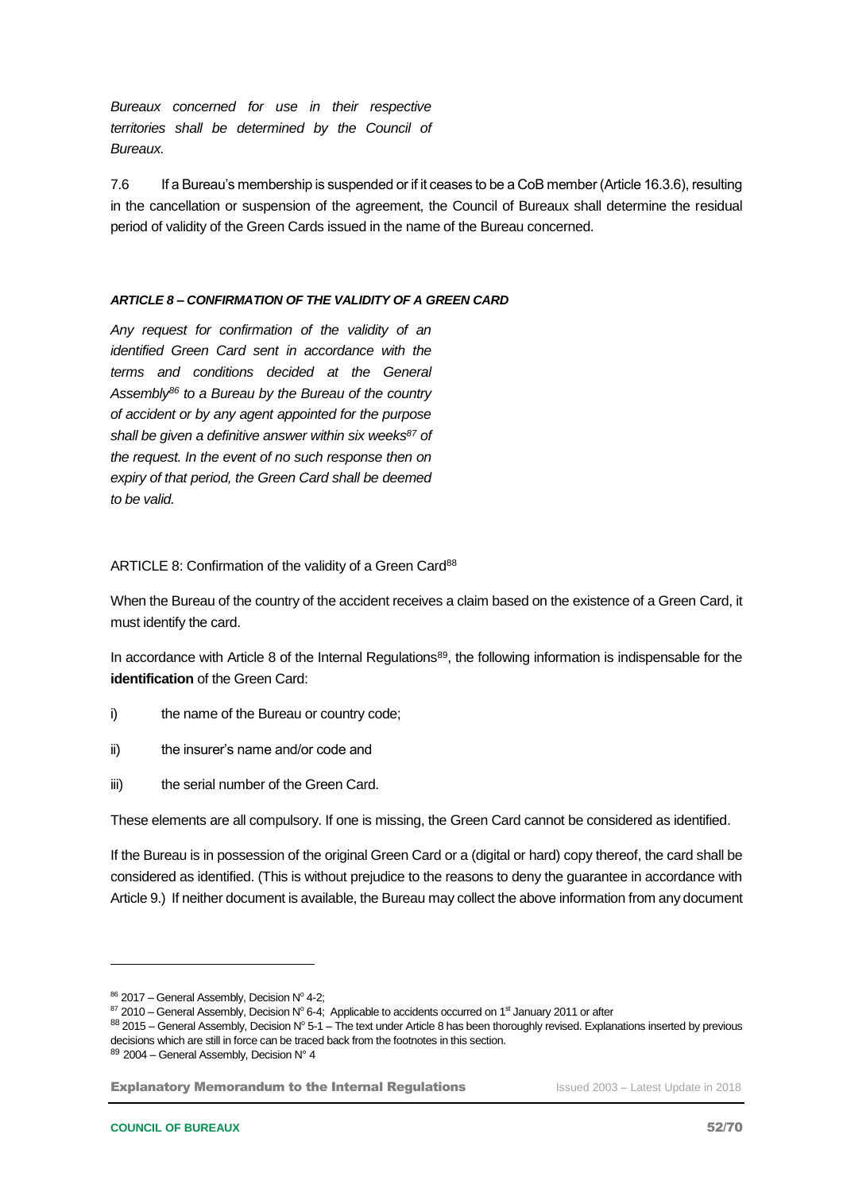*Bureaux concerned for use in their respective territories shall be determined by the Council of Bureaux.*

7.6 If a Bureau's membership is suspended or if it ceases to be a CoB member (Article 16.3.6), resulting in the cancellation or suspension of the agreement, the Council of Bureaux shall determine the residual period of validity of the Green Cards issued in the name of the Bureau concerned.

***ARTICLE 8 – CONFIRMATION OF THE VALIDITY OF A GREEN CARD***

*Any request for confirmation of the validity of an identified Green Card sent in accordance with the terms and conditions decided at the General Assembly*[86] *to a Bureau by the Bureau of the country of accident or by any agent appointed for the purpose shall be given a definitive answer within six weeks*[87] *of the request. In the event of no such response then on expiry of that period, the Green Card shall be deemed to be valid.*

ARTICLE 8: Confirmation of the validity of a Green Card[88]

When the Bureau of the country of the accident receives a claim based on the existence of a Green Card, it must identify the card.

In accordance with Article 8 of the Internal Regulations[89], the following information is indispensable for the **identification** of the Green Card:

i) the name of the Bureau or country code;

ii) the insurer's name and/or code and

iii) the serial number of the Green Card.

These elements are all compulsory. If one is missing, the Green Card cannot be considered as identified.

If the Bureau is in possession of the original Green Card or a (digital or hard) copy thereof, the card shall be considered as identified. (This is without prejudice to the reasons to deny the guarantee in accordance with Article 9.) If neither document is available, the Bureau may collect the above information from any document

---

[86] 2017 – General Assembly, Decision N° 4-2;

[87] 2010 – General Assembly, Decision N° 6-4; Applicable to accidents occurred on 1st January 2011 or after

[88] 2015 – General Assembly, Decision N° 5-1 – The text under Article 8 has been thoroughly revised. Explanations inserted by previous decisions which are still in force can be traced back from the footnotes in this section.

[89] 2004 – General Assembly, Decision N° 4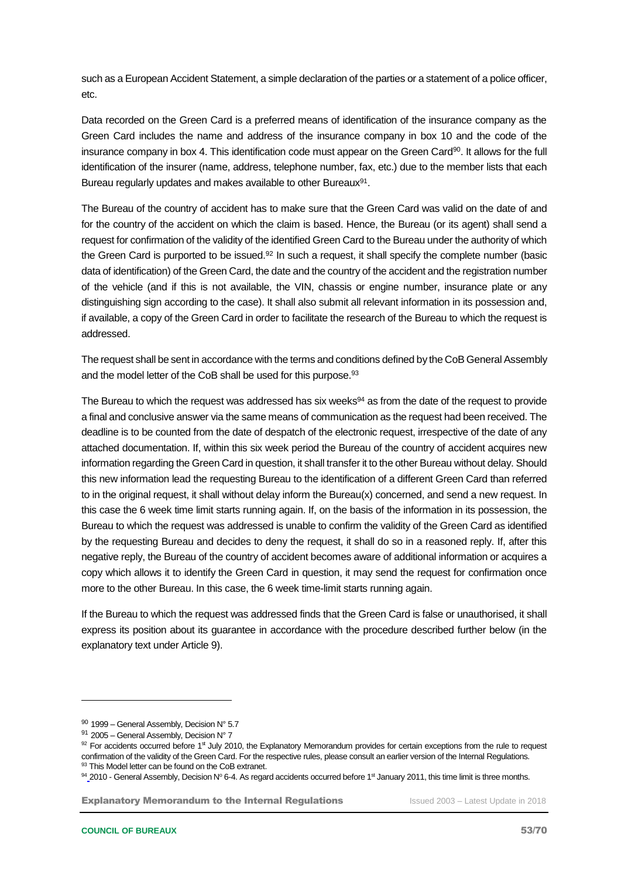such as a European Accident Statement, a simple declaration of the parties or a statement of a police officer, etc.

Data recorded on the Green Card is a preferred means of identification of the insurance company as the Green Card includes the name and address of the insurance company in box 10 and the code of the insurance company in box 4. This identification code must appear on the Green Card[90]. It allows for the full identification of the insurer (name, address, telephone number, fax, etc.) due to the member lists that each Bureau regularly updates and makes available to other Bureaux[91].

The Bureau of the country of accident has to make sure that the Green Card was valid on the date of and for the country of the accident on which the claim is based. Hence, the Bureau (or its agent) shall send a request for confirmation of the validity of the identified Green Card to the Bureau under the authority of which the Green Card is purported to be issued.[92] In such a request, it shall specify the complete number (basic data of identification) of the Green Card, the date and the country of the accident and the registration number of the vehicle (and if this is not available, the VIN, chassis or engine number, insurance plate or any distinguishing sign according to the case). It shall also submit all relevant information in its possession and, if available, a copy of the Green Card in order to facilitate the research of the Bureau to which the request is addressed.

The request shall be sent in accordance with the terms and conditions defined by the CoB General Assembly and the model letter of the CoB shall be used for this purpose.[93]

The Bureau to which the request was addressed has six weeks[94] as from the date of the request to provide a final and conclusive answer via the same means of communication as the request had been received. The deadline is to be counted from the date of despatch of the electronic request, irrespective of the date of any attached documentation. If, within this six week period the Bureau of the country of accident acquires new information regarding the Green Card in question, it shall transfer it to the other Bureau without delay. Should this new information lead the requesting Bureau to the identification of a different Green Card than referred to in the original request, it shall without delay inform the Bureau(x) concerned, and send a new request. In this case the 6 week time limit starts running again. If, on the basis of the information in its possession, the Bureau to which the request was addressed is unable to confirm the validity of the Green Card as identified by the requesting Bureau and decides to deny the request, it shall do so in a reasoned reply. If, after this negative reply, the Bureau of the country of accident becomes aware of additional information or acquires a copy which allows it to identify the Green Card in question, it may send the request for confirmation once more to the other Bureau. In this case, the 6 week time-limit starts running again.

If the Bureau to which the request was addressed finds that the Green Card is false or unauthorised, it shall express its position about its guarantee in accordance with the procedure described further below (in the explanatory text under Article 9).

---

[90] 1999 – General Assembly, Decision N° 5.7

[91] 2005 – General Assembly, Decision N° 7

[92] For accidents occurred before 1st July 2010, the Explanatory Memorandum provides for certain exceptions from the rule to request confirmation of the validity of the Green Card. For the respective rules, please consult an earlier version of the Internal Regulations.

[93] This Model letter can be found on the CoB extranet.

[94] 2010 - General Assembly, Decision N° 6-4. As regard accidents occurred before 1st January 2011, this time limit is three months.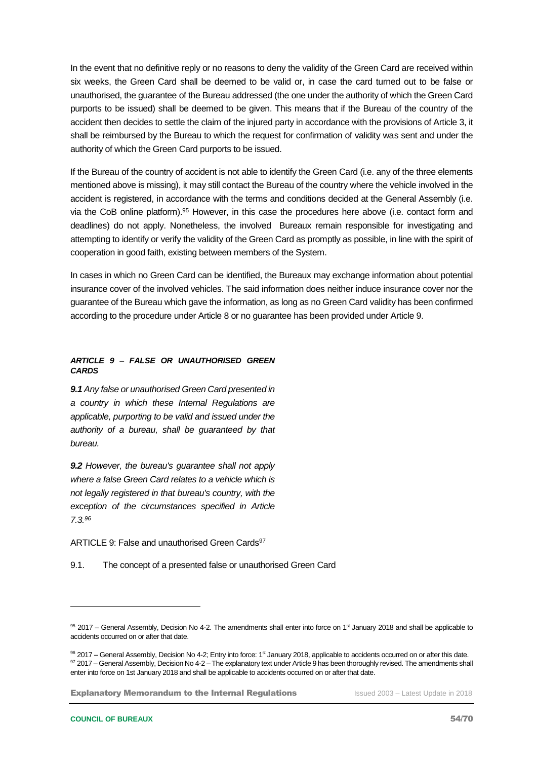In the event that no definitive reply or no reasons to deny the validity of the Green Card are received within six weeks, the Green Card shall be deemed to be valid or, in case the card turned out to be false or unauthorised, the guarantee of the Bureau addressed (the one under the authority of which the Green Card purports to be issued) shall be deemed to be given. This means that if the Bureau of the country of the accident then decides to settle the claim of the injured party in accordance with the provisions of Article 3, it shall be reimbursed by the Bureau to which the request for confirmation of validity was sent and under the authority of which the Green Card purports to be issued.

If the Bureau of the country of accident is not able to identify the Green Card (i.e. any of the three elements mentioned above is missing), it may still contact the Bureau of the country where the vehicle involved in the accident is registered, in accordance with the terms and conditions decided at the General Assembly (i.e. via the CoB online platform).[95] However, in this case the procedures here above (i.e. contact form and deadlines) do not apply. Nonetheless, the involved Bureaux remain responsible for investigating and attempting to identify or verify the validity of the Green Card as promptly as possible, in line with the spirit of cooperation in good faith, existing between members of the System.

In cases in which no Green Card can be identified, the Bureaux may exchange information about potential insurance cover of the involved vehicles. The said information does neither induce insurance cover nor the guarantee of the Bureau which gave the information, as long as no Green Card validity has been confirmed according to the procedure under Article 8 or no guarantee has been provided under Article 9.

***ARTICLE 9 – FALSE OR UNAUTHORISED GREEN CARDS***

***9.1*** *Any false or unauthorised Green Card presented in a country in which these Internal Regulations are applicable, purporting to be valid and issued under the authority of a bureau, shall be guaranteed by that bureau.*

***9.2*** *However, the bureau's guarantee shall not apply where a false Green Card relates to a vehicle which is not legally registered in that bureau's country, with the exception of the circumstances specified in Article 7.3.*[96]

ARTICLE 9: False and unauthorised Green Cards[97]

9.1. The concept of a presented false or unauthorised Green Card

---

[95] 2017 – General Assembly, Decision No 4-2. The amendments shall enter into force on 1st January 2018 and shall be applicable to accidents occurred on or after that date.

[96] 2017 – General Assembly, Decision No 4-2; Entry into force: 1st January 2018, applicable to accidents occurred on or after this date.

[97] 2017 – General Assembly, Decision No 4-2 – The explanatory text under Article 9 has been thoroughly revised. The amendments shall enter into force on 1st January 2018 and shall be applicable to accidents occurred on or after that date.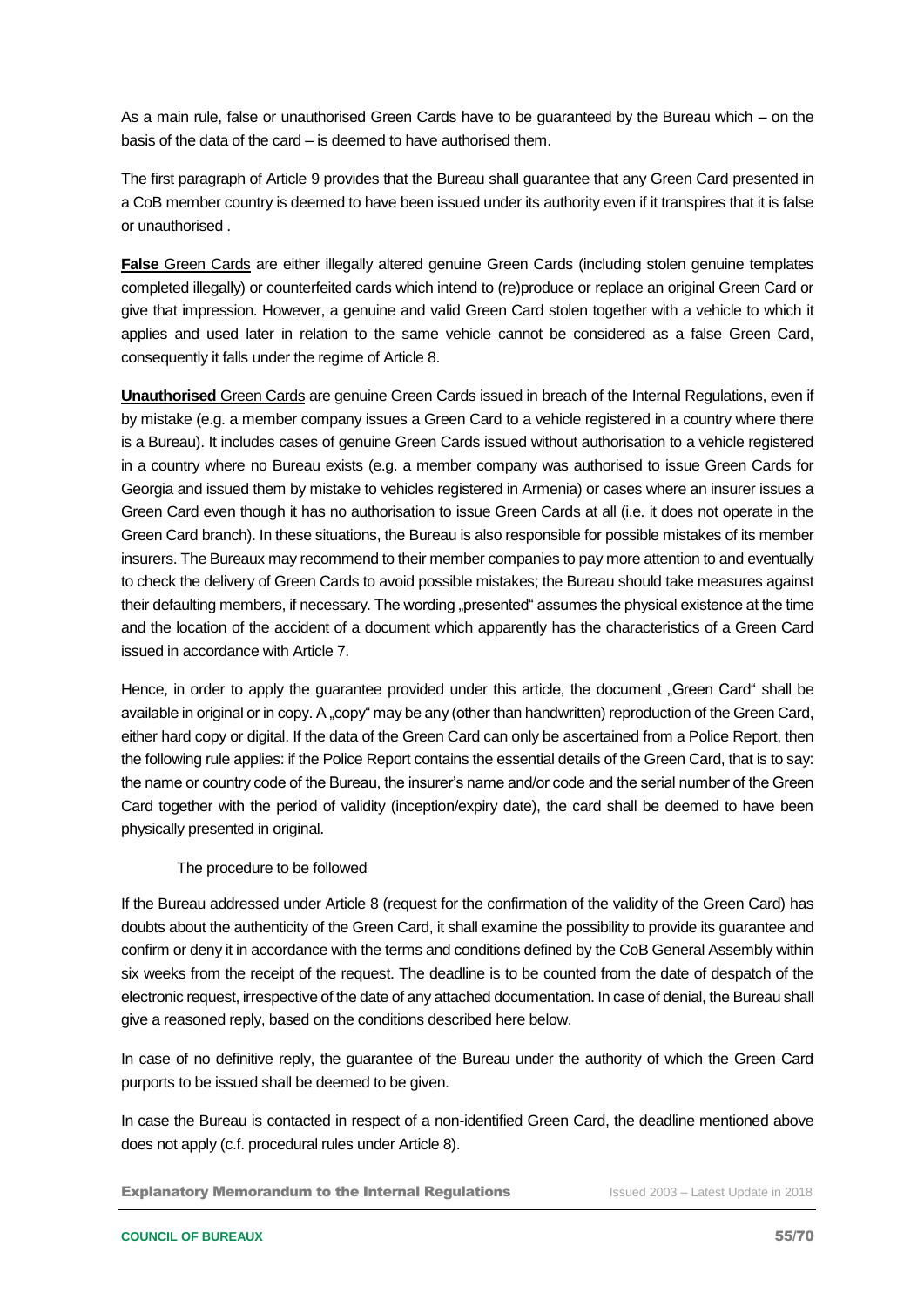As a main rule, false or unauthorised Green Cards have to be guaranteed by the Bureau which – on the basis of the data of the card – is deemed to have authorised them.

The first paragraph of Article 9 provides that the Bureau shall guarantee that any Green Card presented in a CoB member country is deemed to have been issued under its authority even if it transpires that it is false or unauthorised .

**False** Green Cards are either illegally altered genuine Green Cards (including stolen genuine templates completed illegally) or counterfeited cards which intend to (re)produce or replace an original Green Card or give that impression. However, a genuine and valid Green Card stolen together with a vehicle to which it applies and used later in relation to the same vehicle cannot be considered as a false Green Card, consequently it falls under the regime of Article 8.

**Unauthorised** Green Cards are genuine Green Cards issued in breach of the Internal Regulations, even if by mistake (e.g. a member company issues a Green Card to a vehicle registered in a country where there is a Bureau). It includes cases of genuine Green Cards issued without authorisation to a vehicle registered in a country where no Bureau exists (e.g. a member company was authorised to issue Green Cards for Georgia and issued them by mistake to vehicles registered in Armenia) or cases where an insurer issues a Green Card even though it has no authorisation to issue Green Cards at all (i.e. it does not operate in the Green Card branch). In these situations, the Bureau is also responsible for possible mistakes of its member insurers. The Bureaux may recommend to their member companies to pay more attention to and eventually to check the delivery of Green Cards to avoid possible mistakes; the Bureau should take measures against their defaulting members, if necessary. The wording „presented" assumes the physical existence at the time and the location of the accident of a document which apparently has the characteristics of a Green Card issued in accordance with Article 7.

Hence, in order to apply the guarantee provided under this article, the document „Green Card" shall be available in original or in copy. A „copy" may be any (other than handwritten) reproduction of the Green Card, either hard copy or digital. If the data of the Green Card can only be ascertained from a Police Report, then the following rule applies: if the Police Report contains the essential details of the Green Card, that is to say: the name or country code of the Bureau, the insurer's name and/or code and the serial number of the Green Card together with the period of validity (inception/expiry date), the card shall be deemed to have been physically presented in original.

The procedure to be followed

If the Bureau addressed under Article 8 (request for the confirmation of the validity of the Green Card) has doubts about the authenticity of the Green Card, it shall examine the possibility to provide its guarantee and confirm or deny it in accordance with the terms and conditions defined by the CoB General Assembly within six weeks from the receipt of the request. The deadline is to be counted from the date of despatch of the electronic request, irrespective of the date of any attached documentation. In case of denial, the Bureau shall give a reasoned reply, based on the conditions described here below.

In case of no definitive reply, the guarantee of the Bureau under the authority of which the Green Card purports to be issued shall be deemed to be given.

In case the Bureau is contacted in respect of a non-identified Green Card, the deadline mentioned above does not apply (c.f. procedural rules under Article 8).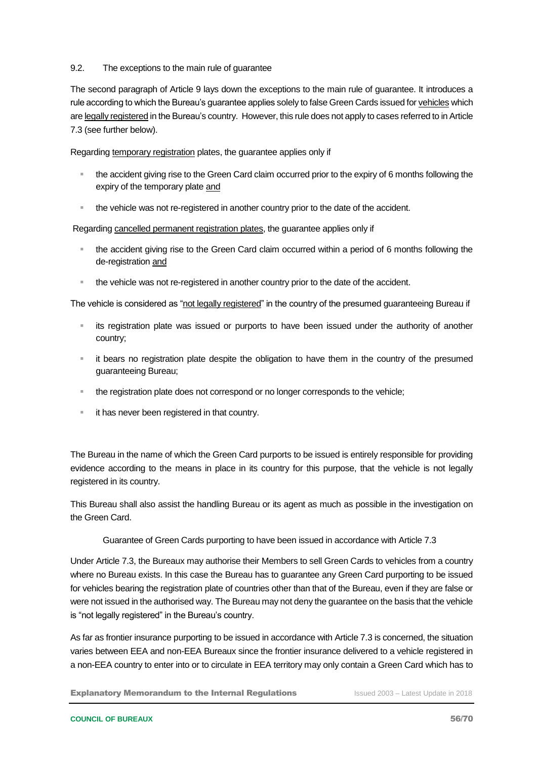### 9.2. The exceptions to the main rule of guarantee

The second paragraph of Article 9 lays down the exceptions to the main rule of guarantee. It introduces a rule according to which the Bureau's guarantee applies solely to false Green Cards issued for <u>vehicles</u> which are <u>legally registered</u> in the Bureau's country. However, this rule does not apply to cases referred to in Article 7.3 (see further below).

Regarding <u>temporary registration</u> plates, the guarantee applies only if

- the accident giving rise to the Green Card claim occurred prior to the expiry of 6 months following the expiry of the temporary plate <u>and</u>
- the vehicle was not re-registered in another country prior to the date of the accident.

Regarding <u>cancelled permanent registration plates</u>, the guarantee applies only if

- the accident giving rise to the Green Card claim occurred within a period of 6 months following the de-registration <u>and</u>
- the vehicle was not re-registered in another country prior to the date of the accident.

The vehicle is considered as "<u>not legally registered</u>" in the country of the presumed guaranteeing Bureau if

- its registration plate was issued or purports to have been issued under the authority of another country;
- it bears no registration plate despite the obligation to have them in the country of the presumed guaranteeing Bureau;
- the registration plate does not correspond or no longer corresponds to the vehicle;
- it has never been registered in that country.

The Bureau in the name of which the Green Card purports to be issued is entirely responsible for providing evidence according to the means in place in its country for this purpose, that the vehicle is not legally registered in its country.

This Bureau shall also assist the handling Bureau or its agent as much as possible in the investigation on the Green Card.

Guarantee of Green Cards purporting to have been issued in accordance with Article 7.3

Under Article 7.3, the Bureaux may authorise their Members to sell Green Cards to vehicles from a country where no Bureau exists. In this case the Bureau has to guarantee any Green Card purporting to be issued for vehicles bearing the registration plate of countries other than that of the Bureau, even if they are false or were not issued in the authorised way. The Bureau may not deny the guarantee on the basis that the vehicle is "not legally registered" in the Bureau's country.

As far as frontier insurance purporting to be issued in accordance with Article 7.3 is concerned, the situation varies between EEA and non-EEA Bureaux since the frontier insurance delivered to a vehicle registered in a non-EEA country to enter into or to circulate in EEA territory may only contain a Green Card which has to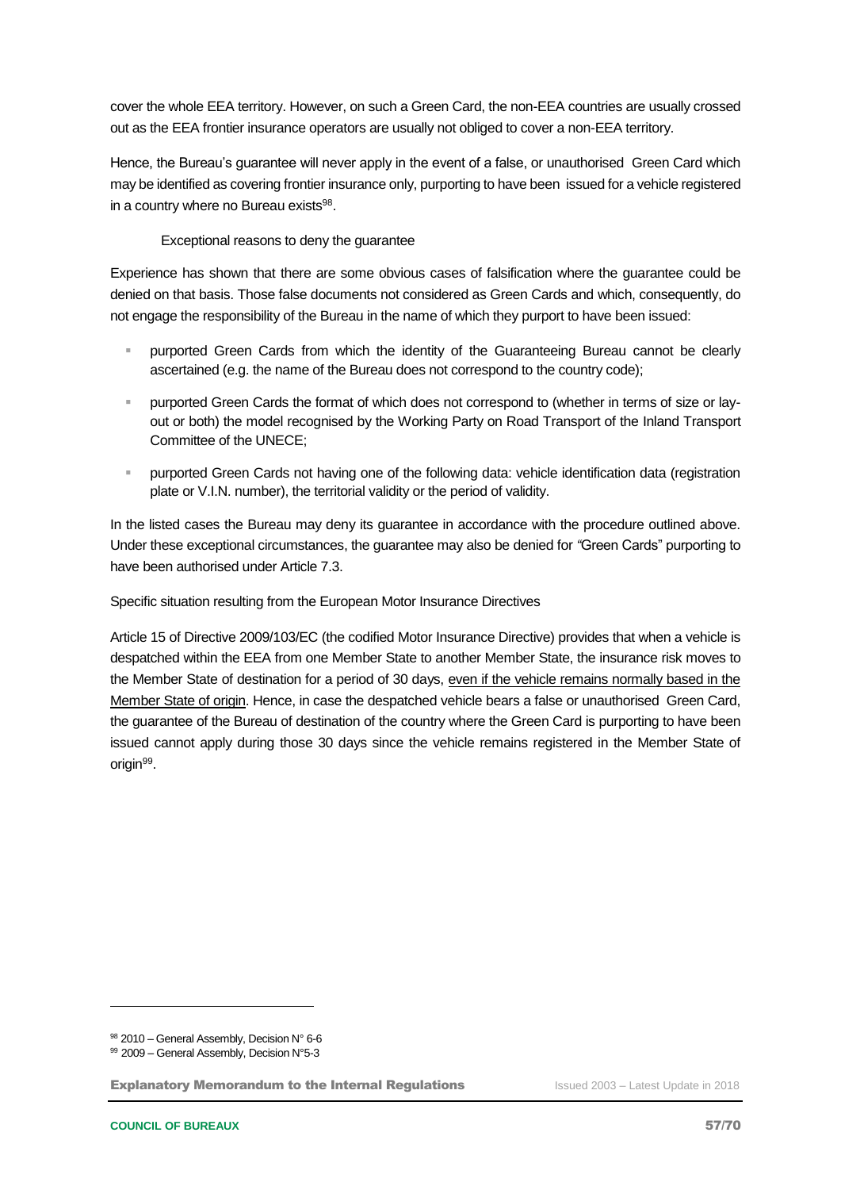cover the whole EEA territory. However, on such a Green Card, the non-EEA countries are usually crossed out as the EEA frontier insurance operators are usually not obliged to cover a non-EEA territory.

Hence, the Bureau's guarantee will never apply in the event of a false, or unauthorised Green Card which may be identified as covering frontier insurance only, purporting to have been issued for a vehicle registered in a country where no Bureau exists[98].

#### Exceptional reasons to deny the guarantee

Experience has shown that there are some obvious cases of falsification where the guarantee could be denied on that basis. Those false documents not considered as Green Cards and which, consequently, do not engage the responsibility of the Bureau in the name of which they purport to have been issued:

- purported Green Cards from which the identity of the Guaranteeing Bureau cannot be clearly ascertained (e.g. the name of the Bureau does not correspond to the country code);
- purported Green Cards the format of which does not correspond to (whether in terms of size or lay-out or both) the model recognised by the Working Party on Road Transport of the Inland Transport Committee of the UNECE;
- purported Green Cards not having one of the following data: vehicle identification data (registration plate or V.I.N. number), the territorial validity or the period of validity.

In the listed cases the Bureau may deny its guarantee in accordance with the procedure outlined above. Under these exceptional circumstances, the guarantee may also be denied for "Green Cards" purporting to have been authorised under Article 7.3.

#### Specific situation resulting from the European Motor Insurance Directives

Article 15 of Directive 2009/103/EC (the codified Motor Insurance Directive) provides that when a vehicle is despatched within the EEA from one Member State to another Member State, the insurance risk moves to the Member State of destination for a period of 30 days, <u>even if the vehicle remains normally based in the Member State of origin</u>. Hence, in case the despatched vehicle bears a false or unauthorised Green Card, the guarantee of the Bureau of destination of the country where the Green Card is purporting to have been issued cannot apply during those 30 days since the vehicle remains registered in the Member State of origin[99].

---

[98] 2010 – General Assembly, Decision N° 6-6

[99] 2009 – General Assembly, Decision N°5-3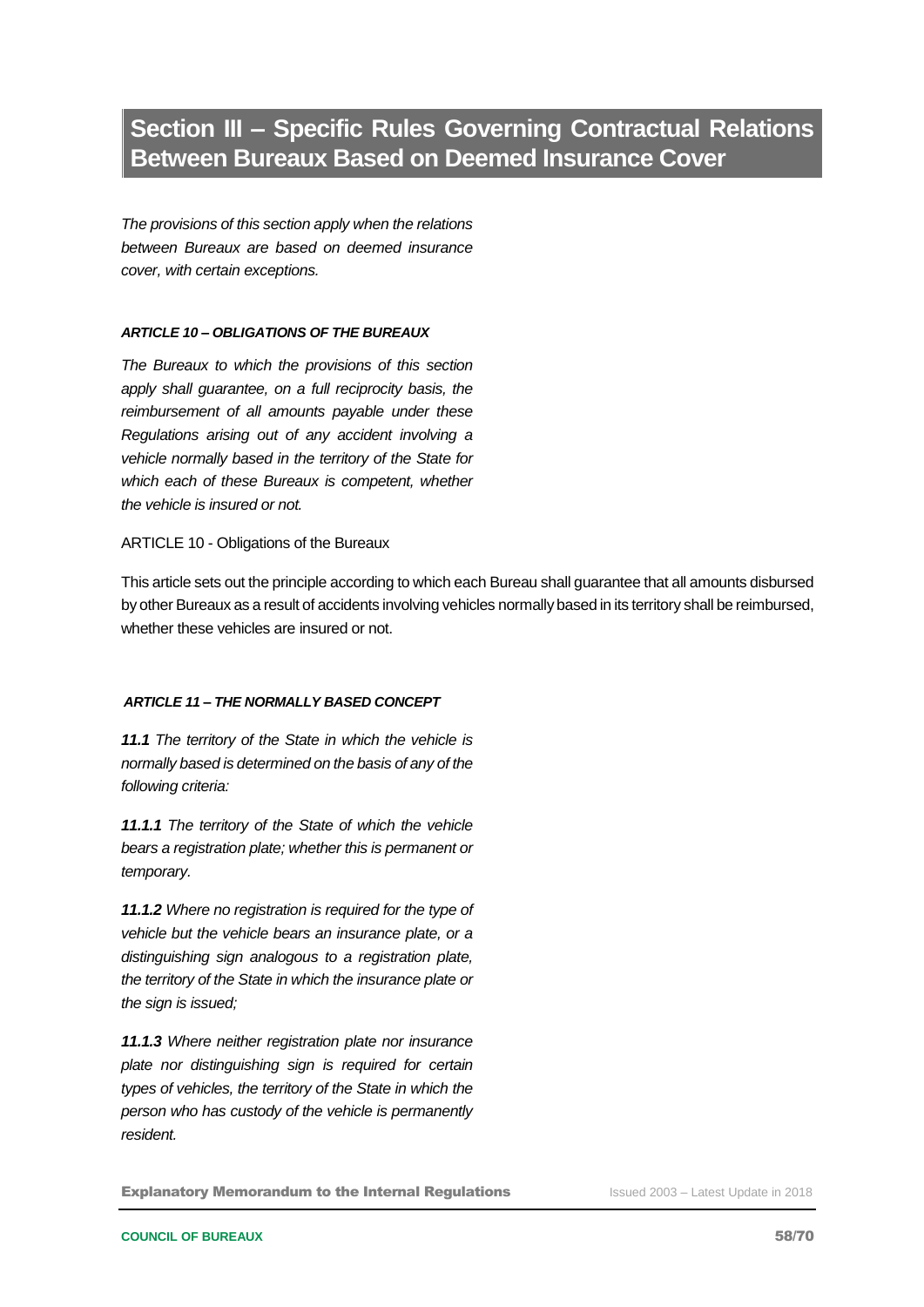# Section III – Specific Rules Governing Contractual Relations Between Bureaux Based on Deemed Insurance Cover

*The provisions of this section apply when the relations between Bureaux are based on deemed insurance cover, with certain exceptions.*

#### *ARTICLE 10 – OBLIGATIONS OF THE BUREAUX*

*The Bureaux to which the provisions of this section apply shall guarantee, on a full reciprocity basis, the reimbursement of all amounts payable under these Regulations arising out of any accident involving a vehicle normally based in the territory of the State for which each of these Bureaux is competent, whether the vehicle is insured or not.*

ARTICLE 10 - Obligations of the Bureaux

This article sets out the principle according to which each Bureau shall guarantee that all amounts disbursed by other Bureaux as a result of accidents involving vehicles normally based in its territory shall be reimbursed, whether these vehicles are insured or not.

#### *ARTICLE 11 – THE NORMALLY BASED CONCEPT*

***11.1*** *The territory of the State in which the vehicle is normally based is determined on the basis of any of the following criteria:*

***11.1.1*** *The territory of the State of which the vehicle bears a registration plate; whether this is permanent or temporary.*

***11.1.2*** *Where no registration is required for the type of vehicle but the vehicle bears an insurance plate, or a distinguishing sign analogous to a registration plate, the territory of the State in which the insurance plate or the sign is issued;*

***11.1.3*** *Where neither registration plate nor insurance plate nor distinguishing sign is required for certain types of vehicles, the territory of the State in which the person who has custody of the vehicle is permanently resident.*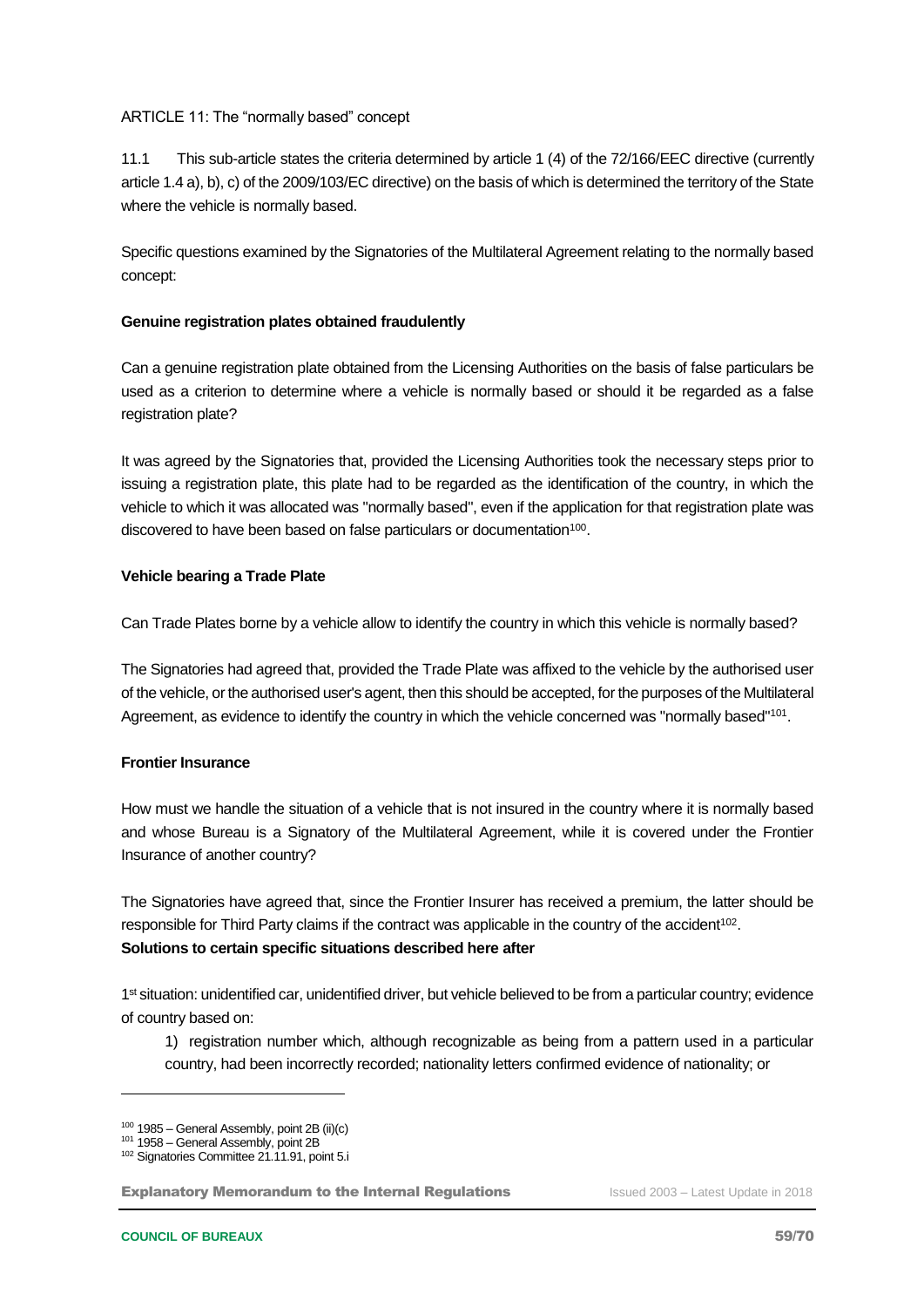ARTICLE 11: The "normally based" concept

11.1 This sub-article states the criteria determined by article 1 (4) of the 72/166/EEC directive (currently article 1.4 a), b), c) of the 2009/103/EC directive) on the basis of which is determined the territory of the State where the vehicle is normally based.

Specific questions examined by the Signatories of the Multilateral Agreement relating to the normally based concept:

**Genuine registration plates obtained fraudulently**

Can a genuine registration plate obtained from the Licensing Authorities on the basis of false particulars be used as a criterion to determine where a vehicle is normally based or should it be regarded as a false registration plate?

It was agreed by the Signatories that, provided the Licensing Authorities took the necessary steps prior to issuing a registration plate, this plate had to be regarded as the identification of the country, in which the vehicle to which it was allocated was "normally based", even if the application for that registration plate was discovered to have been based on false particulars or documentation[100].

**Vehicle bearing a Trade Plate**

Can Trade Plates borne by a vehicle allow to identify the country in which this vehicle is normally based?

The Signatories had agreed that, provided the Trade Plate was affixed to the vehicle by the authorised user of the vehicle, or the authorised user's agent, then this should be accepted, for the purposes of the Multilateral Agreement, as evidence to identify the country in which the vehicle concerned was "normally based"[101].

**Frontier Insurance**

How must we handle the situation of a vehicle that is not insured in the country where it is normally based and whose Bureau is a Signatory of the Multilateral Agreement, while it is covered under the Frontier Insurance of another country?

The Signatories have agreed that, since the Frontier Insurer has received a premium, the latter should be responsible for Third Party claims if the contract was applicable in the country of the accident[102].

**Solutions to certain specific situations described here after**

1st situation: unidentified car, unidentified driver, but vehicle believed to be from a particular country; evidence of country based on:

1) registration number which, although recognizable as being from a pattern used in a particular country, had been incorrectly recorded; nationality letters confirmed evidence of nationality; or

[100] 1985 – General Assembly, point 2B (ii)(c)
[101] 1958 – General Assembly, point 2B
[102] Signatories Committee 21.11.91, point 5.i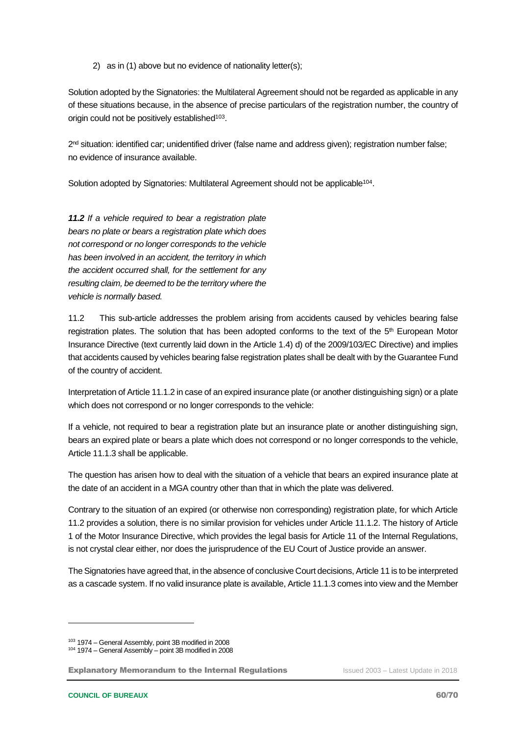2) as in (1) above but no evidence of nationality letter(s);

Solution adopted by the Signatories: the Multilateral Agreement should not be regarded as applicable in any of these situations because, in the absence of precise particulars of the registration number, the country of origin could not be positively established[103].

2nd situation: identified car; unidentified driver (false name and address given); registration number false; no evidence of insurance available.

Solution adopted by Signatories: Multilateral Agreement should not be applicable[104].

***11.2*** *If a vehicle required to bear a registration plate bears no plate or bears a registration plate which does not correspond or no longer corresponds to the vehicle has been involved in an accident, the territory in which the accident occurred shall, for the settlement for any resulting claim, be deemed to be the territory where the vehicle is normally based.*

11.2 This sub-article addresses the problem arising from accidents caused by vehicles bearing false registration plates. The solution that has been adopted conforms to the text of the 5th European Motor Insurance Directive (text currently laid down in the Article 1.4) d) of the 2009/103/EC Directive) and implies that accidents caused by vehicles bearing false registration plates shall be dealt with by the Guarantee Fund of the country of accident.

Interpretation of Article 11.1.2 in case of an expired insurance plate (or another distinguishing sign) or a plate which does not correspond or no longer corresponds to the vehicle:

If a vehicle, not required to bear a registration plate but an insurance plate or another distinguishing sign, bears an expired plate or bears a plate which does not correspond or no longer corresponds to the vehicle, Article 11.1.3 shall be applicable.

The question has arisen how to deal with the situation of a vehicle that bears an expired insurance plate at the date of an accident in a MGA country other than that in which the plate was delivered.

Contrary to the situation of an expired (or otherwise non corresponding) registration plate, for which Article 11.2 provides a solution, there is no similar provision for vehicles under Article 11.1.2. The history of Article 1 of the Motor Insurance Directive, which provides the legal basis for Article 11 of the Internal Regulations, is not crystal clear either, nor does the jurisprudence of the EU Court of Justice provide an answer.

The Signatories have agreed that, in the absence of conclusive Court decisions, Article 11 is to be interpreted as a cascade system. If no valid insurance plate is available, Article 11.1.3 comes into view and the Member

[103] 1974 – General Assembly, point 3B modified in 2008

[104] 1974 – General Assembly – point 3B modified in 2008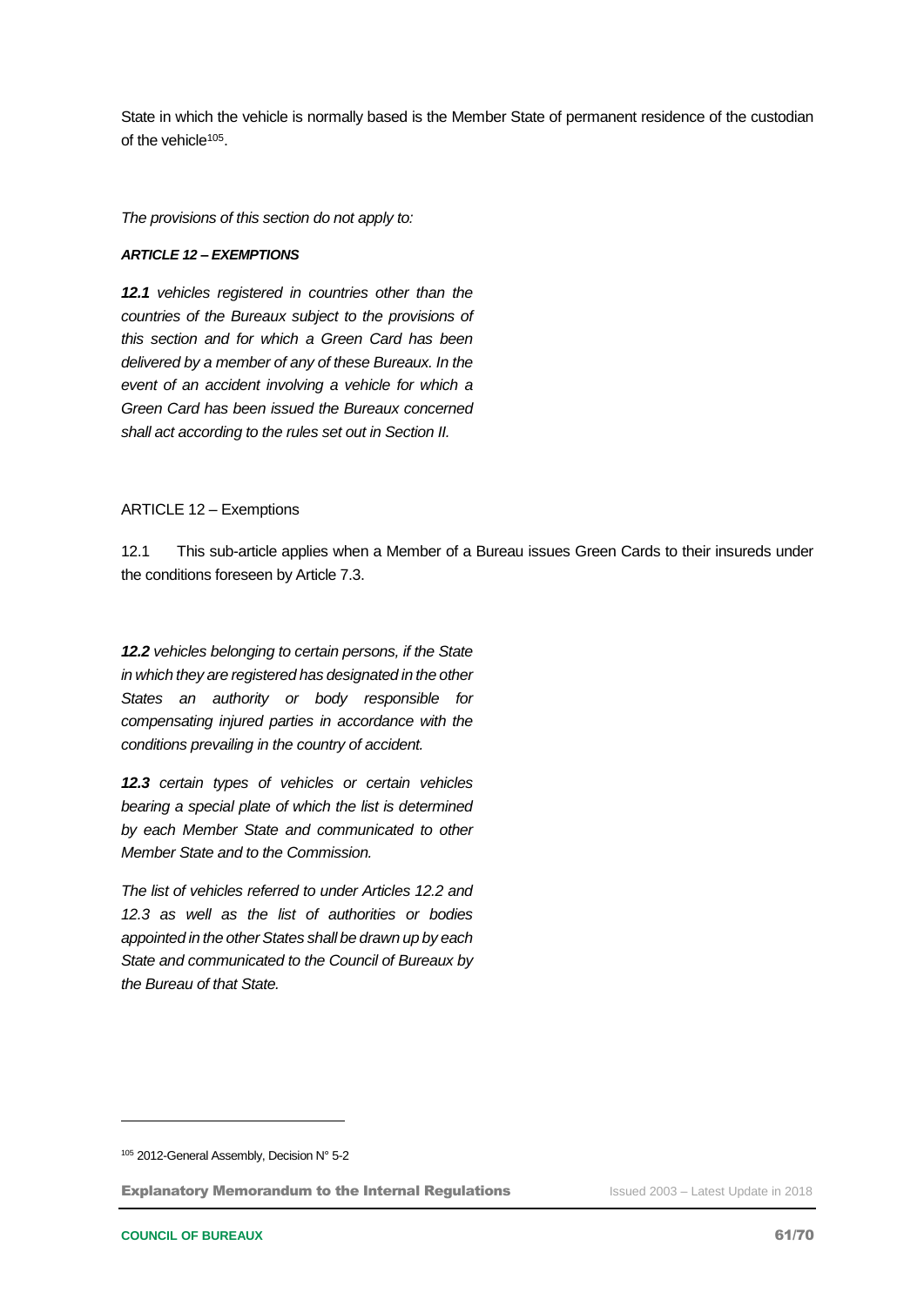State in which the vehicle is normally based is the Member State of permanent residence of the custodian of the vehicle[105].

*The provisions of this section do not apply to:*

***ARTICLE 12 – EXEMPTIONS***

***12.1*** *vehicles registered in countries other than the countries of the Bureaux subject to the provisions of this section and for which a Green Card has been delivered by a member of any of these Bureaux. In the event of an accident involving a vehicle for which a Green Card has been issued the Bureaux concerned shall act according to the rules set out in Section II.*

ARTICLE 12 – Exemptions

12.1 This sub-article applies when a Member of a Bureau issues Green Cards to their insureds under the conditions foreseen by Article 7.3.

***12.2*** *vehicles belonging to certain persons, if the State in which they are registered has designated in the other States an authority or body responsible for compensating injured parties in accordance with the conditions prevailing in the country of accident.*

***12.3*** *certain types of vehicles or certain vehicles bearing a special plate of which the list is determined by each Member State and communicated to other Member State and to the Commission.*

*The list of vehicles referred to under Articles 12.2 and 12.3 as well as the list of authorities or bodies appointed in the other States shall be drawn up by each State and communicated to the Council of Bureaux by the Bureau of that State.*

---

[105] 2012-General Assembly, Decision N° 5-2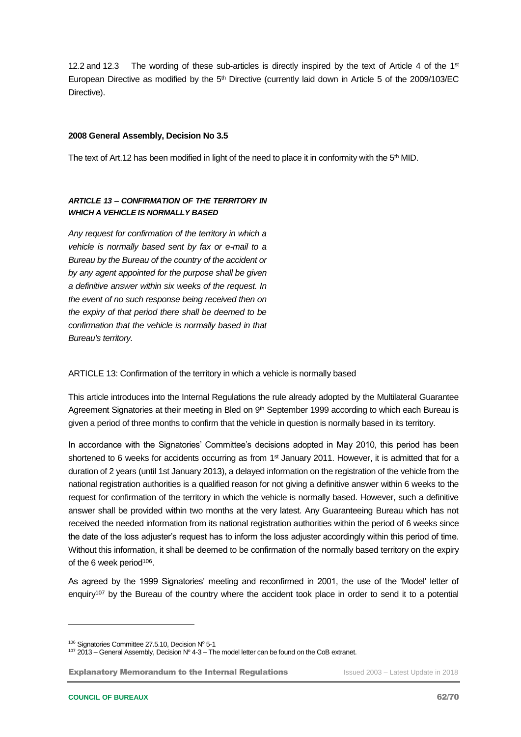12.2 and 12.3 The wording of these sub-articles is directly inspired by the text of Article 4 of the 1st European Directive as modified by the 5th Directive (currently laid down in Article 5 of the 2009/103/EC Directive).

**2008 General Assembly, Decision No 3.5**

The text of Art.12 has been modified in light of the need to place it in conformity with the 5th MID.

***ARTICLE 13 – CONFIRMATION OF THE TERRITORY IN WHICH A VEHICLE IS NORMALLY BASED***

*Any request for confirmation of the territory in which a vehicle is normally based sent by fax or e-mail to a Bureau by the Bureau of the country of the accident or by any agent appointed for the purpose shall be given a definitive answer within six weeks of the request. In the event of no such response being received then on the expiry of that period there shall be deemed to be confirmation that the vehicle is normally based in that Bureau's territory.*

ARTICLE 13: Confirmation of the territory in which a vehicle is normally based

This article introduces into the Internal Regulations the rule already adopted by the Multilateral Guarantee Agreement Signatories at their meeting in Bled on 9th September 1999 according to which each Bureau is given a period of three months to confirm that the vehicle in question is normally based in its territory.

In accordance with the Signatories' Committee's decisions adopted in May 2010, this period has been shortened to 6 weeks for accidents occurring as from 1st January 2011. However, it is admitted that for a duration of 2 years (until 1st January 2013), a delayed information on the registration of the vehicle from the national registration authorities is a qualified reason for not giving a definitive answer within 6 weeks to the request for confirmation of the territory in which the vehicle is normally based. However, such a definitive answer shall be provided within two months at the very latest. Any Guaranteeing Bureau which has not received the needed information from its national registration authorities within the period of 6 weeks since the date of the loss adjuster's request has to inform the loss adjuster accordingly within this period of time. Without this information, it shall be deemed to be confirmation of the normally based territory on the expiry of the 6 week period[106].

As agreed by the 1999 Signatories' meeting and reconfirmed in 2001, the use of the 'Model' letter of enquiry[107] by the Bureau of the country where the accident took place in order to send it to a potential

[106] Signatories Committee 27.5.10, Decision N° 5-1

[107] 2013 – General Assembly, Decision N° 4-3 – The model letter can be found on the CoB extranet.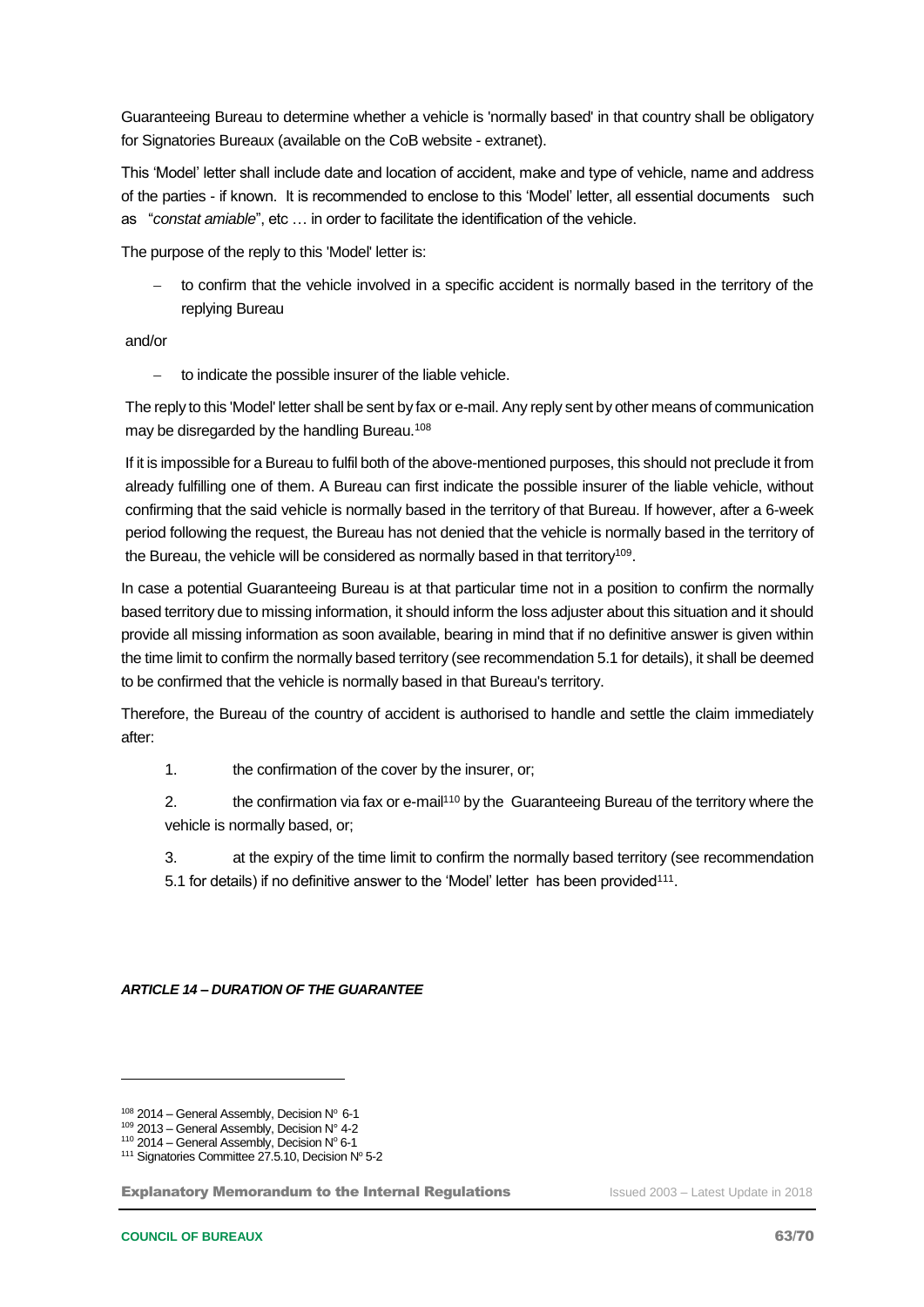Guaranteeing Bureau to determine whether a vehicle is 'normally based' in that country shall be obligatory for Signatories Bureaux (available on the CoB website - extranet).

This 'Model' letter shall include date and location of accident, make and type of vehicle, name and address of the parties - if known. It is recommended to enclose to this 'Model' letter, all essential documents such as "*constat amiable*", etc … in order to facilitate the identification of the vehicle.

The purpose of the reply to this 'Model' letter is:

- to confirm that the vehicle involved in a specific accident is normally based in the territory of the replying Bureau

and/or

- to indicate the possible insurer of the liable vehicle.

The reply to this 'Model' letter shall be sent by fax or e-mail. Any reply sent by other means of communication may be disregarded by the handling Bureau.[108]

If it is impossible for a Bureau to fulfil both of the above-mentioned purposes, this should not preclude it from already fulfilling one of them. A Bureau can first indicate the possible insurer of the liable vehicle, without confirming that the said vehicle is normally based in the territory of that Bureau. If however, after a 6-week period following the request, the Bureau has not denied that the vehicle is normally based in the territory of the Bureau, the vehicle will be considered as normally based in that territory[109].

In case a potential Guaranteeing Bureau is at that particular time not in a position to confirm the normally based territory due to missing information, it should inform the loss adjuster about this situation and it should provide all missing information as soon available, bearing in mind that if no definitive answer is given within the time limit to confirm the normally based territory (see recommendation 5.1 for details), it shall be deemed to be confirmed that the vehicle is normally based in that Bureau's territory.

Therefore, the Bureau of the country of accident is authorised to handle and settle the claim immediately after:

1. the confirmation of the cover by the insurer, or;

2. the confirmation via fax or e-mail[110] by the Guaranteeing Bureau of the territory where the vehicle is normally based, or;

3. at the expiry of the time limit to confirm the normally based territory (see recommendation 5.1 for details) if no definitive answer to the 'Model' letter has been provided[111].

***ARTICLE 14 – DURATION OF THE GUARANTEE***

---

[108] 2014 – General Assembly, Decision N° 6-1

[109] 2013 – General Assembly, Decision N° 4-2

[110] 2014 – General Assembly, Decision N° 6-1

[111] Signatories Committee 27.5.10, Decision N° 5-2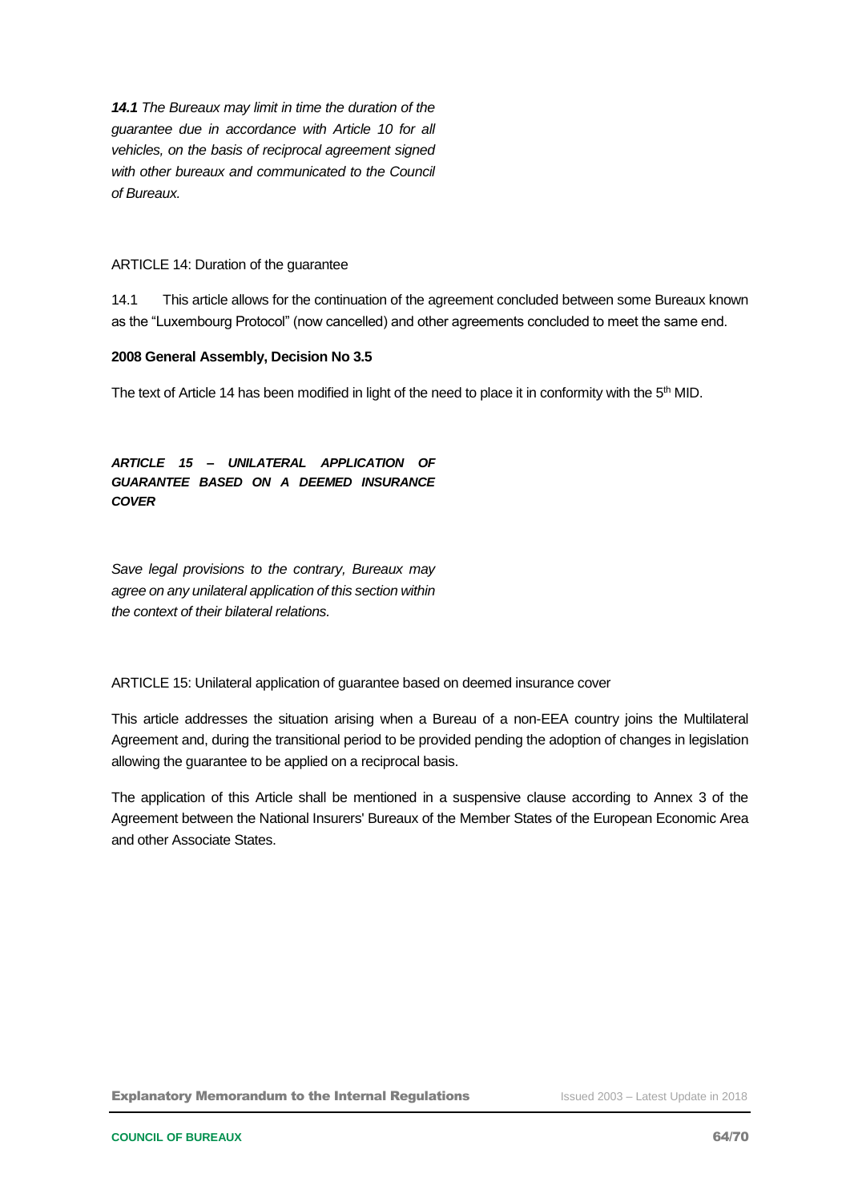***14.1*** *The Bureaux may limit in time the duration of the guarantee due in accordance with Article 10 for all vehicles, on the basis of reciprocal agreement signed with other bureaux and communicated to the Council of Bureaux.*

ARTICLE 14: Duration of the guarantee

14.1 This article allows for the continuation of the agreement concluded between some Bureaux known as the "Luxembourg Protocol" (now cancelled) and other agreements concluded to meet the same end.

**2008 General Assembly, Decision No 3.5**

The text of Article 14 has been modified in light of the need to place it in conformity with the 5th MID.

***ARTICLE 15 – UNILATERAL APPLICATION OF GUARANTEE BASED ON A DEEMED INSURANCE COVER***

*Save legal provisions to the contrary, Bureaux may agree on any unilateral application of this section within the context of their bilateral relations.*

ARTICLE 15: Unilateral application of guarantee based on deemed insurance cover

This article addresses the situation arising when a Bureau of a non-EEA country joins the Multilateral Agreement and, during the transitional period to be provided pending the adoption of changes in legislation allowing the guarantee to be applied on a reciprocal basis.

The application of this Article shall be mentioned in a suspensive clause according to Annex 3 of the Agreement between the National Insurers' Bureaux of the Member States of the European Economic Area and other Associate States.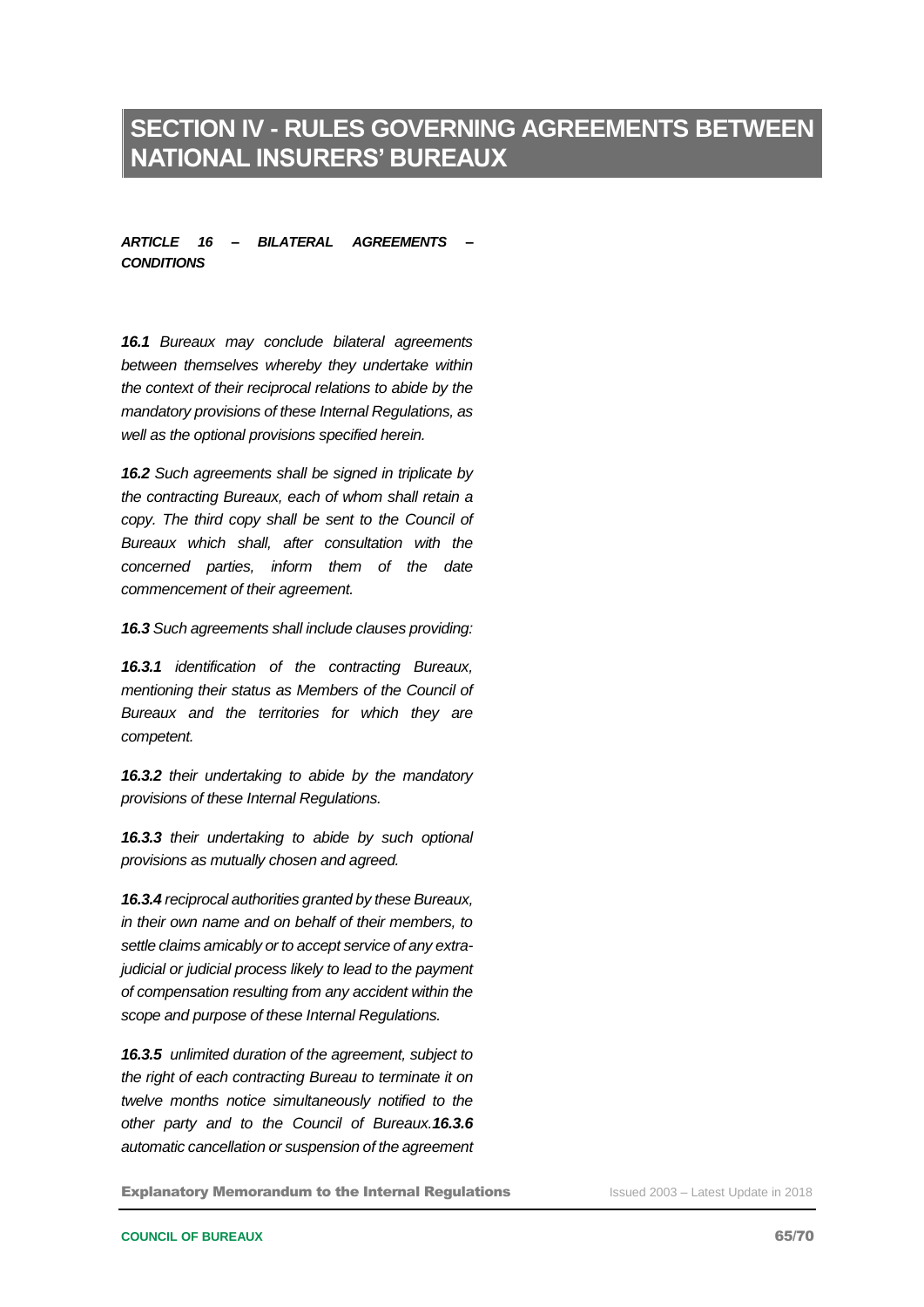# SECTION IV - RULES GOVERNING AGREEMENTS BETWEEN NATIONAL INSURERS' BUREAUX

***ARTICLE 16 – BILATERAL AGREEMENTS – CONDITIONS***

***16.1*** *Bureaux may conclude bilateral agreements between themselves whereby they undertake within the context of their reciprocal relations to abide by the mandatory provisions of these Internal Regulations, as well as the optional provisions specified herein.*

***16.2*** *Such agreements shall be signed in triplicate by the contracting Bureaux, each of whom shall retain a copy. The third copy shall be sent to the Council of Bureaux which shall, after consultation with the concerned parties, inform them of the date commencement of their agreement.*

***16.3*** *Such agreements shall include clauses providing:*

***16.3.1*** *identification of the contracting Bureaux, mentioning their status as Members of the Council of Bureaux and the territories for which they are competent.*

***16.3.2*** *their undertaking to abide by the mandatory provisions of these Internal Regulations.*

***16.3.3*** *their undertaking to abide by such optional provisions as mutually chosen and agreed.*

***16.3.4*** *reciprocal authorities granted by these Bureaux, in their own name and on behalf of their members, to settle claims amicably or to accept service of any extra-judicial or judicial process likely to lead to the payment of compensation resulting from any accident within the scope and purpose of these Internal Regulations.*

***16.3.5*** *unlimited duration of the agreement, subject to the right of each contracting Bureau to terminate it on twelve months notice simultaneously notified to the other party and to the Council of Bureaux.**16.3.6*** *automatic cancellation or suspension of the agreement*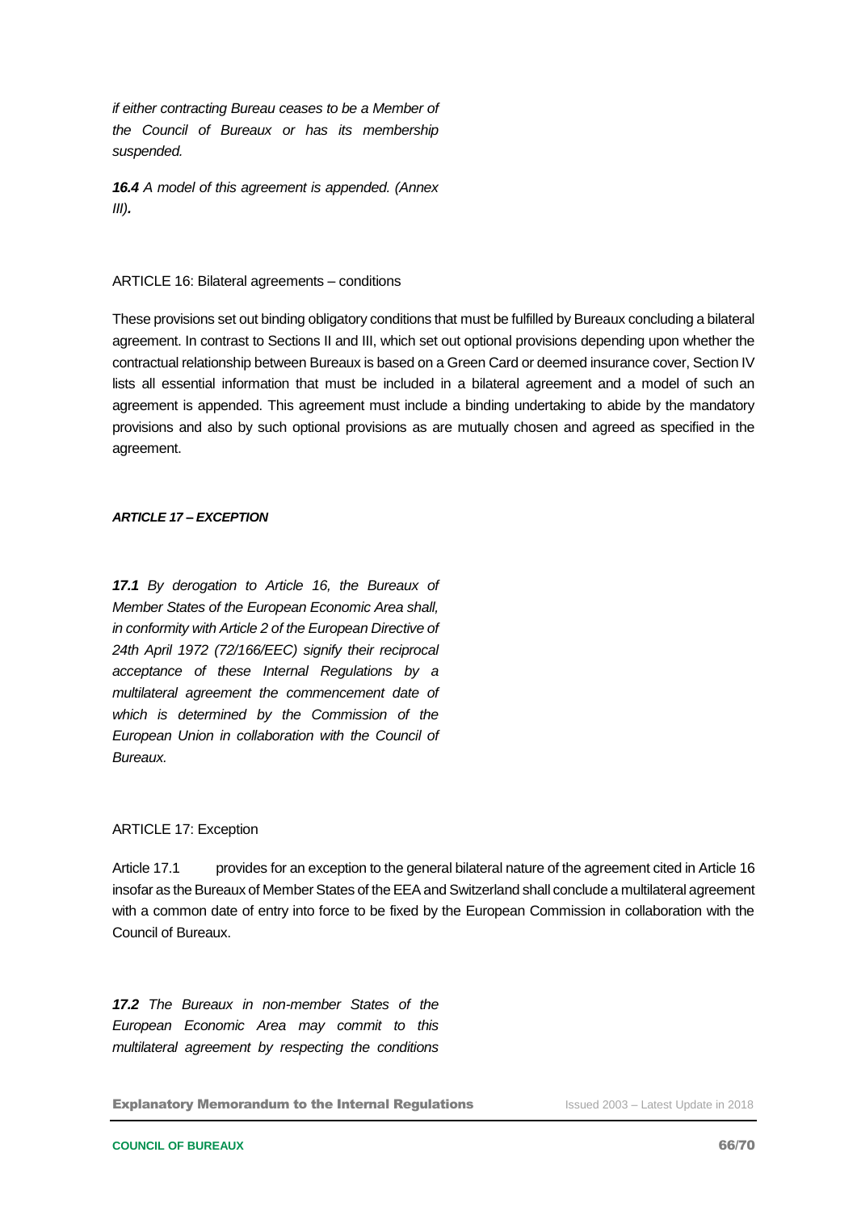*if either contracting Bureau ceases to be a Member of the Council of Bureaux or has its membership suspended.*

***16.4*** *A model of this agreement is appended. (Annex III)****.***

ARTICLE 16: Bilateral agreements – conditions

These provisions set out binding obligatory conditions that must be fulfilled by Bureaux concluding a bilateral agreement. In contrast to Sections II and III, which set out optional provisions depending upon whether the contractual relationship between Bureaux is based on a Green Card or deemed insurance cover, Section IV lists all essential information that must be included in a bilateral agreement and a model of such an agreement is appended. This agreement must include a binding undertaking to abide by the mandatory provisions and also by such optional provisions as are mutually chosen and agreed as specified in the agreement.

***ARTICLE 17 – EXCEPTION***

***17.1*** *By derogation to Article 16, the Bureaux of Member States of the European Economic Area shall, in conformity with Article 2 of the European Directive of 24th April 1972 (72/166/EEC) signify their reciprocal acceptance of these Internal Regulations by a multilateral agreement the commencement date of which is determined by the Commission of the European Union in collaboration with the Council of Bureaux.*

ARTICLE 17: Exception

Article 17.1 provides for an exception to the general bilateral nature of the agreement cited in Article 16 insofar as the Bureaux of Member States of the EEA and Switzerland shall conclude a multilateral agreement with a common date of entry into force to be fixed by the European Commission in collaboration with the Council of Bureaux.

***17.2*** *The Bureaux in non-member States of the European Economic Area may commit to this multilateral agreement by respecting the conditions*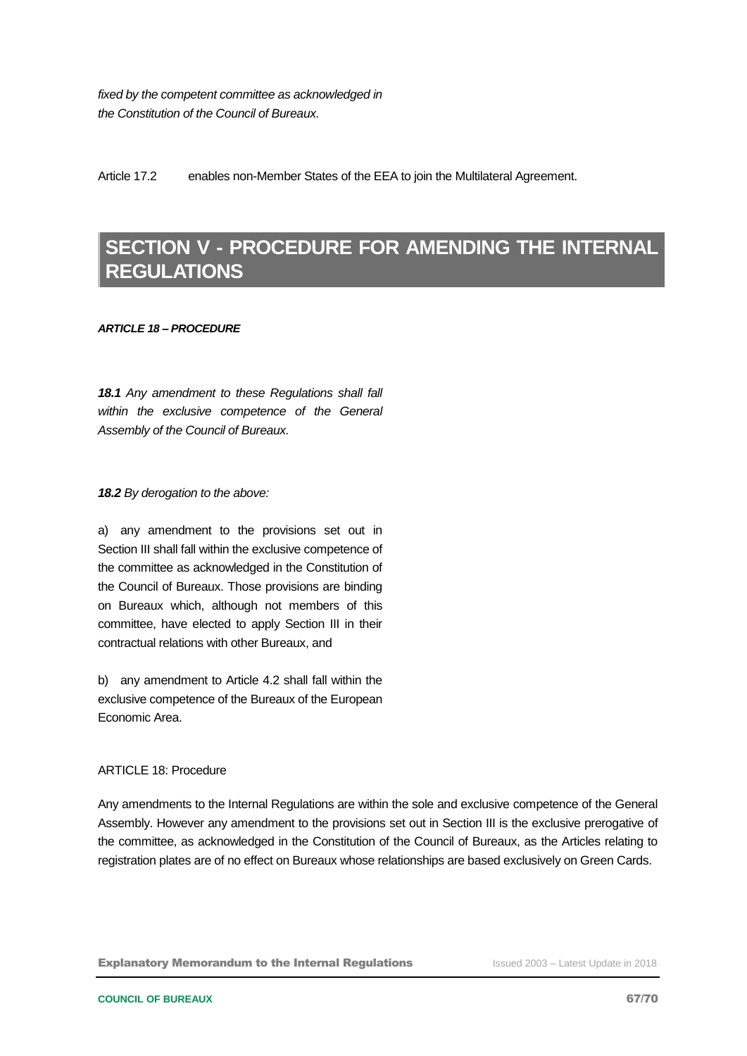*fixed by the competent committee as acknowledged in the Constitution of the Council of Bureaux.*

Article 17.2 enables non-Member States of the EEA to join the Multilateral Agreement.

# SECTION V - PROCEDURE FOR AMENDING THE INTERNAL REGULATIONS

***ARTICLE 18 – PROCEDURE***

***18.1*** *Any amendment to these Regulations shall fall within the exclusive competence of the General Assembly of the Council of Bureaux.*

***18.2*** *By derogation to the above:*

a) any amendment to the provisions set out in Section III shall fall within the exclusive competence of the committee as acknowledged in the Constitution of the Council of Bureaux. Those provisions are binding on Bureaux which, although not members of this committee, have elected to apply Section III in their contractual relations with other Bureaux, and

b) any amendment to Article 4.2 shall fall within the exclusive competence of the Bureaux of the European Economic Area.

ARTICLE 18: Procedure

Any amendments to the Internal Regulations are within the sole and exclusive competence of the General Assembly. However any amendment to the provisions set out in Section III is the exclusive prerogative of the committee, as acknowledged in the Constitution of the Council of Bureaux, as the Articles relating to registration plates are of no effect on Bureaux whose relationships are based exclusively on Green Cards.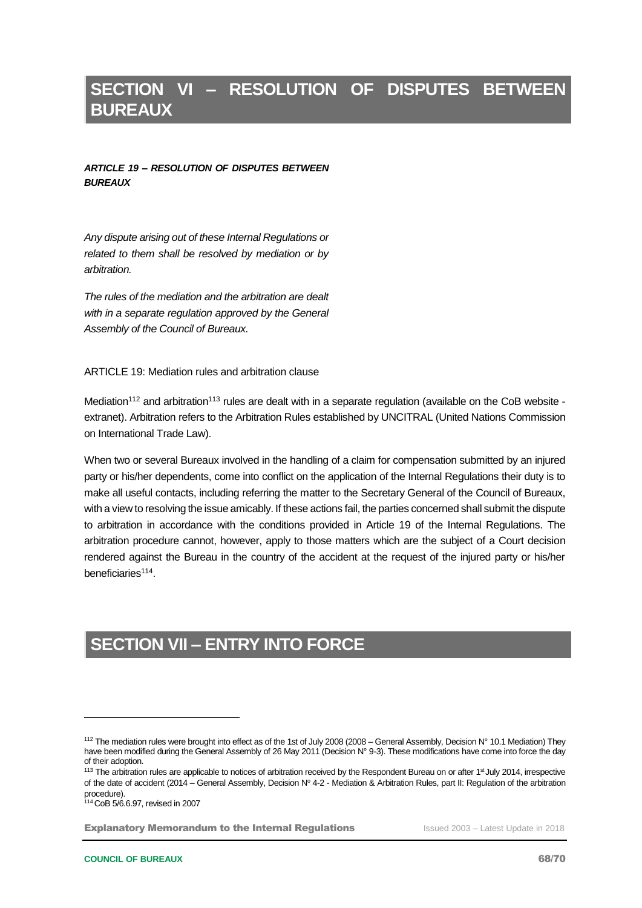# SECTION VI – RESOLUTION OF DISPUTES BETWEEN BUREAUX

***ARTICLE 19 – RESOLUTION OF DISPUTES BETWEEN BUREAUX***

*Any dispute arising out of these Internal Regulations or related to them shall be resolved by mediation or by arbitration.*

*The rules of the mediation and the arbitration are dealt with in a separate regulation approved by the General Assembly of the Council of Bureaux.*

ARTICLE 19: Mediation rules and arbitration clause

Mediation[112] and arbitration[113] rules are dealt with in a separate regulation (available on the CoB website - extranet). Arbitration refers to the Arbitration Rules established by UNCITRAL (United Nations Commission on International Trade Law).

When two or several Bureaux involved in the handling of a claim for compensation submitted by an injured party or his/her dependents, come into conflict on the application of the Internal Regulations their duty is to make all useful contacts, including referring the matter to the Secretary General of the Council of Bureaux, with a view to resolving the issue amicably. If these actions fail, the parties concerned shall submit the dispute to arbitration in accordance with the conditions provided in Article 19 of the Internal Regulations. The arbitration procedure cannot, however, apply to those matters which are the subject of a Court decision rendered against the Bureau in the country of the accident at the request of the injured party or his/her beneficiaries[114].

# SECTION VII – ENTRY INTO FORCE

---

[112] The mediation rules were brought into effect as of the 1st of July 2008 (2008 – General Assembly, Decision N° 10.1 Mediation) They have been modified during the General Assembly of 26 May 2011 (Decision N° 9-3). These modifications have come into force the day of their adoption.

[113] The arbitration rules are applicable to notices of arbitration received by the Respondent Bureau on or after 1st July 2014, irrespective of the date of accident (2014 – General Assembly, Decision N° 4-2 - Mediation & Arbitration Rules, part II: Regulation of the arbitration procedure).

[114] CoB 5/6.6.97, revised in 2007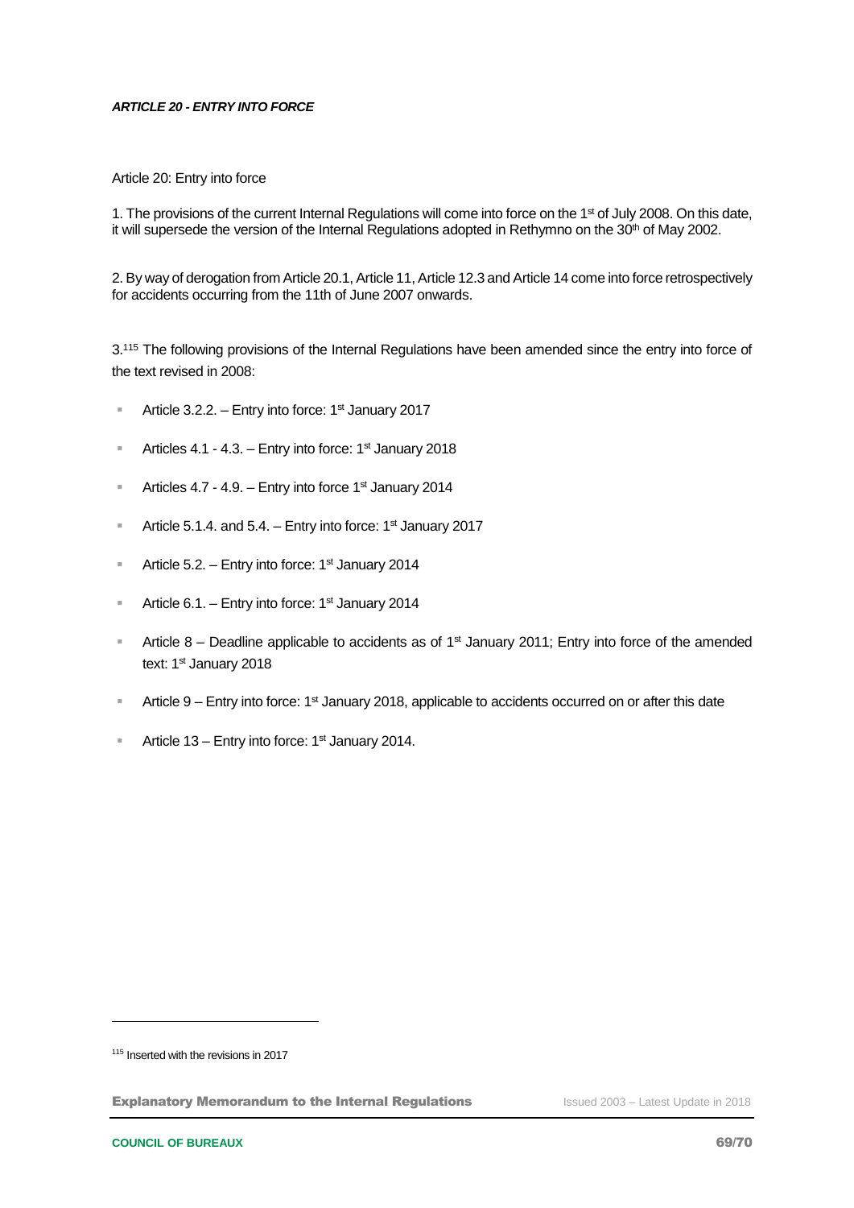***ARTICLE 20 - ENTRY INTO FORCE***

Article 20: Entry into force

1. The provisions of the current Internal Regulations will come into force on the 1st of July 2008. On this date, it will supersede the version of the Internal Regulations adopted in Rethymno on the 30th of May 2002.

2. By way of derogation from Article 20.1, Article 11, Article 12.3 and Article 14 come into force retrospectively for accidents occurring from the 11th of June 2007 onwards.

3.[115] The following provisions of the Internal Regulations have been amended since the entry into force of the text revised in 2008:

- Article 3.2.2. – Entry into force: 1st January 2017
- Articles 4.1 - 4.3. – Entry into force: 1st January 2018
- Articles 4.7 - 4.9. – Entry into force 1st January 2014
- Article 5.1.4. and 5.4. – Entry into force: 1st January 2017
- Article 5.2. – Entry into force: 1st January 2014
- Article 6.1. – Entry into force: 1st January 2014
- Article 8 – Deadline applicable to accidents as of 1st January 2011; Entry into force of the amended text: 1st January 2018
- Article 9 – Entry into force: 1st January 2018, applicable to accidents occurred on or after this date
- Article 13 – Entry into force: 1st January 2014.

[115] Inserted with the revisions in 2017